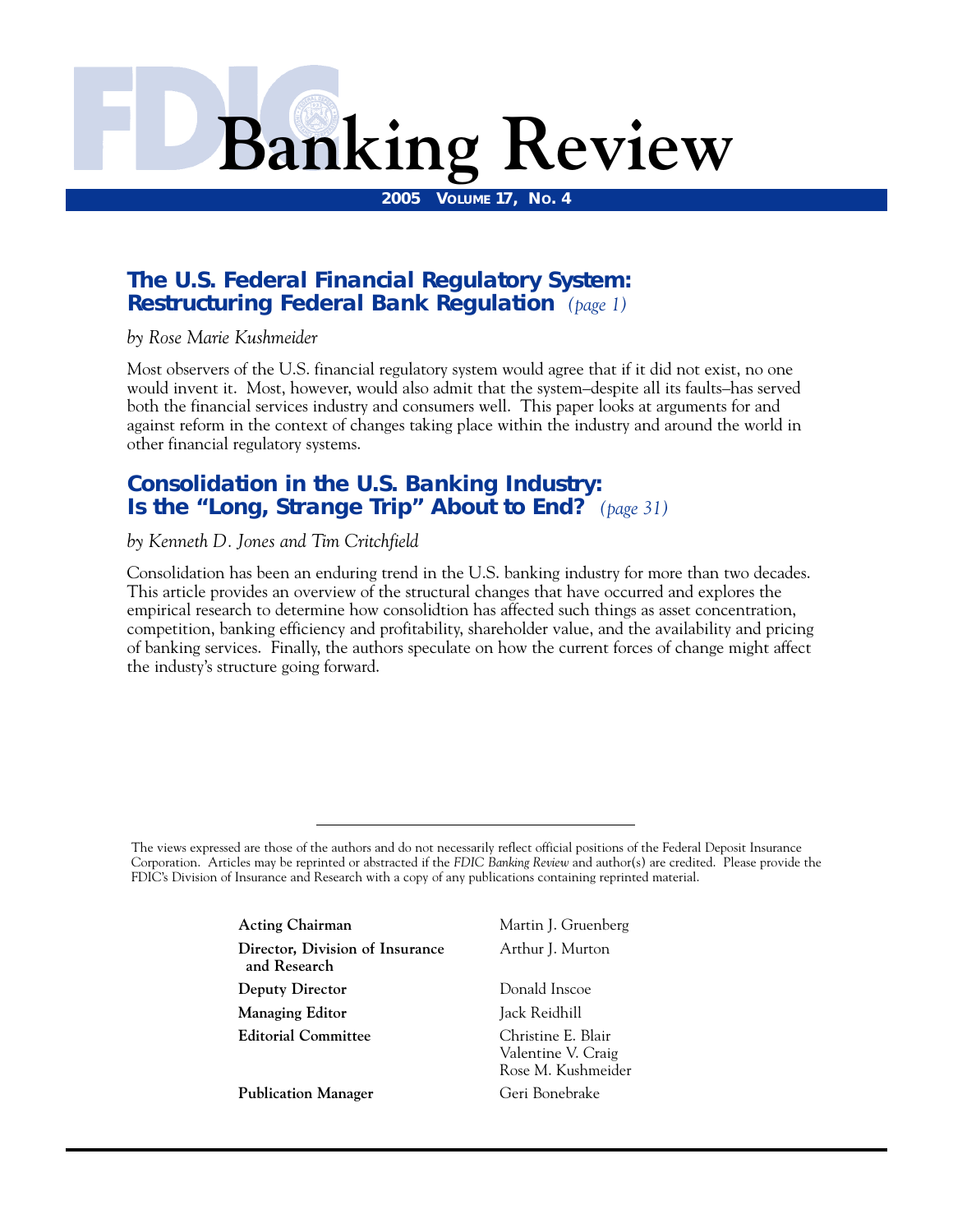# FDIC Banking Review

**2005 Volume 17, No. 4**

## The U.S. Federal Financial Regulatory System: Restructuring Federal Bank Regulation *(page 1)*

*by Rose Marie Kushmeider*

Most observers of the U.S. financial regulatory system would agree that if it did not exist, no one would invent it. Most, however, would also admit that the system–despite all its faults–has served both the financial services industry and consumers well. This paper looks at arguments for and against reform in the context of changes taking place within the industry and around the world in other financial regulatory systems.

## Consolidation in the U.S. Banking Industry: Is the "Long, Strange Trip" About to End? *(page 31)*

*by Kenneth D. Jones and Tim Critchfield*

Consolidation has been an enduring trend in the U.S. banking industry for more than two decades. This article provides an overview of the structural changes that have occurred and explores the empirical research to determine how consolidtion has affected such things as asset concentration, competition, banking efficiency and profitability, shareholder value, and the availability and pricing of banking services. Finally, the authors speculate on how the current forces of change might affect the industry's structure going forward.

---

The views expressed are those of the authors and do not necessarily reflect official positions of the Federal Deposit Insurance Corporation. Articles may be reprinted or abstracted if the *FDIC Banking Review* and author(s) are credited. Please provide the FDIC's Division of Insurance and Research with a copy of any publications containing reprinted material.

| | |
|---|---|
| **Acting Chairman** | Martin J. Gruenberg |
| **Director, Division of Insurance and Research** | Arthur J. Murton |
| **Deputy Director** | Donald Inscoe |
| **Managing Editor** | Jack Reidhill |
| **Editorial Committee** | Christine E. Blair<br>Valentine V. Craig<br>Rose M. Kushmeider |
| **Publication Manager** | Geri Bonebrake |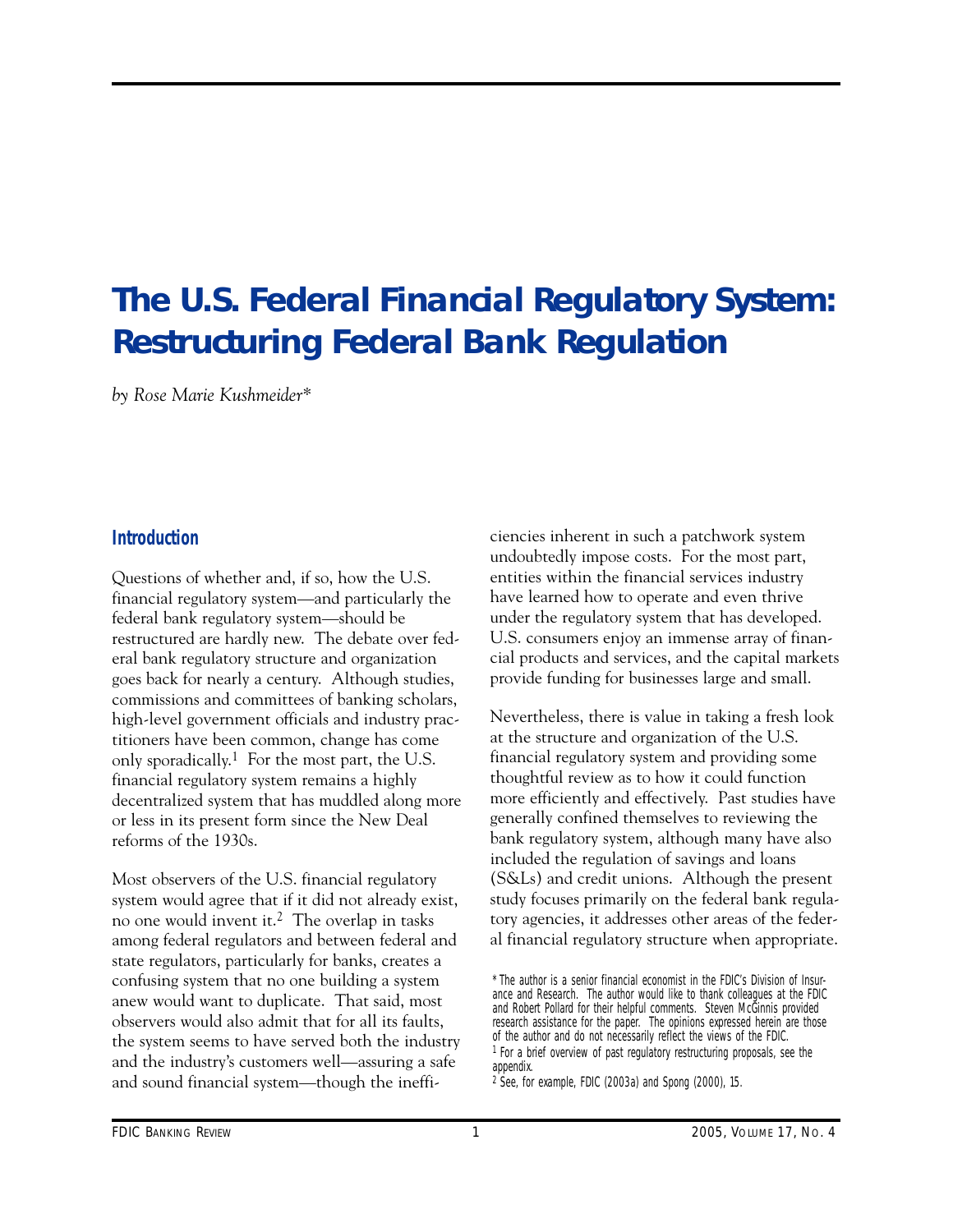# The U.S. Federal Financial Regulatory System: Restructuring Federal Bank Regulation

*by Rose Marie Kushmeider**

## Introduction

Questions of whether and, if so, how the U.S. financial regulatory system—and particularly the federal bank regulatory system—should be restructured are hardly new. The debate over federal bank regulatory structure and organization goes back for nearly a century. Although studies, commissions and committees of banking scholars, high-level government officials and industry practitioners have been common, change has come only sporadically.[1] For the most part, the U.S. financial regulatory system remains a highly decentralized system that has muddled along more or less in its present form since the New Deal reforms of the 1930s.

Most observers of the U.S. financial regulatory system would agree that if it did not already exist, no one would invent it.[2] The overlap in tasks among federal regulators and between federal and state regulators, particularly for banks, creates a confusing system that no one building a system anew would want to duplicate. That said, most observers would also admit that for all its faults, the system seems to have served both the industry and the industry's customers well—assuring a safe and sound financial system—though the inefficiencies inherent in such a patchwork system undoubtedly impose costs. For the most part, entities within the financial services industry have learned how to operate and even thrive under the regulatory system that has developed. U.S. consumers enjoy an immense array of financial products and services, and the capital markets provide funding for businesses large and small.

Nevertheless, there is value in taking a fresh look at the structure and organization of the U.S. financial regulatory system and providing some thoughtful review as to how it could function more efficiently and effectively. Past studies have generally confined themselves to reviewing the bank regulatory system, although many have also included the regulation of savings and loans (S&Ls) and credit unions. Although the present study focuses primarily on the federal bank regulatory agencies, it addresses other areas of the federal financial regulatory structure when appropriate.

\* The author is a senior financial economist in the FDIC's Division of Insurance and Research. The author would like to thank colleagues at the FDIC and Robert Pollard for their helpful comments. Steven McGinnis provided research assistance for the paper. The opinions expressed herein are those of the author and do not necessarily reflect the views of the FDIC.

[1] For a brief overview of past regulatory restructuring proposals, see the appendix.

[2] See, for example, FDIC (2003a) and Spong (2000), 15.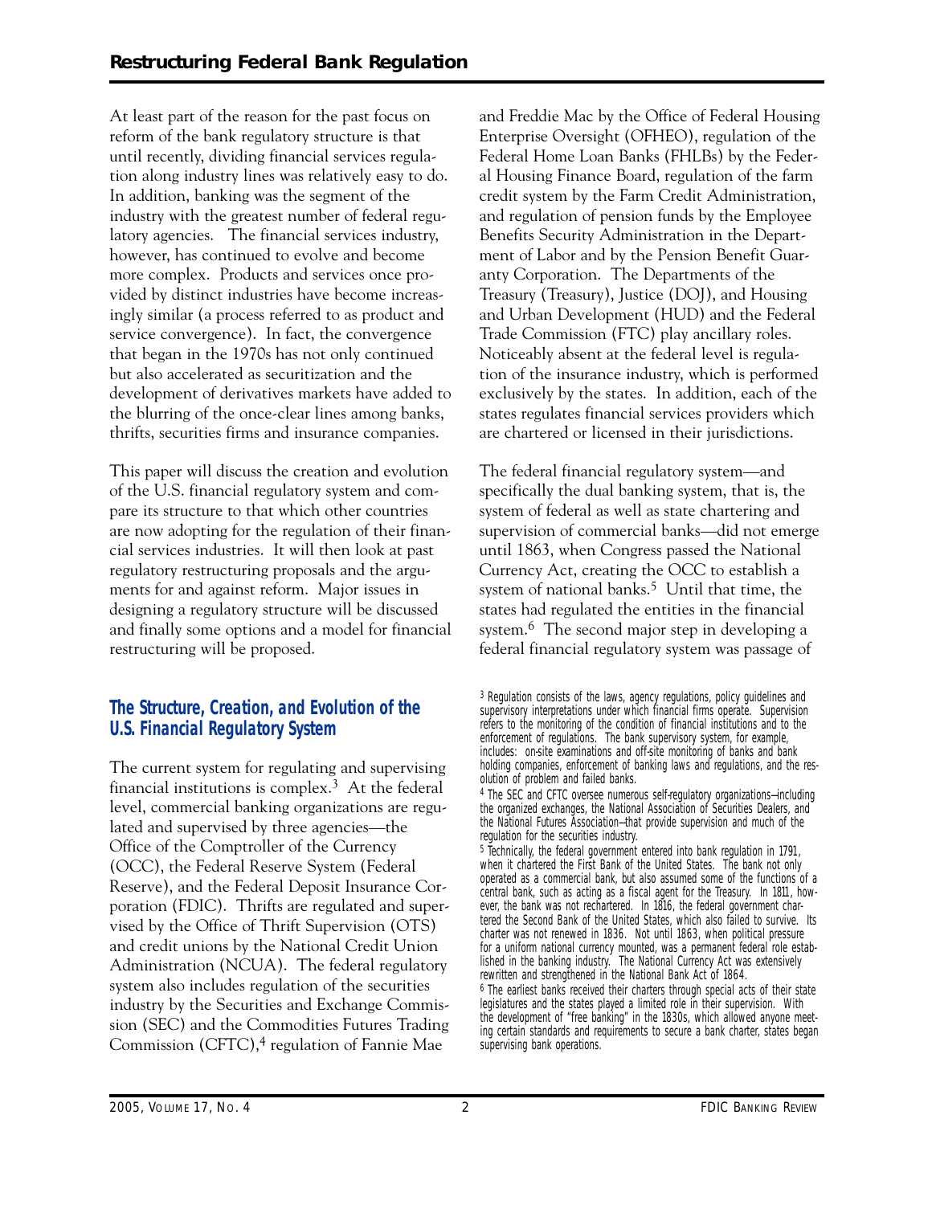At least part of the reason for the past focus on reform of the bank regulatory structure is that until recently, dividing financial services regulation along industry lines was relatively easy to do. In addition, banking was the segment of the industry with the greatest number of federal regulatory agencies. The financial services industry, however, has continued to evolve and become more complex. Products and services once provided by distinct industries have become increasingly similar (a process referred to as product and service convergence). In fact, the convergence that began in the 1970s has not only continued but also accelerated as securitization and the development of derivatives markets have added to the blurring of the once-clear lines among banks, thrifts, securities firms and insurance companies.

This paper will discuss the creation and evolution of the U.S. financial regulatory system and compare its structure to that which other countries are now adopting for the regulation of their financial services industries. It will then look at past regulatory restructuring proposals and the arguments for and against reform. Major issues in designing a regulatory structure will be discussed and finally some options and a model for financial restructuring will be proposed.

## The Structure, Creation, and Evolution of the U.S. Financial Regulatory System

The current system for regulating and supervising financial institutions is complex.[3] At the federal level, commercial banking organizations are regulated and supervised by three agencies—the Office of the Comptroller of the Currency (OCC), the Federal Reserve System (Federal Reserve), and the Federal Deposit Insurance Corporation (FDIC). Thrifts are regulated and supervised by the Office of Thrift Supervision (OTS) and credit unions by the National Credit Union Administration (NCUA). The federal regulatory system also includes regulation of the securities industry by the Securities and Exchange Commission (SEC) and the Commodities Futures Trading Commission (CFTC),[4] regulation of Fannie Mae and Freddie Mac by the Office of Federal Housing Enterprise Oversight (OFHEO), regulation of the Federal Home Loan Banks (FHLBs) by the Federal Housing Finance Board, regulation of the farm credit system by the Farm Credit Administration, and regulation of pension funds by the Employee Benefits Security Administration in the Department of Labor and by the Pension Benefit Guaranty Corporation. The Departments of the Treasury (Treasury), Justice (DOJ), and Housing and Urban Development (HUD) and the Federal Trade Commission (FTC) play ancillary roles. Noticeably absent at the federal level is regulation of the insurance industry, which is performed exclusively by the states. In addition, each of the states regulates financial services providers which are chartered or licensed in their jurisdictions.

The federal financial regulatory system—and specifically the dual banking system, that is, the system of federal as well as state chartering and supervision of commercial banks—did not emerge until 1863, when Congress passed the National Currency Act, creating the OCC to establish a system of national banks.[5] Until that time, the states had regulated the entities in the financial system.[6] The second major step in developing a federal financial regulatory system was passage of

[3] Regulation consists of the laws, agency regulations, policy guidelines and supervisory interpretations under which financial firms operate. Supervision refers to the monitoring of the condition of financial institutions and to the enforcement of regulations. The bank supervisory system, for example, includes: on-site examinations and off-site monitoring of banks and bank holding companies, enforcement of banking laws and regulations, and the resolution of problem and failed banks.

[4] The SEC and CFTC oversee numerous self-regulatory organizations—including the organized exchanges, the National Association of Securities Dealers, and the National Futures Association—that provide supervision and much of the regulation for the securities industry.

[5] Technically, the federal government entered into bank regulation in 1791, when it chartered the First Bank of the United States. The bank not only operated as a commercial bank, but also assumed some of the functions of a central bank, such as acting as a fiscal agent for the Treasury. In 1811, however, the bank was not rechartered. In 1816, the federal government chartered the Second Bank of the United States, which also failed to survive. Its charter was not renewed in 1836. Not until 1863, when political pressure for a uniform national currency mounted, was a permanent federal role established in the banking industry. The National Currency Act was extensively rewritten and strengthened in the National Bank Act of 1864.

[6] The earliest banks received their charters through special acts of their state legislatures and the states played a limited role in their supervision. With the development of "free banking" in the 1830s, which allowed anyone meeting certain standards and requirements to secure a bank charter, states began supervising bank operations.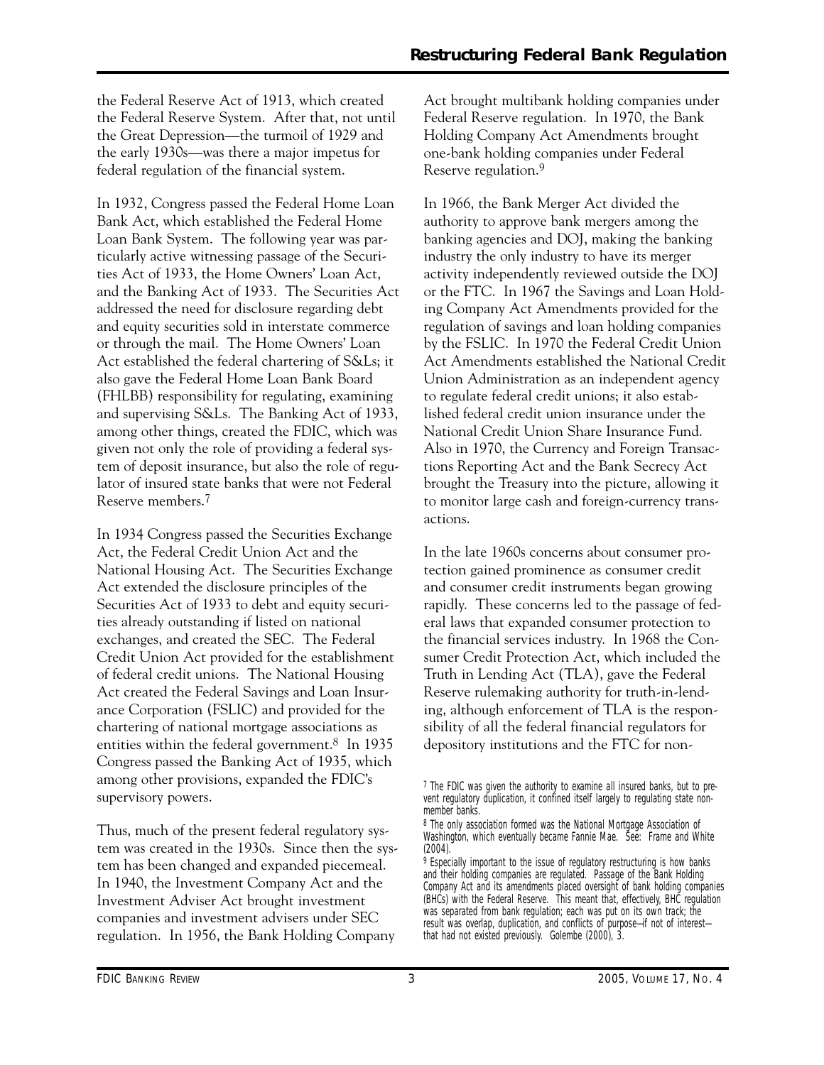the Federal Reserve Act of 1913, which created the Federal Reserve System. After that, not until the Great Depression—the turmoil of 1929 and the early 1930s—was there a major impetus for federal regulation of the financial system.

In 1932, Congress passed the Federal Home Loan Bank Act, which established the Federal Home Loan Bank System. The following year was particularly active witnessing passage of the Securities Act of 1933, the Home Owners' Loan Act, and the Banking Act of 1933. The Securities Act addressed the need for disclosure regarding debt and equity securities sold in interstate commerce or through the mail. The Home Owners' Loan Act established the federal chartering of S&Ls; it also gave the Federal Home Loan Bank Board (FHLBB) responsibility for regulating, examining and supervising S&Ls. The Banking Act of 1933, among other things, created the FDIC, which was given not only the role of providing a federal system of deposit insurance, but also the role of regulator of insured state banks that were not Federal Reserve members.[7]

In 1934 Congress passed the Securities Exchange Act, the Federal Credit Union Act and the National Housing Act. The Securities Exchange Act extended the disclosure principles of the Securities Act of 1933 to debt and equity securities already outstanding if listed on national exchanges, and created the SEC. The Federal Credit Union Act provided for the establishment of federal credit unions. The National Housing Act created the Federal Savings and Loan Insurance Corporation (FSLIC) and provided for the chartering of national mortgage associations as entities within the federal government.[8] In 1935 Congress passed the Banking Act of 1935, which among other provisions, expanded the FDIC's supervisory powers.

Thus, much of the present federal regulatory system was created in the 1930s. Since then the system has been changed and expanded piecemeal. In 1940, the Investment Company Act and the Investment Adviser Act brought investment companies and investment advisers under SEC regulation. In 1956, the Bank Holding Company Act brought multibank holding companies under Federal Reserve regulation. In 1970, the Bank Holding Company Act Amendments brought one-bank holding companies under Federal Reserve regulation.[9]

In 1966, the Bank Merger Act divided the authority to approve bank mergers among the banking agencies and DOJ, making the banking industry the only industry to have its merger activity independently reviewed outside the DOJ or the FTC. In 1967 the Savings and Loan Holding Company Act Amendments provided for the regulation of savings and loan holding companies by the FSLIC. In 1970 the Federal Credit Union Act Amendments established the National Credit Union Administration as an independent agency to regulate federal credit unions; it also established federal credit union insurance under the National Credit Union Share Insurance Fund. Also in 1970, the Currency and Foreign Transactions Reporting Act and the Bank Secrecy Act brought the Treasury into the picture, allowing it to monitor large cash and foreign-currency transactions.

In the late 1960s concerns about consumer protection gained prominence as consumer credit and consumer credit instruments began growing rapidly. These concerns led to the passage of federal laws that expanded consumer protection to the financial services industry. In 1968 the Consumer Credit Protection Act, which included the Truth in Lending Act (TLA), gave the Federal Reserve rulemaking authority for truth-in-lending, although enforcement of TLA is the responsibility of all the federal financial regulators for depository institutions and the FTC for non-

[7] The FDIC was given the authority to examine all insured banks, but to prevent regulatory duplication, it confined itself largely to regulating state nonmember banks.

[8] The only association formed was the National Mortgage Association of Washington, which eventually became Fannie Mae. See: Frame and White (2004).

[9] Especially important to the issue of regulatory restructuring is how banks and their holding companies are regulated. Passage of the Bank Holding Company Act and its amendments placed oversight of bank holding companies (BHCs) with the Federal Reserve. This meant that, effectively, BHC regulation was separated from bank regulation; each was put on its own track; the result was overlap, duplication, and conflicts of purpose—if not of interest—that had not existed previously. Golembe (2000), 3.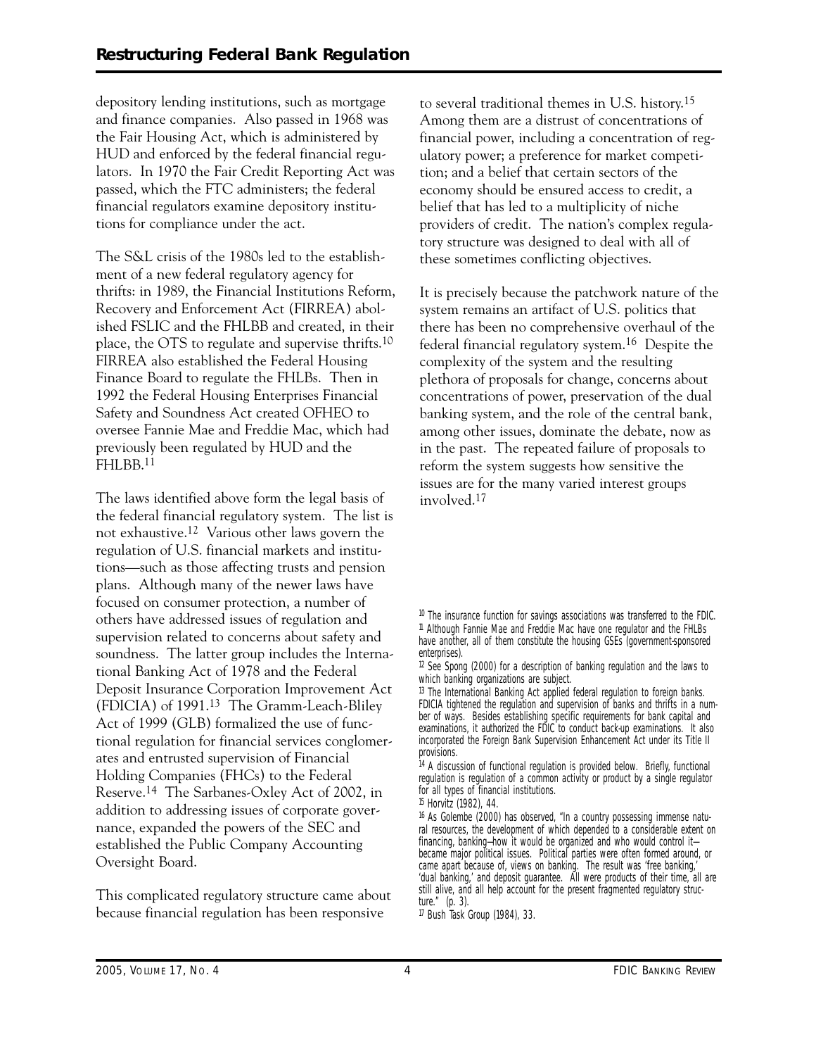depository lending institutions, such as mortgage and finance companies. Also passed in 1968 was the Fair Housing Act, which is administered by HUD and enforced by the federal financial regulators. In 1970 the Fair Credit Reporting Act was passed, which the FTC administers; the federal financial regulators examine depository institutions for compliance under the act.

The S&L crisis of the 1980s led to the establishment of a new federal regulatory agency for thrifts: in 1989, the Financial Institutions Reform, Recovery and Enforcement Act (FIRREA) abolished FSLIC and the FHLBB and created, in their place, the OTS to regulate and supervise thrifts.[10] FIRREA also established the Federal Housing Finance Board to regulate the FHLBs. Then in 1992 the Federal Housing Enterprises Financial Safety and Soundness Act created OFHEO to oversee Fannie Mae and Freddie Mac, which had previously been regulated by HUD and the FHLBB.[11]

The laws identified above form the legal basis of the federal financial regulatory system. The list is not exhaustive.[12] Various other laws govern the regulation of U.S. financial markets and institutions—such as those affecting trusts and pension plans. Although many of the newer laws have focused on consumer protection, a number of others have addressed issues of regulation and supervision related to concerns about safety and soundness. The latter group includes the International Banking Act of 1978 and the Federal Deposit Insurance Corporation Improvement Act (FDICIA) of 1991.[13] The Gramm-Leach-Bliley Act of 1999 (GLB) formalized the use of functional regulation for financial services conglomerates and entrusted supervision of Financial Holding Companies (FHCs) to the Federal Reserve.[14] The Sarbanes-Oxley Act of 2002, in addition to addressing issues of corporate governance, expanded the powers of the SEC and established the Public Company Accounting Oversight Board.

This complicated regulatory structure came about because financial regulation has been responsive to several traditional themes in U.S. history.[15] Among them are a distrust of concentrations of financial power, including a concentration of regulatory power; a preference for market competition; and a belief that certain sectors of the economy should be ensured access to credit, a belief that has led to a multiplicity of niche providers of credit. The nation's complex regulatory structure was designed to deal with all of these sometimes conflicting objectives.

It is precisely because the patchwork nature of the system remains an artifact of U.S. politics that there has been no comprehensive overhaul of the federal financial regulatory system.[16] Despite the complexity of the system and the resulting plethora of proposals for change, concerns about concentrations of power, preservation of the dual banking system, and the role of the central bank, among other issues, dominate the debate, now as in the past. The repeated failure of proposals to reform the system suggests how sensitive the issues are for the many varied interest groups involved.[17]

---

[10] The insurance function for savings associations was transferred to the FDIC.

[11] Although Fannie Mae and Freddie Mac have one regulator and the FHLBs have another, all of them constitute the housing GSEs (government-sponsored enterprises).

[12] See Spong (2000) for a description of banking regulation and the laws to which banking organizations are subject.

[13] The International Banking Act applied federal regulation to foreign banks. FDICIA tightened the regulation and supervision of banks and thrifts in a number of ways. Besides establishing specific requirements for bank capital and examinations, it authorized the FDIC to conduct back-up examinations. It also incorporated the Foreign Bank Supervision Enhancement Act under its Title II provisions.

[14] A discussion of functional regulation is provided below. Briefly, functional regulation is regulation of a common activity or product by a single regulator for all types of financial institutions.

[15] Horvitz (1982), 44.

[16] As Golembe (2000) has observed, "In a country possessing immense natural resources, the development of which depended to a considerable extent on financing, banking—how it would be organized and who would control it—became major political issues. Political parties were often formed around, or came apart because of, views on banking. The result was 'free banking,' 'dual banking,' and deposit guarantee. All were products of their time, all are still alive, and all help account for the present fragmented regulatory structure." (p. 3).

[17] Bush Task Group (1984), 33.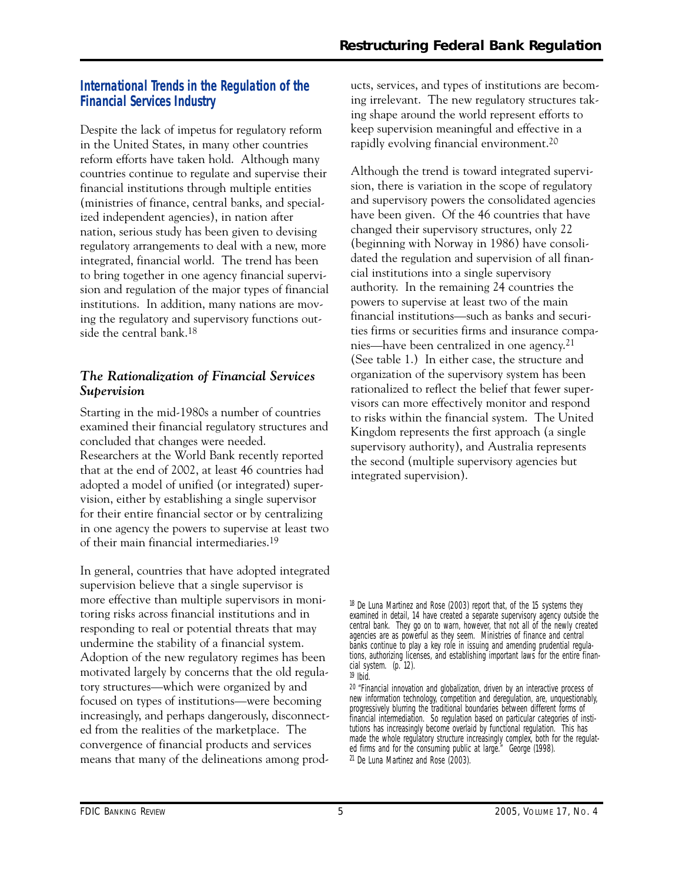## International Trends in the Regulation of the Financial Services Industry

Despite the lack of impetus for regulatory reform in the United States, in many other countries reform efforts have taken hold. Although many countries continue to regulate and supervise their financial institutions through multiple entities (ministries of finance, central banks, and specialized independent agencies), in nation after nation, serious study has been given to devising regulatory arrangements to deal with a new, more integrated, financial world. The trend has been to bring together in one agency financial supervision and regulation of the major types of financial institutions. In addition, many nations are moving the regulatory and supervisory functions outside the central bank.[18]

### *The Rationalization of Financial Services Supervision*

Starting in the mid-1980s a number of countries examined their financial regulatory structures and concluded that changes were needed. Researchers at the World Bank recently reported that at the end of 2002, at least 46 countries had adopted a model of unified (or integrated) supervision, either by establishing a single supervisor for their entire financial sector or by centralizing in one agency the powers to supervise at least two of their main financial intermediaries.[19]

In general, countries that have adopted integrated supervision believe that a single supervisor is more effective than multiple supervisors in monitoring risks across financial institutions and in responding to real or potential threats that may undermine the stability of a financial system. Adoption of the new regulatory regimes has been motivated largely by concerns that the old regulatory structures—which were organized by and focused on types of institutions—were becoming increasingly, and perhaps dangerously, disconnected from the realities of the marketplace. The convergence of financial products and services means that many of the delineations among products, services, and types of institutions are becoming irrelevant. The new regulatory structures taking shape around the world represent efforts to keep supervision meaningful and effective in a rapidly evolving financial environment.[20]

Although the trend is toward integrated supervision, there is variation in the scope of regulatory and supervisory powers the consolidated agencies have been given. Of the 46 countries that have changed their supervisory structures, only 22 (beginning with Norway in 1986) have consolidated the regulation and supervision of all financial institutions into a single supervisory authority. In the remaining 24 countries the powers to supervise at least two of the main financial institutions—such as banks and securities firms or securities firms and insurance companies—have been centralized in one agency.[21] (See table 1.) In either case, the structure and organization of the supervisory system has been rationalized to reflect the belief that fewer supervisors can more effectively monitor and respond to risks within the financial system. The United Kingdom represents the first approach (a single supervisory authority), and Australia represents the second (multiple supervisory agencies but integrated supervision).

---

[18] De Luna Martinez and Rose (2003) report that, of the 15 systems they examined in detail, 14 have created a separate supervisory agency outside the central bank. They go on to warn, however, that not all of the newly created agencies are as powerful as they seem. Ministries of finance and central banks continue to play a key role in issuing and amending prudential regulations, authorizing licenses, and establishing important laws for the entire financial system. (p. 12).

[19] Ibid.

[20] "Financial innovation and globalization, driven by an interactive process of new information technology, competition and deregulation, are, unquestionably, progressively blurring the traditional boundaries between different forms of financial intermediation. So regulation based on particular categories of institutions has increasingly become overlaid by functional regulation. This has made the whole regulatory structure increasingly complex, both for the regulated firms and for the consuming public at large." George (1998).

[21] De Luna Martinez and Rose (2003).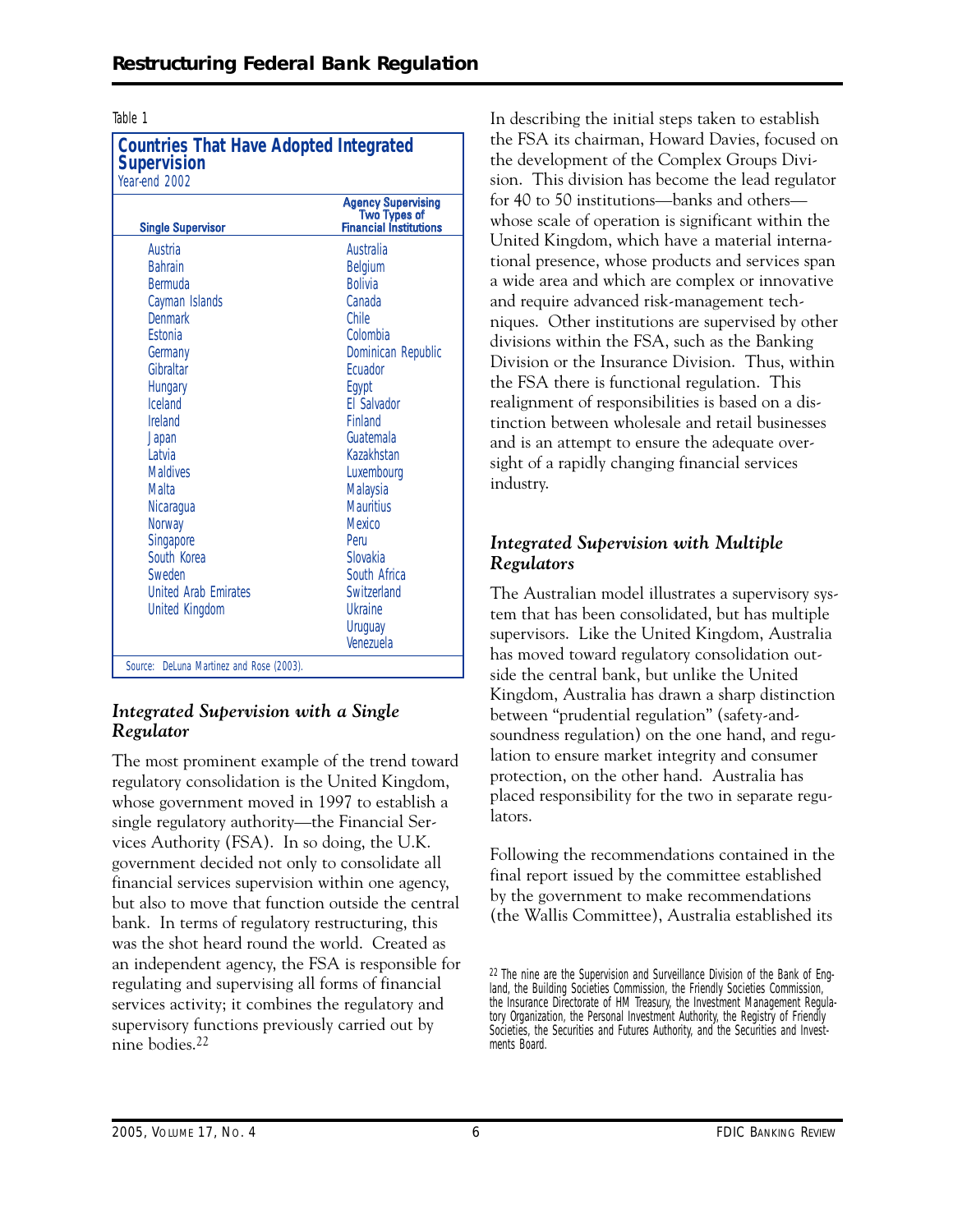Table 1

**Countries That Have Adopted Integrated Supervision**
Year-end 2002

| Single Supervisor | Agency Supervising Two Types of Financial Institutions |
|---|---|
| Austria | Australia |
| Bahrain | Belgium |
| Bermuda | Bolivia |
| Cayman Islands | Canada |
| Denmark | Chile |
| Estonia | Colombia |
| Germany | Dominican Republic |
| Gibraltar | Ecuador |
| Hungary | Egypt |
| Iceland | El Salvador |
| Ireland | Finland |
| Japan | Guatemala |
| Latvia | Kazakhstan |
| Maldives | Luxembourg |
| Malta | Malaysia |
| Nicaragua | Mauritius |
| Norway | Mexico |
| Singapore | Peru |
| South Korea | Slovakia |
| Sweden | South Africa |
| United Arab Emirates | Switzerland |
| United Kingdom | Ukraine |
| | Uruguay |
| | Venezuela |

Source: DeLuna Martinez and Rose (2003).

### *Integrated Supervision with a Single Regulator*

The most prominent example of the trend toward regulatory consolidation is the United Kingdom, whose government moved in 1997 to establish a single regulatory authority—the Financial Services Authority (FSA). In so doing, the U.K. government decided not only to consolidate all financial services supervision within one agency, but also to move that function outside the central bank. In terms of regulatory restructuring, this was the shot heard round the world. Created as an independent agency, the FSA is responsible for regulating and supervising all forms of financial services activity; it combines the regulatory and supervisory functions previously carried out by nine bodies.[22]

In describing the initial steps taken to establish the FSA its chairman, Howard Davies, focused on the development of the Complex Groups Division. This division has become the lead regulator for 40 to 50 institutions—banks and others—whose scale of operation is significant within the United Kingdom, which have a material international presence, whose products and services span a wide area and which are complex or innovative and require advanced risk-management techniques. Other institutions are supervised by other divisions within the FSA, such as the Banking Division or the Insurance Division. Thus, within the FSA there is functional regulation. This realignment of responsibilities is based on a distinction between wholesale and retail businesses and is an attempt to ensure the adequate oversight of a rapidly changing financial services industry.

### *Integrated Supervision with Multiple Regulators*

The Australian model illustrates a supervisory system that has been consolidated, but has multiple supervisors. Like the United Kingdom, Australia has moved toward regulatory consolidation outside the central bank, but unlike the United Kingdom, Australia has drawn a sharp distinction between "prudential regulation" (safety-and-soundness regulation) on the one hand, and regulation to ensure market integrity and consumer protection, on the other hand. Australia has placed responsibility for the two in separate regulators.

Following the recommendations contained in the final report issued by the committee established by the government to make recommendations (the Wallis Committee), Australia established its

[22] The nine are the Supervision and Surveillance Division of the Bank of England, the Building Societies Commission, the Friendly Societies Commission, the Insurance Directorate of HM Treasury, the Investment Management Regulatory Organization, the Personal Investment Authority, the Registry of Friendly Societies, the Securities and Futures Authority, and the Securities and Investments Board.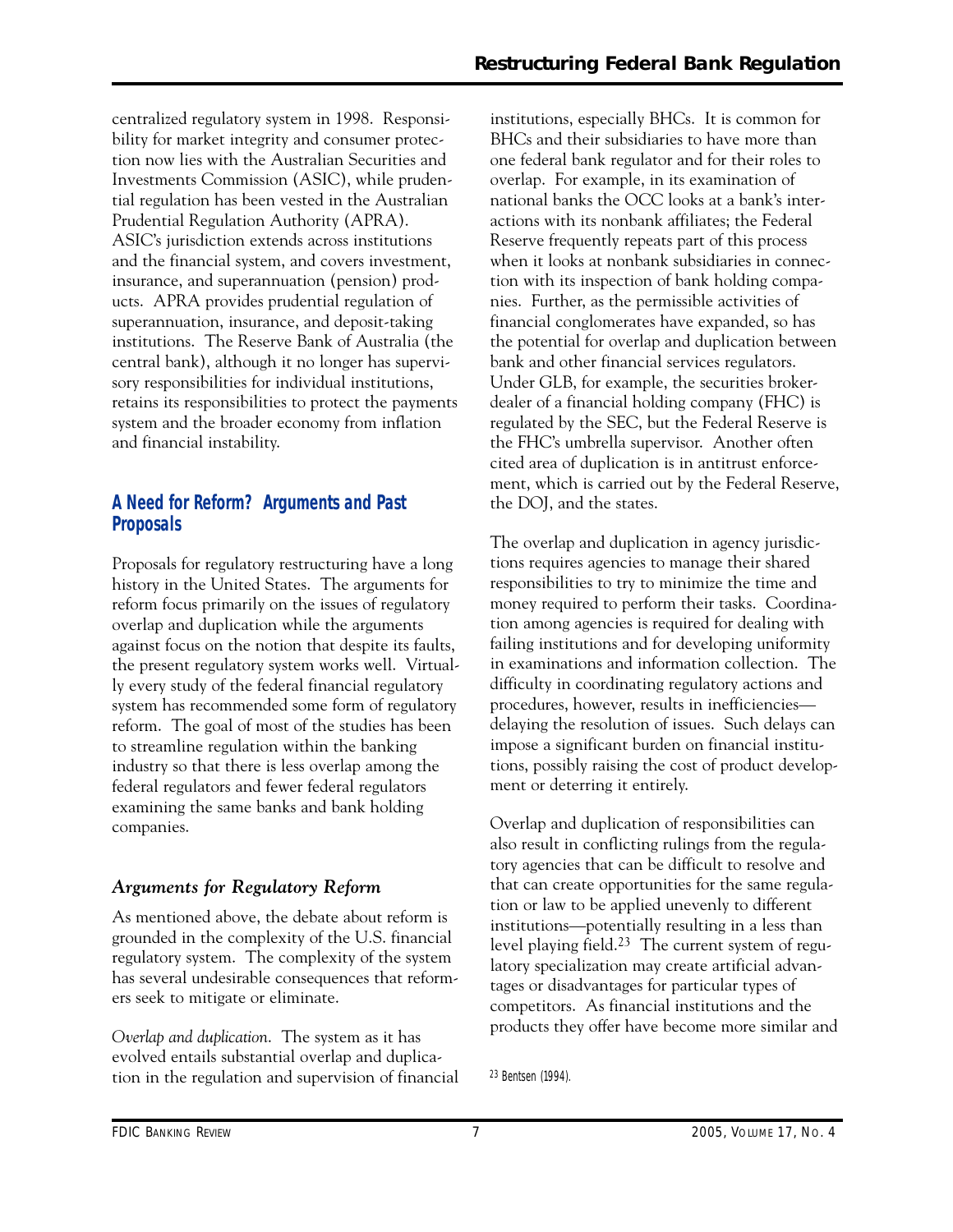centralized regulatory system in 1998. Responsibility for market integrity and consumer protection now lies with the Australian Securities and Investments Commission (ASIC), while prudential regulation has been vested in the Australian Prudential Regulation Authority (APRA). ASIC's jurisdiction extends across institutions and the financial system, and covers investment, insurance, and superannuation (pension) products. APRA provides prudential regulation of superannuation, insurance, and deposit-taking institutions. The Reserve Bank of Australia (the central bank), although it no longer has supervisory responsibilities for individual institutions, retains its responsibilities to protect the payments system and the broader economy from inflation and financial instability.

## A Need for Reform? Arguments and Past Proposals

Proposals for regulatory restructuring have a long history in the United States. The arguments for reform focus primarily on the issues of regulatory overlap and duplication while the arguments against focus on the notion that despite its faults, the present regulatory system works well. Virtually every study of the federal financial regulatory system has recommended some form of regulatory reform. The goal of most of the studies has been to streamline regulation within the banking industry so that there is less overlap among the federal regulators and fewer federal regulators examining the same banks and bank holding companies.

### *Arguments for Regulatory Reform*

As mentioned above, the debate about reform is grounded in the complexity of the U.S. financial regulatory system. The complexity of the system has several undesirable consequences that reformers seek to mitigate or eliminate.

*Overlap and duplication.* The system as it has evolved entails substantial overlap and duplication in the regulation and supervision of financial institutions, especially BHCs. It is common for BHCs and their subsidiaries to have more than one federal bank regulator and for their roles to overlap. For example, in its examination of national banks the OCC looks at a bank's interactions with its nonbank affiliates; the Federal Reserve frequently repeats part of this process when it looks at nonbank subsidiaries in connection with its inspection of bank holding companies. Further, as the permissible activities of financial conglomerates have expanded, so has the potential for overlap and duplication between bank and other financial services regulators. Under GLB, for example, the securities broker-dealer of a financial holding company (FHC) is regulated by the SEC, but the Federal Reserve is the FHC's umbrella supervisor. Another often cited area of duplication is in antitrust enforcement, which is carried out by the Federal Reserve, the DOJ, and the states.

The overlap and duplication in agency jurisdictions requires agencies to manage their shared responsibilities to try to minimize the time and money required to perform their tasks. Coordination among agencies is required for dealing with failing institutions and for developing uniformity in examinations and information collection. The difficulty in coordinating regulatory actions and procedures, however, results in inefficiencies—delaying the resolution of issues. Such delays can impose a significant burden on financial institutions, possibly raising the cost of product development or deterring it entirely.

Overlap and duplication of responsibilities can also result in conflicting rulings from the regulatory agencies that can be difficult to resolve and that can create opportunities for the same regulation or law to be applied unevenly to different institutions—potentially resulting in a less than level playing field.[23] The current system of regulatory specialization may create artificial advantages or disadvantages for particular types of competitors. As financial institutions and the products they offer have become more similar and

[23] Bentsen (1994).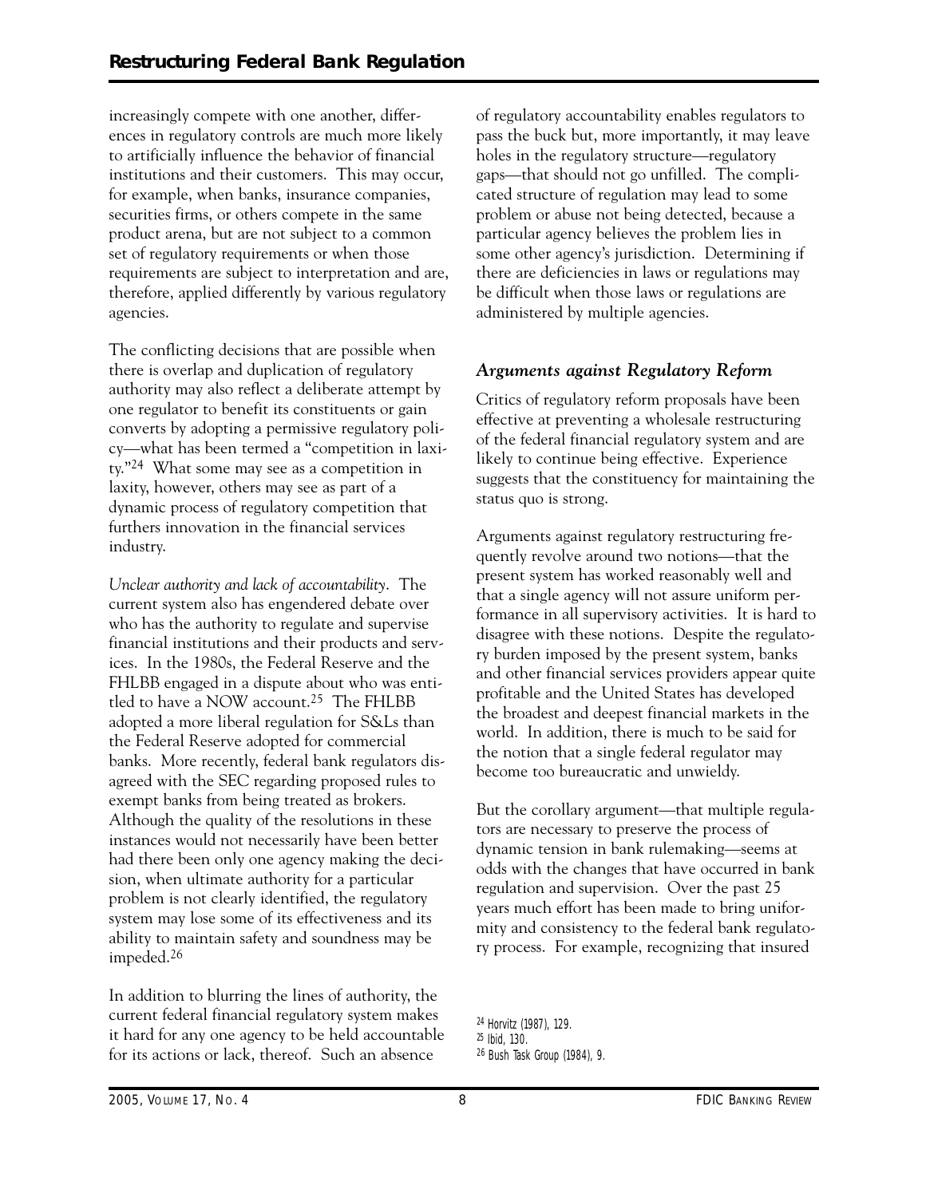increasingly compete with one another, differences in regulatory controls are much more likely to artificially influence the behavior of financial institutions and their customers. This may occur, for example, when banks, insurance companies, securities firms, or others compete in the same product arena, but are not subject to a common set of regulatory requirements or when those requirements are subject to interpretation and are, therefore, applied differently by various regulatory agencies.

The conflicting decisions that are possible when there is overlap and duplication of regulatory authority may also reflect a deliberate attempt by one regulator to benefit its constituents or gain converts by adopting a permissive regulatory policy—what has been termed a "competition in laxity."[24] What some may see as a competition in laxity, however, others may see as part of a dynamic process of regulatory competition that furthers innovation in the financial services industry.

*Unclear authority and lack of accountability*. The current system also has engendered debate over who has the authority to regulate and supervise financial institutions and their products and services. In the 1980s, the Federal Reserve and the FHLBB engaged in a dispute about who was entitled to have a NOW account.[25] The FHLBB adopted a more liberal regulation for S&Ls than the Federal Reserve adopted for commercial banks. More recently, federal bank regulators disagreed with the SEC regarding proposed rules to exempt banks from being treated as brokers. Although the quality of the resolutions in these instances would not necessarily have been better had there been only one agency making the decision, when ultimate authority for a particular problem is not clearly identified, the regulatory system may lose some of its effectiveness and its ability to maintain safety and soundness may be impeded.[26]

In addition to blurring the lines of authority, the current federal financial regulatory system makes it hard for any one agency to be held accountable for its actions or lack, thereof. Such an absence of regulatory accountability enables regulators to pass the buck but, more importantly, it may leave holes in the regulatory structure—regulatory gaps—that should not go unfilled. The complicated structure of regulation may lead to some problem or abuse not being detected, because a particular agency believes the problem lies in some other agency's jurisdiction. Determining if there are deficiencies in laws or regulations may be difficult when those laws or regulations are administered by multiple agencies.

### *Arguments against Regulatory Reform*

Critics of regulatory reform proposals have been effective at preventing a wholesale restructuring of the federal financial regulatory system and are likely to continue being effective. Experience suggests that the constituency for maintaining the status quo is strong.

Arguments against regulatory restructuring frequently revolve around two notions—that the present system has worked reasonably well and that a single agency will not assure uniform performance in all supervisory activities. It is hard to disagree with these notions. Despite the regulatory burden imposed by the present system, banks and other financial services providers appear quite profitable and the United States has developed the broadest and deepest financial markets in the world. In addition, there is much to be said for the notion that a single federal regulator may become too bureaucratic and unwieldy.

But the corollary argument—that multiple regulators are necessary to preserve the process of dynamic tension in bank rulemaking—seems at odds with the changes that have occurred in bank regulation and supervision. Over the past 25 years much effort has been made to bring uniformity and consistency to the federal bank regulatory process. For example, recognizing that insured

[24] Horvitz (1987), 129.
[25] Ibid, 130.
[26] Bush Task Group (1984), 9.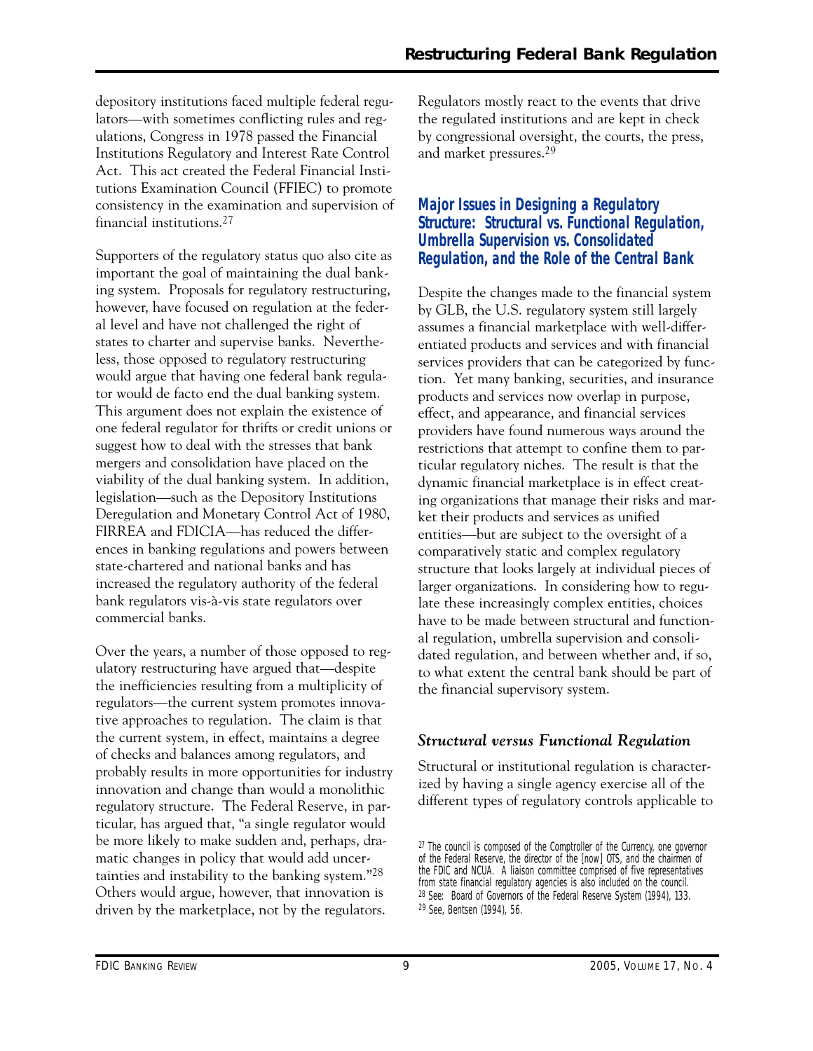depository institutions faced multiple federal regulators—with sometimes conflicting rules and regulations, Congress in 1978 passed the Financial Institutions Regulatory and Interest Rate Control Act. This act created the Federal Financial Institutions Examination Council (FFIEC) to promote consistency in the examination and supervision of financial institutions.[27]

Supporters of the regulatory status quo also cite as important the goal of maintaining the dual banking system. Proposals for regulatory restructuring, however, have focused on regulation at the federal level and have not challenged the right of states to charter and supervise banks. Nevertheless, those opposed to regulatory restructuring would argue that having one federal bank regulator would de facto end the dual banking system. This argument does not explain the existence of one federal regulator for thrifts or credit unions or suggest how to deal with the stresses that bank mergers and consolidation have placed on the viability of the dual banking system. In addition, legislation—such as the Depository Institutions Deregulation and Monetary Control Act of 1980, FIRREA and FDICIA—has reduced the differences in banking regulations and powers between state-chartered and national banks and has increased the regulatory authority of the federal bank regulators vis-à-vis state regulators over commercial banks.

Over the years, a number of those opposed to regulatory restructuring have argued that—despite the inefficiencies resulting from a multiplicity of regulators—the current system promotes innovative approaches to regulation. The claim is that the current system, in effect, maintains a degree of checks and balances among regulators, and probably results in more opportunities for industry innovation and change than would a monolithic regulatory structure. The Federal Reserve, in particular, has argued that, "a single regulator would be more likely to make sudden and, perhaps, dramatic changes in policy that would add uncertainties and instability to the banking system."[28] Others would argue, however, that innovation is driven by the marketplace, not by the regulators. Regulators mostly react to the events that drive the regulated institutions and are kept in check by congressional oversight, the courts, the press, and market pressures.[29]

## Major Issues in Designing a Regulatory Structure: Structural vs. Functional Regulation, Umbrella Supervision vs. Consolidated Regulation, and the Role of the Central Bank

Despite the changes made to the financial system by GLB, the U.S. regulatory system still largely assumes a financial marketplace with well-differentiated products and services and with financial services providers that can be categorized by function. Yet many banking, securities, and insurance products and services now overlap in purpose, effect, and appearance, and financial services providers have found numerous ways around the restrictions that attempt to confine them to particular regulatory niches. The result is that the dynamic financial marketplace is in effect creating organizations that manage their risks and market their products and services as unified entities—but are subject to the oversight of a comparatively static and complex regulatory structure that looks largely at individual pieces of larger organizations. In considering how to regulate these increasingly complex entities, choices have to be made between structural and functional regulation, umbrella supervision and consolidated regulation, and between whether and, if so, to what extent the central bank should be part of the financial supervisory system.

### *Structural versus Functional Regulation*

Structural or institutional regulation is characterized by having a single agency exercise all of the different types of regulatory controls applicable to

[27] The council is composed of the Comptroller of the Currency, one governor of the Federal Reserve, the director of the [now] OTS, and the chairmen of the FDIC and NCUA. A liaison committee comprised of five representatives from state financial regulatory agencies is also included on the council.
[28] See: Board of Governors of the Federal Reserve System (1994), 133.
[29] See, Bentsen (1994), 56.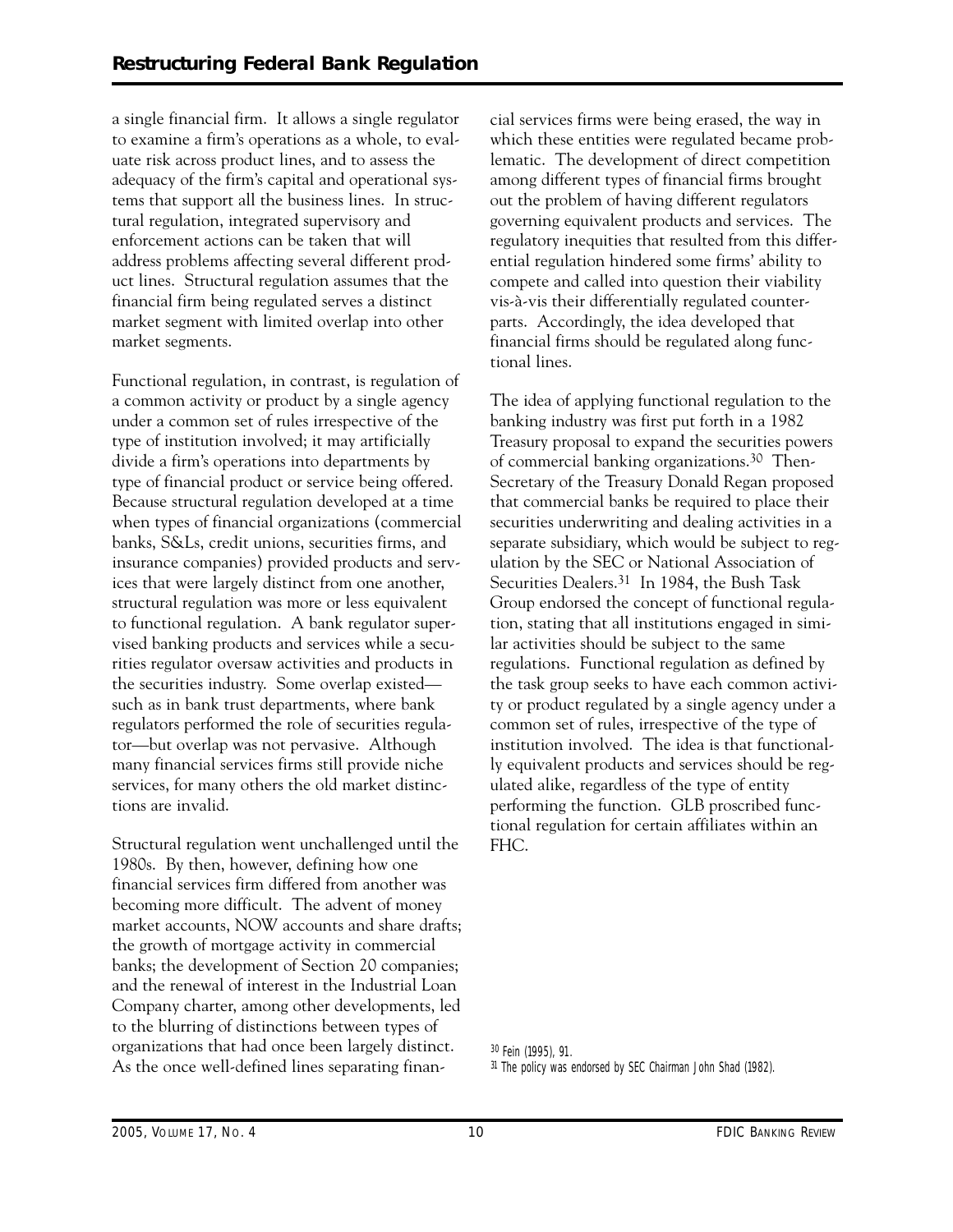a single financial firm. It allows a single regulator to examine a firm's operations as a whole, to evaluate risk across product lines, and to assess the adequacy of the firm's capital and operational systems that support all the business lines. In structural regulation, integrated supervisory and enforcement actions can be taken that will address problems affecting several different product lines. Structural regulation assumes that the financial firm being regulated serves a distinct market segment with limited overlap into other market segments.

Functional regulation, in contrast, is regulation of a common activity or product by a single agency under a common set of rules irrespective of the type of institution involved; it may artificially divide a firm's operations into departments by type of financial product or service being offered. Because structural regulation developed at a time when types of financial organizations (commercial banks, S&Ls, credit unions, securities firms, and insurance companies) provided products and services that were largely distinct from one another, structural regulation was more or less equivalent to functional regulation. A bank regulator supervised banking products and services while a securities regulator oversaw activities and products in the securities industry. Some overlap existed—such as in bank trust departments, where bank regulators performed the role of securities regulator—but overlap was not pervasive. Although many financial services firms still provide niche services, for many others the old market distinctions are invalid.

Structural regulation went unchallenged until the 1980s. By then, however, defining how one financial services firm differed from another was becoming more difficult. The advent of money market accounts, NOW accounts and share drafts; the growth of mortgage activity in commercial banks; the development of Section 20 companies; and the renewal of interest in the Industrial Loan Company charter, among other developments, led to the blurring of distinctions between types of organizations that had once been largely distinct. As the once well-defined lines separating financial services firms were being erased, the way in which these entities were regulated became problematic. The development of direct competition among different types of financial firms brought out the problem of having different regulators governing equivalent products and services. The regulatory inequities that resulted from this differential regulation hindered some firms' ability to compete and called into question their viability vis-à-vis their differentially regulated counterparts. Accordingly, the idea developed that financial firms should be regulated along functional lines.

The idea of applying functional regulation to the banking industry was first put forth in a 1982 Treasury proposal to expand the securities powers of commercial banking organizations.[30] Then-Secretary of the Treasury Donald Regan proposed that commercial banks be required to place their securities underwriting and dealing activities in a separate subsidiary, which would be subject to regulation by the SEC or National Association of Securities Dealers.[31] In 1984, the Bush Task Group endorsed the concept of functional regulation, stating that all institutions engaged in similar activities should be subject to the same regulations. Functional regulation as defined by the task group seeks to have each common activity or product regulated by a single agency under a common set of rules, irrespective of the type of institution involved. The idea is that functionally equivalent products and services should be regulated alike, regardless of the type of entity performing the function. GLB proscribed functional regulation for certain affiliates within an FHC.

[30] Fein (1995), 91.

[31] The policy was endorsed by SEC Chairman John Shad (1982).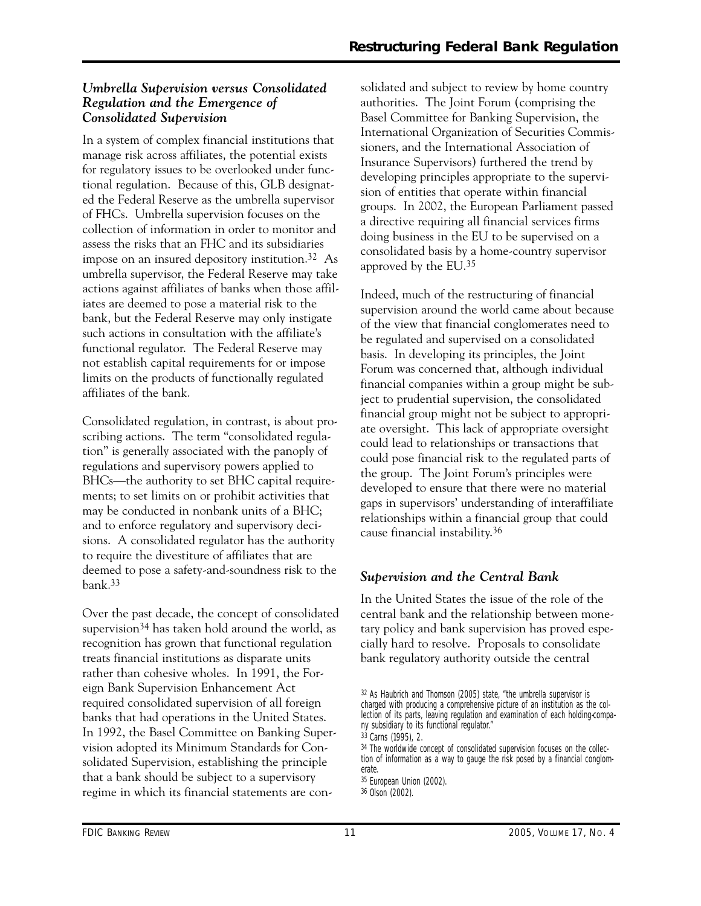### *Umbrella Supervision versus Consolidated Regulation and the Emergence of Consolidated Supervision*

In a system of complex financial institutions that manage risk across affiliates, the potential exists for regulatory issues to be overlooked under functional regulation. Because of this, GLB designated the Federal Reserve as the umbrella supervisor of FHCs. Umbrella supervision focuses on the collection of information in order to monitor and assess the risks that an FHC and its subsidiaries impose on an insured depository institution.[32] As umbrella supervisor, the Federal Reserve may take actions against affiliates of banks when those affiliates are deemed to pose a material risk to the bank, but the Federal Reserve may only instigate such actions in consultation with the affiliate's functional regulator. The Federal Reserve may not establish capital requirements for or impose limits on the products of functionally regulated affiliates of the bank.

Consolidated regulation, in contrast, is about proscribing actions. The term "consolidated regulation" is generally associated with the panoply of regulations and supervisory powers applied to BHCs—the authority to set BHC capital requirements; to set limits on or prohibit activities that may be conducted in nonbank units of a BHC; and to enforce regulatory and supervisory decisions. A consolidated regulator has the authority to require the divestiture of affiliates that are deemed to pose a safety-and-soundness risk to the bank.[33]

Over the past decade, the concept of consolidated supervision[34] has taken hold around the world, as recognition has grown that functional regulation treats financial institutions as disparate units rather than cohesive wholes. In 1991, the Foreign Bank Supervision Enhancement Act required consolidated supervision of all foreign banks that had operations in the United States. In 1992, the Basel Committee on Banking Supervision adopted its Minimum Standards for Consolidated Supervision, establishing the principle that a bank should be subject to a supervisory regime in which its financial statements are consolidated and subject to review by home country authorities. The Joint Forum (comprising the Basel Committee for Banking Supervision, the International Organization of Securities Commissioners, and the International Association of Insurance Supervisors) furthered the trend by developing principles appropriate to the supervision of entities that operate within financial groups. In 2002, the European Parliament passed a directive requiring all financial services firms doing business in the EU to be supervised on a consolidated basis by a home-country supervisor approved by the EU.[35]

Indeed, much of the restructuring of financial supervision around the world came about because of the view that financial conglomerates need to be regulated and supervised on a consolidated basis. In developing its principles, the Joint Forum was concerned that, although individual financial companies within a group might be subject to prudential supervision, the consolidated financial group might not be subject to appropriate oversight. This lack of appropriate oversight could lead to relationships or transactions that could pose financial risk to the regulated parts of the group. The Joint Forum's principles were developed to ensure that there were no material gaps in supervisors' understanding of interaffiliate relationships within a financial group that could cause financial instability.[36]

### *Supervision and the Central Bank*

In the United States the issue of the role of the central bank and the relationship between monetary policy and bank supervision has proved especially hard to resolve. Proposals to consolidate bank regulatory authority outside the central

[32] As Haubrich and Thomson (2005) state, "the umbrella supervisor is charged with producing a comprehensive picture of an institution as the collection of its parts, leaving regulation and examination of each holding-company subsidiary to its functional regulator."

[33] Carns (1995), 2.

[34] The worldwide concept of consolidated supervision focuses on the collection of information as a way to gauge the risk posed by a financial conglomerate.

[35] European Union (2002).

[36] Olson (2002).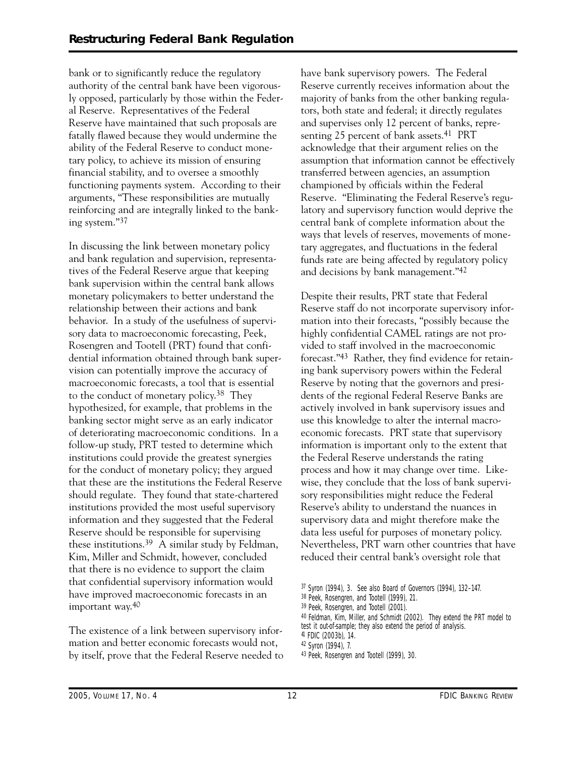bank or to significantly reduce the regulatory authority of the central bank have been vigorously opposed, particularly by those within the Federal Reserve. Representatives of the Federal Reserve have maintained that such proposals are fatally flawed because they would undermine the ability of the Federal Reserve to conduct monetary policy, to achieve its mission of ensuring financial stability, and to oversee a smoothly functioning payments system. According to their arguments, "These responsibilities are mutually reinforcing and are integrally linked to the banking system."[37]

In discussing the link between monetary policy and bank regulation and supervision, representatives of the Federal Reserve argue that keeping bank supervision within the central bank allows monetary policymakers to better understand the relationship between their actions and bank behavior. In a study of the usefulness of supervisory data to macroeconomic forecasting, Peek, Rosengren and Tootell (PRT) found that confidential information obtained through bank supervision can potentially improve the accuracy of macroeconomic forecasts, a tool that is essential to the conduct of monetary policy.[38] They hypothesized, for example, that problems in the banking sector might serve as an early indicator of deteriorating macroeconomic conditions. In a follow-up study, PRT tested to determine which institutions could provide the greatest synergies for the conduct of monetary policy; they argued that these are the institutions the Federal Reserve should regulate. They found that state-chartered institutions provided the most useful supervisory information and they suggested that the Federal Reserve should be responsible for supervising these institutions.[39] A similar study by Feldman, Kim, Miller and Schmidt, however, concluded that there is no evidence to support the claim that confidential supervisory information would have improved macroeconomic forecasts in an important way.[40]

The existence of a link between supervisory information and better economic forecasts would not, by itself, prove that the Federal Reserve needed to have bank supervisory powers. The Federal Reserve currently receives information about the majority of banks from the other banking regulators, both state and federal; it directly regulates and supervises only 12 percent of banks, representing 25 percent of bank assets.[41] PRT acknowledge that their argument relies on the assumption that information cannot be effectively transferred between agencies, an assumption championed by officials within the Federal Reserve. "Eliminating the Federal Reserve's regulatory and supervisory function would deprive the central bank of complete information about the ways that levels of reserves, movements of monetary aggregates, and fluctuations in the federal funds rate are being affected by regulatory policy and decisions by bank management."[42]

Despite their results, PRT state that Federal Reserve staff do not incorporate supervisory information into their forecasts, "possibly because the highly confidential CAMEL ratings are not provided to staff involved in the macroeconomic forecast."[43] Rather, they find evidence for retaining bank supervisory powers within the Federal Reserve by noting that the governors and presidents of the regional Federal Reserve Banks are actively involved in bank supervisory issues and use this knowledge to alter the internal macroeconomic forecasts. PRT state that supervisory information is important only to the extent that the Federal Reserve understands the rating process and how it may change over time. Likewise, they conclude that the loss of bank supervisory responsibilities might reduce the Federal Reserve's ability to understand the nuances in supervisory data and might therefore make the data less useful for purposes of monetary policy. Nevertheless, PRT warn other countries that have reduced their central bank's oversight role that

[37] Syron (1994), 3. See also Board of Governors (1994), 132–147.
[38] Peek, Rosengren, and Tootell (1999), 21.
[39] Peek, Rosengren, and Tootell (2001).
[40] Feldman, Kim, Miller, and Schmidt (2002). They extend the PRT model to test it out-of-sample; they also extend the period of analysis.
[41] FDIC (2003b), 14.
[42] Syron (1994), 7.
[43] Peek, Rosengren and Tootell (1999), 30.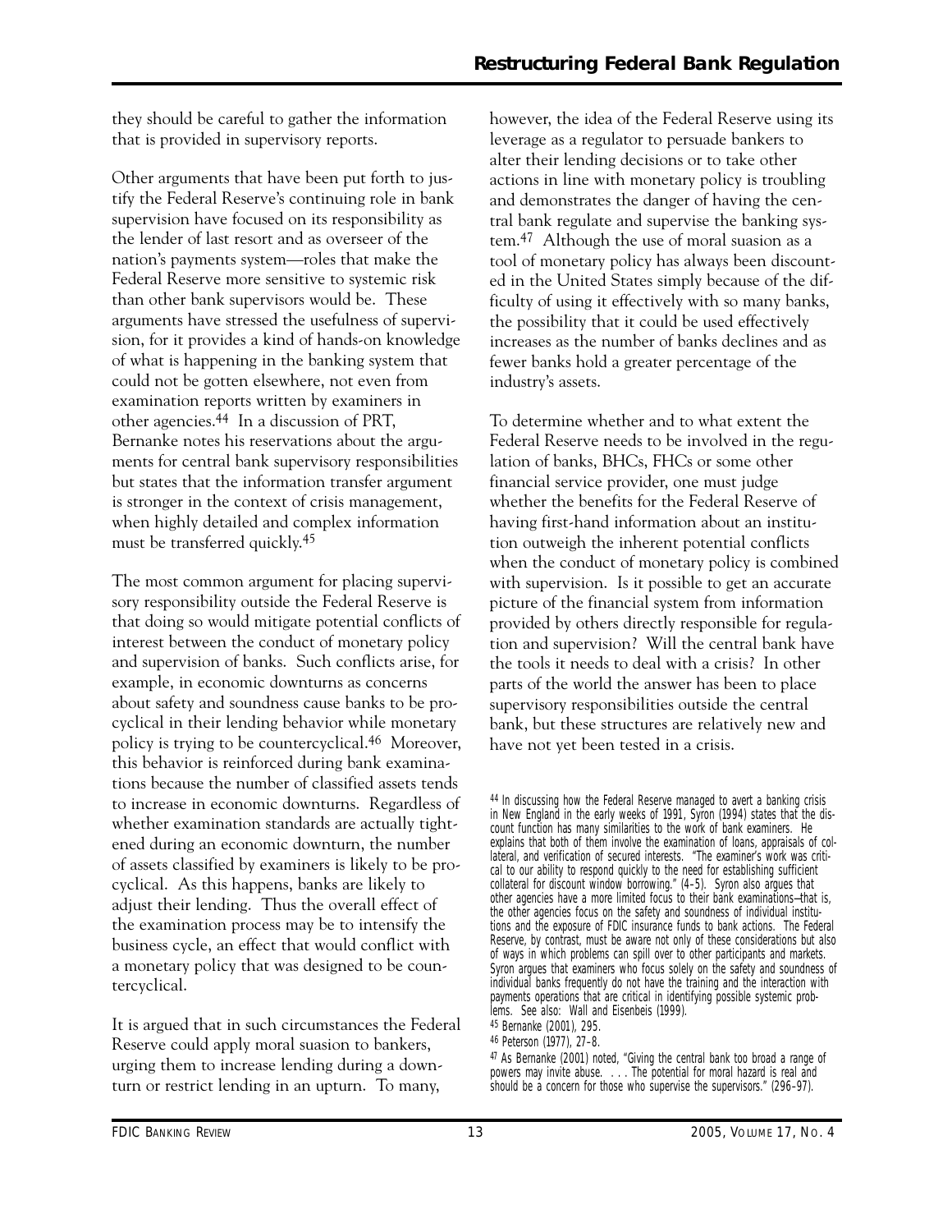they should be careful to gather the information that is provided in supervisory reports.

Other arguments that have been put forth to justify the Federal Reserve's continuing role in bank supervision have focused on its responsibility as the lender of last resort and as overseer of the nation's payments system—roles that make the Federal Reserve more sensitive to systemic risk than other bank supervisors would be. These arguments have stressed the usefulness of supervision, for it provides a kind of hands-on knowledge of what is happening in the banking system that could not be gotten elsewhere, not even from examination reports written by examiners in other agencies.[44] In a discussion of PRT, Bernanke notes his reservations about the arguments for central bank supervisory responsibilities but states that the information transfer argument is stronger in the context of crisis management, when highly detailed and complex information must be transferred quickly.[45]

The most common argument for placing supervisory responsibility outside the Federal Reserve is that doing so would mitigate potential conflicts of interest between the conduct of monetary policy and supervision of banks. Such conflicts arise, for example, in economic downturns as concerns about safety and soundness cause banks to be procyclical in their lending behavior while monetary policy is trying to be countercyclical.[46] Moreover, this behavior is reinforced during bank examinations because the number of classified assets tends to increase in economic downturns. Regardless of whether examination standards are actually tightened during an economic downturn, the number of assets classified by examiners is likely to be procyclical. As this happens, banks are likely to adjust their lending. Thus the overall effect of the examination process may be to intensify the business cycle, an effect that would conflict with a monetary policy that was designed to be countercyclical.

It is argued that in such circumstances the Federal Reserve could apply moral suasion to bankers, urging them to increase lending during a downturn or restrict lending in an upturn. To many, however, the idea of the Federal Reserve using its leverage as a regulator to persuade bankers to alter their lending decisions or to take other actions in line with monetary policy is troubling and demonstrates the danger of having the central bank regulate and supervise the banking system.[47] Although the use of moral suasion as a tool of monetary policy has always been discounted in the United States simply because of the difficulty of using it effectively with so many banks, the possibility that it could be used effectively increases as the number of banks declines and as fewer banks hold a greater percentage of the industry's assets.

To determine whether and to what extent the Federal Reserve needs to be involved in the regulation of banks, BHCs, FHCs or some other financial service provider, one must judge whether the benefits for the Federal Reserve of having first-hand information about an institution outweigh the inherent potential conflicts when the conduct of monetary policy is combined with supervision. Is it possible to get an accurate picture of the financial system from information provided by others directly responsible for regulation and supervision? Will the central bank have the tools it needs to deal with a crisis? In other parts of the world the answer has been to place supervisory responsibilities outside the central bank, but these structures are relatively new and have not yet been tested in a crisis.

---

[44] In discussing how the Federal Reserve managed to avert a banking crisis in New England in the early weeks of 1991, Syron (1994) states that the discount function has many similarities to the work of bank examiners. He explains that both of them involve the examination of loans, appraisals of collateral, and verification of secured interests. "The examiner's work was critical to our ability to respond quickly to the need for establishing sufficient collateral for discount window borrowing." (4–5). Syron also argues that other agencies have a more limited focus to their bank examinations—that is, the other agencies focus on the safety and soundness of individual institutions and the exposure of FDIC insurance funds to bank actions. The Federal Reserve, by contrast, must be aware not only of these considerations but also of ways in which problems can spill over to other participants and markets. Syron argues that examiners who focus solely on the safety and soundness of individual banks frequently do not have the training and the interaction with payments operations that are critical in identifying possible systemic problems. See also: Wall and Eisenbeis (1999).

[45] Bernanke (2001), 295.

[46] Peterson (1977), 27–8.

[47] As Bernanke (2001) noted, "Giving the central bank too broad a range of powers may invite abuse. . . . The potential for moral hazard is real and should be a concern for those who supervise the supervisors." (296–97).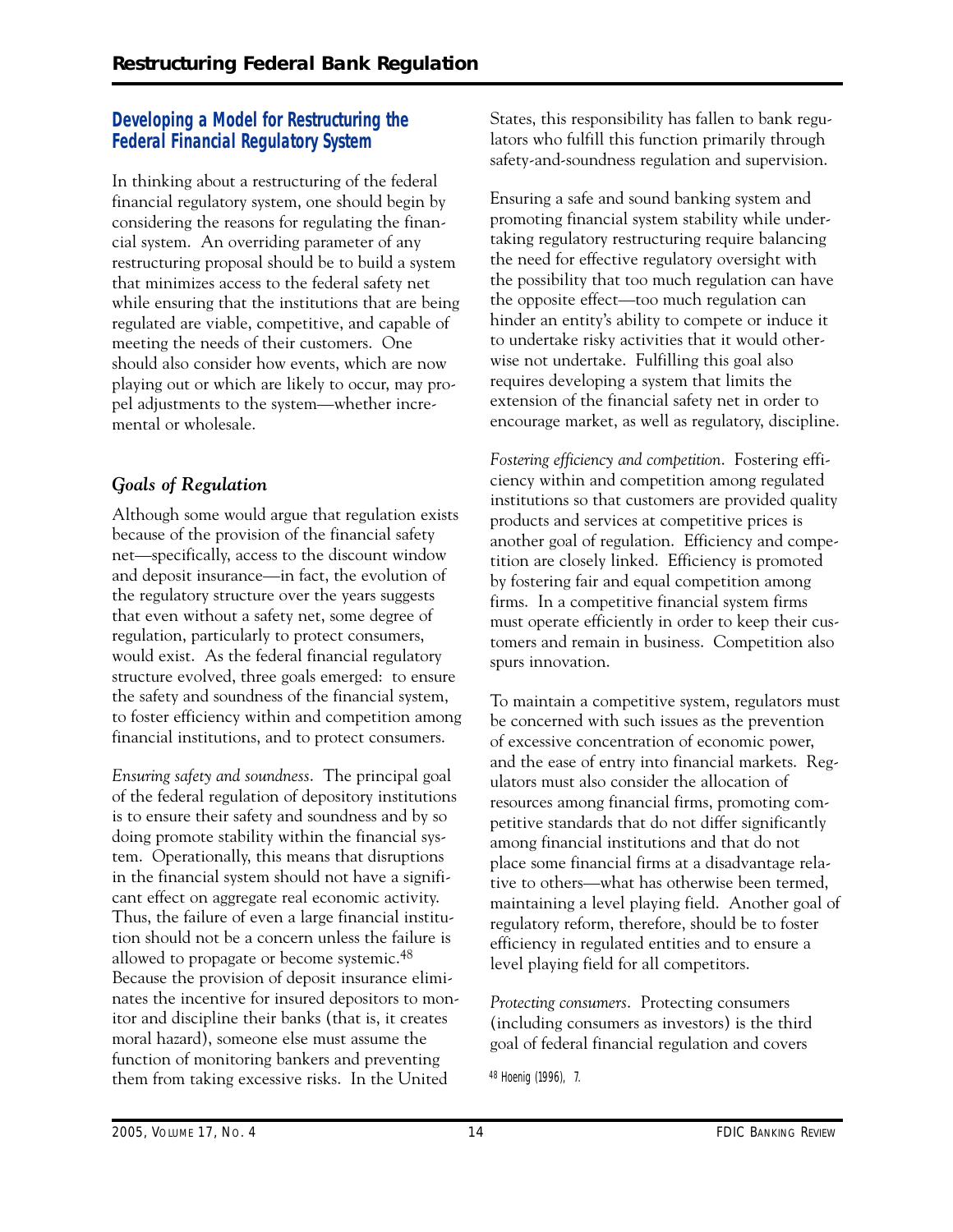## Developing a Model for Restructuring the Federal Financial Regulatory System

In thinking about a restructuring of the federal financial regulatory system, one should begin by considering the reasons for regulating the financial system. An overriding parameter of any restructuring proposal should be to build a system that minimizes access to the federal safety net while ensuring that the institutions that are being regulated are viable, competitive, and capable of meeting the needs of their customers. One should also consider how events, which are now playing out or which are likely to occur, may propel adjustments to the system—whether incremental or wholesale.

### *Goals of Regulation*

Although some would argue that regulation exists because of the provision of the financial safety net—specifically, access to the discount window and deposit insurance—in fact, the evolution of the regulatory structure over the years suggests that even without a safety net, some degree of regulation, particularly to protect consumers, would exist. As the federal financial regulatory structure evolved, three goals emerged: to ensure the safety and soundness of the financial system, to foster efficiency within and competition among financial institutions, and to protect consumers.

*Ensuring safety and soundness.* The principal goal of the federal regulation of depository institutions is to ensure their safety and soundness and by so doing promote stability within the financial system. Operationally, this means that disruptions in the financial system should not have a significant effect on aggregate real economic activity. Thus, the failure of even a large financial institution should not be a concern unless the failure is allowed to propagate or become systemic.[48] Because the provision of deposit insurance eliminates the incentive for insured depositors to monitor and discipline their banks (that is, it creates moral hazard), someone else must assume the function of monitoring bankers and preventing them from taking excessive risks. In the United States, this responsibility has fallen to bank regulators who fulfill this function primarily through safety-and-soundness regulation and supervision.

Ensuring a safe and sound banking system and promoting financial system stability while undertaking regulatory restructuring require balancing the need for effective regulatory oversight with the possibility that too much regulation can have the opposite effect—too much regulation can hinder an entity's ability to compete or induce it to undertake risky activities that it would otherwise not undertake. Fulfilling this goal also requires developing a system that limits the extension of the financial safety net in order to encourage market, as well as regulatory, discipline.

*Fostering efficiency and competition.* Fostering efficiency within and competition among regulated institutions so that customers are provided quality products and services at competitive prices is another goal of regulation. Efficiency and competition are closely linked. Efficiency is promoted by fostering fair and equal competition among firms. In a competitive financial system firms must operate efficiently in order to keep their customers and remain in business. Competition also spurs innovation.

To maintain a competitive system, regulators must be concerned with such issues as the prevention of excessive concentration of economic power, and the ease of entry into financial markets. Regulators must also consider the allocation of resources among financial firms, promoting competitive standards that do not differ significantly among financial institutions and that do not place some financial firms at a disadvantage relative to others—what has otherwise been termed, maintaining a level playing field. Another goal of regulatory reform, therefore, should be to foster efficiency in regulated entities and to ensure a level playing field for all competitors.

*Protecting consumers.* Protecting consumers (including consumers as investors) is the third goal of federal financial regulation and covers

[48] Hoenig (1996), 7.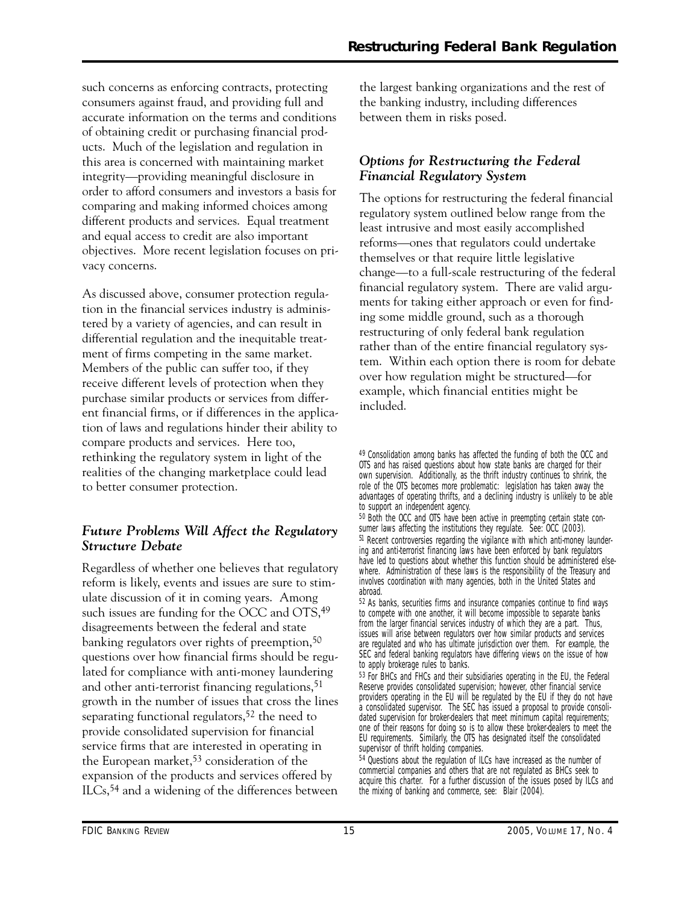such concerns as enforcing contracts, protecting consumers against fraud, and providing full and accurate information on the terms and conditions of obtaining credit or purchasing financial products. Much of the legislation and regulation in this area is concerned with maintaining market integrity—providing meaningful disclosure in order to afford consumers and investors a basis for comparing and making informed choices among different products and services. Equal treatment and equal access to credit are also important objectives. More recent legislation focuses on privacy concerns.

As discussed above, consumer protection regulation in the financial services industry is administered by a variety of agencies, and can result in differential regulation and the inequitable treatment of firms competing in the same market. Members of the public can suffer too, if they receive different levels of protection when they purchase similar products or services from different financial firms, or if differences in the application of laws and regulations hinder their ability to compare products and services. Here too, rethinking the regulatory system in light of the realities of the changing marketplace could lead to better consumer protection.

### *Future Problems Will Affect the Regulatory Structure Debate*

Regardless of whether one believes that regulatory reform is likely, events and issues are sure to stimulate discussion of it in coming years. Among such issues are funding for the OCC and OTS,[49] disagreements between the federal and state banking regulators over rights of preemption,[50] questions over how financial firms should be regulated for compliance with anti-money laundering and other anti-terrorist financing regulations,[51] growth in the number of issues that cross the lines separating functional regulators,[52] the need to provide consolidated supervision for financial service firms that are interested in operating in the European market,[53] consideration of the expansion of the products and services offered by ILCs,[54] and a widening of the differences between the largest banking organizations and the rest of the banking industry, including differences between them in risks posed.

### *Options for Restructuring the Federal Financial Regulatory System*

The options for restructuring the federal financial regulatory system outlined below range from the least intrusive and most easily accomplished reforms—ones that regulators could undertake themselves or that require little legislative change—to a full-scale restructuring of the federal financial regulatory system. There are valid arguments for taking either approach or even for finding some middle ground, such as a thorough restructuring of only federal bank regulation rather than of the entire financial regulatory system. Within each option there is room for debate over how regulation might be structured—for example, which financial entities might be included.

---

[49] Consolidation among banks has affected the funding of both the OCC and OTS and has raised questions about how state banks are charged for their own supervision. Additionally, as the thrift industry continues to shrink, the role of the OTS becomes more problematic: legislation has taken away the advantages of operating thrifts, and a declining industry is unlikely to be able to support an independent agency.

[50] Both the OCC and OTS have been active in preempting certain state consumer laws affecting the institutions they regulate. See: OCC (2003).

[51] Recent controversies regarding the vigilance with which anti-money laundering and anti-terrorist financing laws have been enforced by bank regulators have led to questions about whether this function should be administered elsewhere. Administration of these laws is the responsibility of the Treasury and involves coordination with many agencies, both in the United States and abroad.

[52] As banks, securities firms and insurance companies continue to find ways to compete with one another, it will become impossible to separate banks from the larger financial services industry of which they are a part. Thus, issues will arise between regulators over how similar products and services are regulated and who has ultimate jurisdiction over them. For example, the SEC and federal banking regulators have differing views on the issue of how to apply brokerage rules to banks.

[53] For BHCs and FHCs and their subsidiaries operating in the EU, the Federal Reserve provides consolidated supervision; however, other financial service providers operating in the EU will be regulated by the EU if they do not have a consolidated supervisor. The SEC has issued a proposal to provide consolidated supervision for broker-dealers that meet minimum capital requirements; one of their reasons for doing so is to allow these broker-dealers to meet the EU requirements. Similarly, the OTS has designated itself the consolidated supervisor of thrift holding companies.

[54] Questions about the regulation of ILCs have increased as the number of commercial companies and others that are not regulated as BHCs seek to acquire this charter. For a further discussion of the issues posed by ILCs and the mixing of banking and commerce, see: Blair (2004).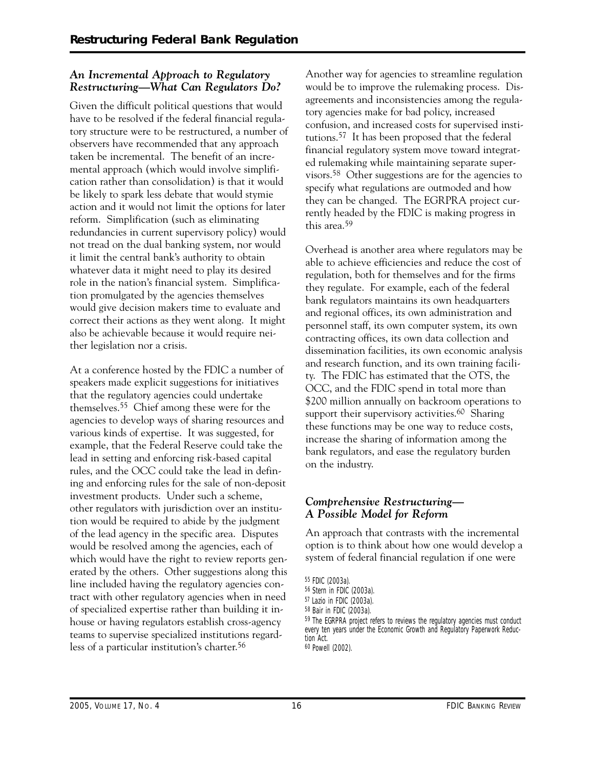### *An Incremental Approach to Regulatory Restructuring—What Can Regulators Do?*

Given the difficult political questions that would have to be resolved if the federal financial regulatory structure were to be restructured, a number of observers have recommended that any approach taken be incremental. The benefit of an incremental approach (which would involve simplification rather than consolidation) is that it would be likely to spark less debate that would stymie action and it would not limit the options for later reform. Simplification (such as eliminating redundancies in current supervisory policy) would not tread on the dual banking system, nor would it limit the central bank's authority to obtain whatever data it might need to play its desired role in the nation's financial system. Simplification promulgated by the agencies themselves would give decision makers time to evaluate and correct their actions as they went along. It might also be achievable because it would require neither legislation nor a crisis.

At a conference hosted by the FDIC a number of speakers made explicit suggestions for initiatives that the regulatory agencies could undertake themselves.[55] Chief among these were for the agencies to develop ways of sharing resources and various kinds of expertise. It was suggested, for example, that the Federal Reserve could take the lead in setting and enforcing risk-based capital rules, and the OCC could take the lead in defining and enforcing rules for the sale of non-deposit investment products. Under such a scheme, other regulators with jurisdiction over an institution would be required to abide by the judgment of the lead agency in the specific area. Disputes would be resolved among the agencies, each of which would have the right to review reports generated by the others. Other suggestions along this line included having the regulatory agencies contract with other regulatory agencies when in need of specialized expertise rather than building it in-house or having regulators establish cross-agency teams to supervise specialized institutions regardless of a particular institution's charter.[56]

Another way for agencies to streamline regulation would be to improve the rulemaking process. Disagreements and inconsistencies among the regulatory agencies make for bad policy, increased confusion, and increased costs for supervised institutions.[57] It has been proposed that the federal financial regulatory system move toward integrated rulemaking while maintaining separate supervisors.[58] Other suggestions are for the agencies to specify what regulations are outmoded and how they can be changed. The EGRPRA project currently headed by the FDIC is making progress in this area.[59]

Overhead is another area where regulators may be able to achieve efficiencies and reduce the cost of regulation, both for themselves and for the firms they regulate. For example, each of the federal bank regulators maintains its own headquarters and regional offices, its own administration and personnel staff, its own computer system, its own contracting offices, its own data collection and dissemination facilities, its own economic analysis and research function, and its own training facility. The FDIC has estimated that the OTS, the OCC, and the FDIC spend in total more than \$200 million annually on backroom operations to support their supervisory activities.[60] Sharing these functions may be one way to reduce costs, increase the sharing of information among the bank regulators, and ease the regulatory burden on the industry.

### *Comprehensive Restructuring—A Possible Model for Reform*

An approach that contrasts with the incremental option is to think about how one would develop a system of federal financial regulation if one were

---

[55] FDIC (2003a).
[56] Stern in FDIC (2003a).
[57] Lazio in FDIC (2003a).
[58] Bair in FDIC (2003a).
[59] The EGRPRA project refers to reviews the regulatory agencies must conduct every ten years under the Economic Growth and Regulatory Paperwork Reduction Act.
[60] Powell (2002).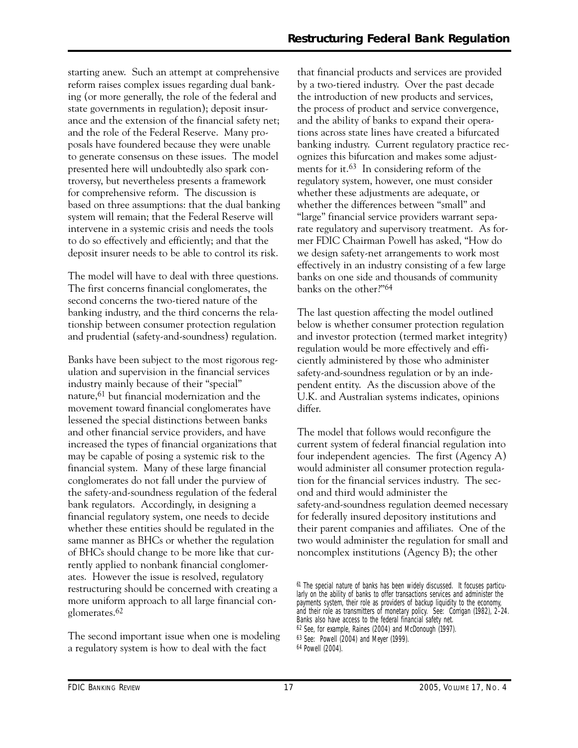starting anew. Such an attempt at comprehensive reform raises complex issues regarding dual banking (or more generally, the role of the federal and state governments in regulation); deposit insurance and the extension of the financial safety net; and the role of the Federal Reserve. Many proposals have foundered because they were unable to generate consensus on these issues. The model presented here will undoubtedly also spark controversy, but nevertheless presents a framework for comprehensive reform. The discussion is based on three assumptions: that the dual banking system will remain; that the Federal Reserve will intervene in a systemic crisis and needs the tools to do so effectively and efficiently; and that the deposit insurer needs to be able to control its risk.

The model will have to deal with three questions. The first concerns financial conglomerates, the second concerns the two-tiered nature of the banking industry, and the third concerns the relationship between consumer protection regulation and prudential (safety-and-soundness) regulation.

Banks have been subject to the most rigorous regulation and supervision in the financial services industry mainly because of their "special" nature,[61] but financial modernization and the movement toward financial conglomerates have lessened the special distinctions between banks and other financial service providers, and have increased the types of financial organizations that may be capable of posing a systemic risk to the financial system. Many of these large financial conglomerates do not fall under the purview of the safety-and-soundness regulation of the federal bank regulators. Accordingly, in designing a financial regulatory system, one needs to decide whether these entities should be regulated in the same manner as BHCs or whether the regulation of BHCs should change to be more like that currently applied to nonbank financial conglomerates. However the issue is resolved, regulatory restructuring should be concerned with creating a more uniform approach to all large financial conglomerates.[62]

The second important issue when one is modeling a regulatory system is how to deal with the fact that financial products and services are provided by a two-tiered industry. Over the past decade the introduction of new products and services, the process of product and service convergence, and the ability of banks to expand their operations across state lines have created a bifurcated banking industry. Current regulatory practice recognizes this bifurcation and makes some adjustments for it.[63] In considering reform of the regulatory system, however, one must consider whether these adjustments are adequate, or whether the differences between "small" and "large" financial service providers warrant separate regulatory and supervisory treatment. As former FDIC Chairman Powell has asked, "How do we design safety-net arrangements to work most effectively in an industry consisting of a few large banks on one side and thousands of community banks on the other?"[64]

The last question affecting the model outlined below is whether consumer protection regulation and investor protection (termed market integrity) regulation would be more effectively and efficiently administered by those who administer safety-and-soundness regulation or by an independent entity. As the discussion above of the U.K. and Australian systems indicates, opinions differ.

The model that follows would reconfigure the current system of federal financial regulation into four independent agencies. The first (Agency A) would administer all consumer protection regulation for the financial services industry. The second and third would administer the safety-and-soundness regulation deemed necessary for federally insured depository institutions and their parent companies and affiliates. One of the two would administer the regulation for small and noncomplex institutions (Agency B); the other

[61] The special nature of banks has been widely discussed. It focuses particularly on the ability of banks to offer transactions services and administer the payments system, their role as providers of backup liquidity to the economy, and their role as transmitters of monetary policy. See: Corrigan (1982), 2–24. Banks also have access to the federal financial safety net.

[62] See, for example, Raines (2004) and McDonough (1997).

[63] See: Powell (2004) and Meyer (1999).

[64] Powell (2004).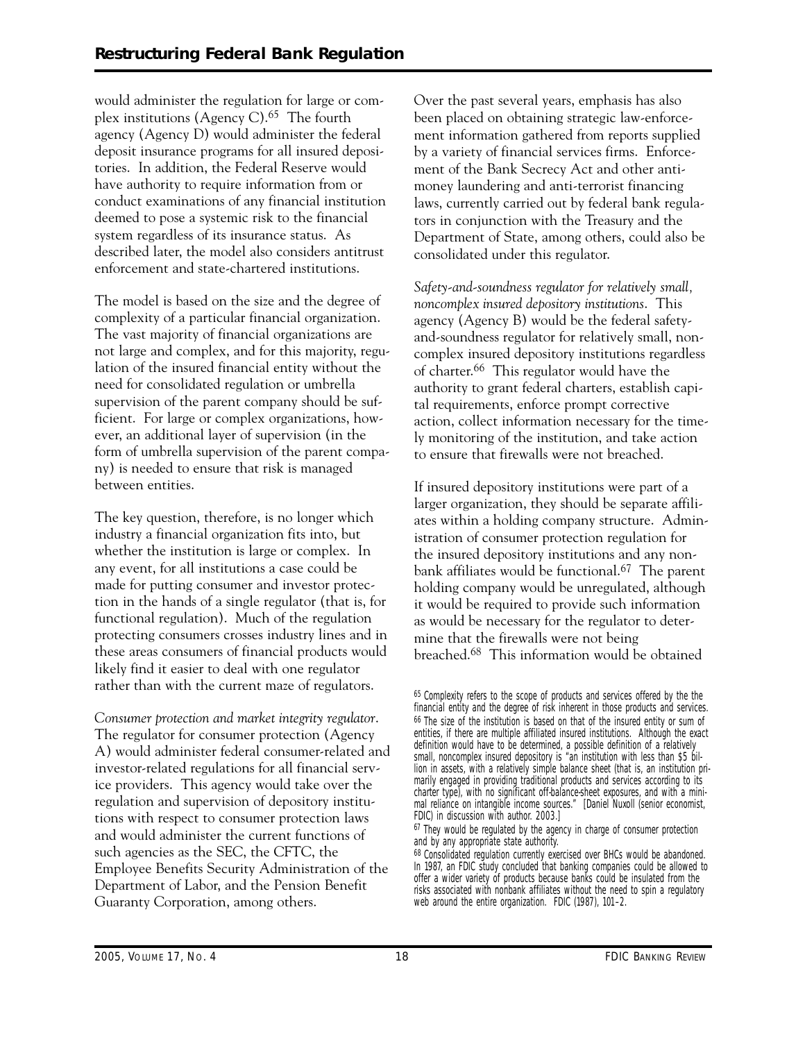would administer the regulation for large or complex institutions (Agency C).[65] The fourth agency (Agency D) would administer the federal deposit insurance programs for all insured depositories. In addition, the Federal Reserve would have authority to require information from or conduct examinations of any financial institution deemed to pose a systemic risk to the financial system regardless of its insurance status. As described later, the model also considers antitrust enforcement and state-chartered institutions.

The model is based on the size and the degree of complexity of a particular financial organization. The vast majority of financial organizations are not large and complex, and for this majority, regulation of the insured financial entity without the need for consolidated regulation or umbrella supervision of the parent company should be sufficient. For large or complex organizations, however, an additional layer of supervision (in the form of umbrella supervision of the parent company) is needed to ensure that risk is managed between entities.

The key question, therefore, is no longer which industry a financial organization fits into, but whether the institution is large or complex. In any event, for all institutions a case could be made for putting consumer and investor protection in the hands of a single regulator (that is, for functional regulation). Much of the regulation protecting consumers crosses industry lines and in these areas consumers of financial products would likely find it easier to deal with one regulator rather than with the current maze of regulators.

*Consumer protection and market integrity regulator*. The regulator for consumer protection (Agency A) would administer federal consumer-related and investor-related regulations for all financial service providers. This agency would take over the regulation and supervision of depository institutions with respect to consumer protection laws and would administer the current functions of such agencies as the SEC, the CFTC, the Employee Benefits Security Administration of the Department of Labor, and the Pension Benefit Guaranty Corporation, among others.

Over the past several years, emphasis has also been placed on obtaining strategic law-enforcement information gathered from reports supplied by a variety of financial services firms. Enforcement of the Bank Secrecy Act and other anti-money laundering and anti-terrorist financing laws, currently carried out by federal bank regulators in conjunction with the Treasury and the Department of State, among others, could also be consolidated under this regulator.

*Safety-and-soundness regulator for relatively small, noncomplex insured depository institutions*. This agency (Agency B) would be the federal safety-and-soundness regulator for relatively small, noncomplex insured depository institutions regardless of charter.[66] This regulator would have the authority to grant federal charters, establish capital requirements, enforce prompt corrective action, collect information necessary for the timely monitoring of the institution, and take action to ensure that firewalls were not breached.

If insured depository institutions were part of a larger organization, they should be separate affiliates within a holding company structure. Administration of consumer protection regulation for the insured depository institutions and any nonbank affiliates would be functional.[67] The parent holding company would be unregulated, although it would be required to provide such information as would be necessary for the regulator to determine that the firewalls were not being breached.[68] This information would be obtained

---

[65] Complexity refers to the scope of products and services offered by the the financial entity and the degree of risk inherent in those products and services.

[66] The size of the institution is based on that of the insured entity or sum of entities, if there are multiple affiliated insured institutions. Although the exact definition would have to be determined, a possible definition of a relatively small, noncomplex insured depository is "an institution with less than $5 billion in assets, with a relatively simple balance sheet (that is, an institution primarily engaged in providing traditional products and services according to its charter type), with no significant off-balance-sheet exposures, and with a minimal reliance on intangible income sources." [Daniel Nuxoll (senior economist, FDIC) in discussion with author. 2003.]

[67] They would be regulated by the agency in charge of consumer protection and by any appropriate state authority.

[68] Consolidated regulation currently exercised over BHCs would be abandoned. In 1987, an FDIC study concluded that banking companies could be allowed to offer a wider variety of products because banks could be insulated from the risks associated with nonbank affiliates without the need to spin a regulatory web around the entire organization. FDIC (1987), 101–2.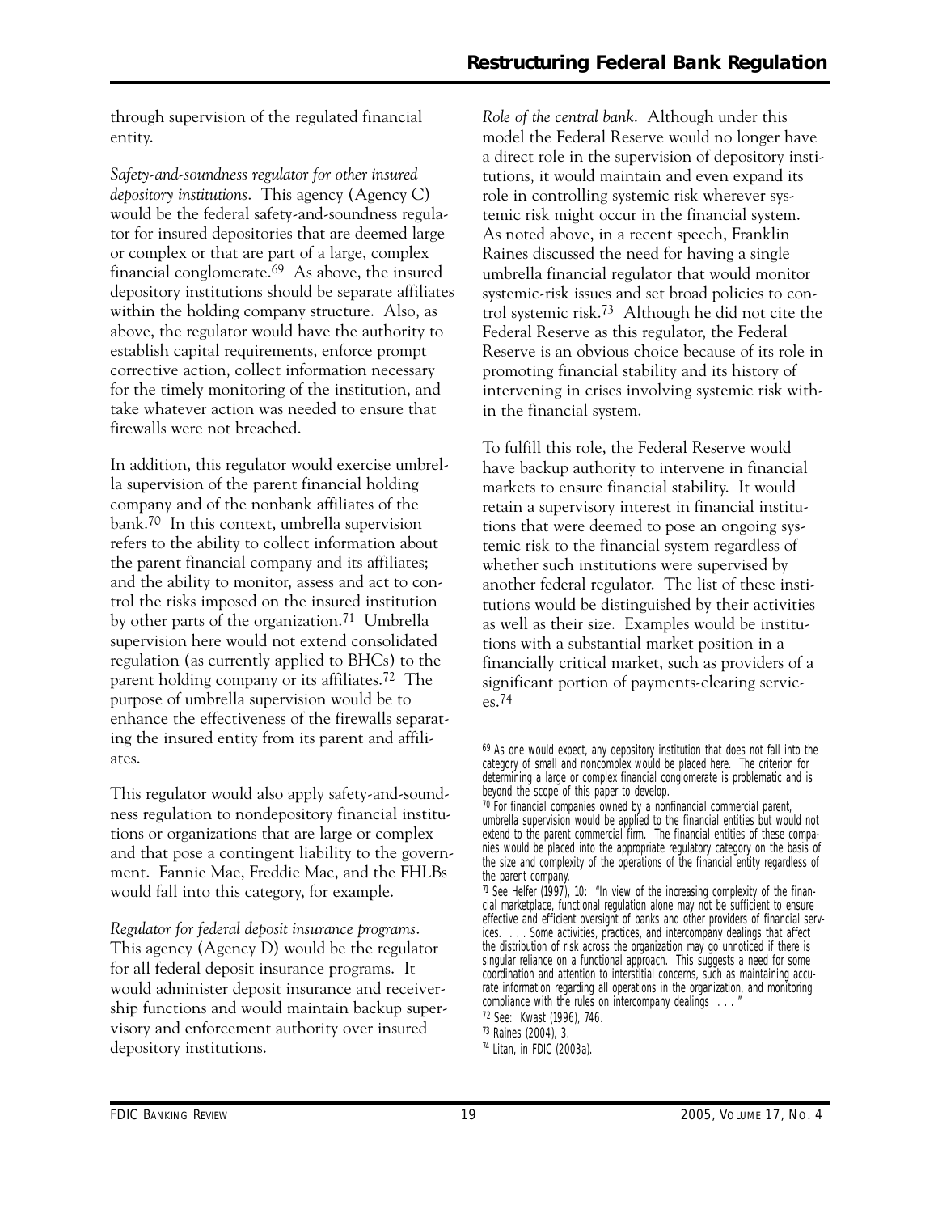through supervision of the regulated financial entity.

*Safety-and-soundness regulator for other insured depository institutions*. This agency (Agency C) would be the federal safety-and-soundness regulator for insured depositories that are deemed large or complex or that are part of a large, complex financial conglomerate.[69] As above, the insured depository institutions should be separate affiliates within the holding company structure. Also, as above, the regulator would have the authority to establish capital requirements, enforce prompt corrective action, collect information necessary for the timely monitoring of the institution, and take whatever action was needed to ensure that firewalls were not breached.

In addition, this regulator would exercise umbrella supervision of the parent financial holding company and of the nonbank affiliates of the bank.[70] In this context, umbrella supervision refers to the ability to collect information about the parent financial company and its affiliates; and the ability to monitor, assess and act to control the risks imposed on the insured institution by other parts of the organization.[71] Umbrella supervision here would not extend consolidated regulation (as currently applied to BHCs) to the parent holding company or its affiliates.[72] The purpose of umbrella supervision would be to enhance the effectiveness of the firewalls separating the insured entity from its parent and affiliates.

This regulator would also apply safety-and-soundness regulation to nondepository financial institutions or organizations that are large or complex and that pose a contingent liability to the government. Fannie Mae, Freddie Mac, and the FHLBs would fall into this category, for example.

*Regulator for federal deposit insurance programs*. This agency (Agency D) would be the regulator for all federal deposit insurance programs. It would administer deposit insurance and receivership functions and would maintain backup supervisory and enforcement authority over insured depository institutions.

*Role of the central bank*. Although under this model the Federal Reserve would no longer have a direct role in the supervision of depository institutions, it would maintain and even expand its role in controlling systemic risk wherever systemic risk might occur in the financial system. As noted above, in a recent speech, Franklin Raines discussed the need for having a single umbrella financial regulator that would monitor systemic-risk issues and set broad policies to control systemic risk.[73] Although he did not cite the Federal Reserve as this regulator, the Federal Reserve is an obvious choice because of its role in promoting financial stability and its history of intervening in crises involving systemic risk within the financial system.

To fulfill this role, the Federal Reserve would have backup authority to intervene in financial markets to ensure financial stability. It would retain a supervisory interest in financial institutions that were deemed to pose an ongoing systemic risk to the financial system regardless of whether such institutions were supervised by another federal regulator. The list of these institutions would be distinguished by their activities as well as their size. Examples would be institutions with a substantial market position in a financially critical market, such as providers of a significant portion of payments-clearing services.[74]

[69] As one would expect, any depository institution that does not fall into the category of small and noncomplex would be placed here. The criterion for determining a large or complex financial conglomerate is problematic and is beyond the scope of this paper to develop.

[70] For financial companies owned by a nonfinancial commercial parent, umbrella supervision would be applied to the financial entities but would not extend to the parent commercial firm. The financial entities of these companies would be placed into the appropriate regulatory category on the basis of the size and complexity of the operations of the financial entity regardless of the parent company.

[71] See Helfer (1997), 10: "In view of the increasing complexity of the financial marketplace, functional regulation alone may not be sufficient to ensure effective and efficient oversight of banks and other providers of financial services. . . . Some activities, practices, and intercompany dealings that affect the distribution of risk across the organization may go unnoticed if there is singular reliance on a functional approach. This suggests a need for some coordination and attention to interstitial concerns, such as maintaining accurate information regarding all operations in the organization, and monitoring compliance with the rules on intercompany dealings . . . "

[72] See: Kwast (1996), 746.

[73] Raines (2004), 3.

[74] Litan, in FDIC (2003a).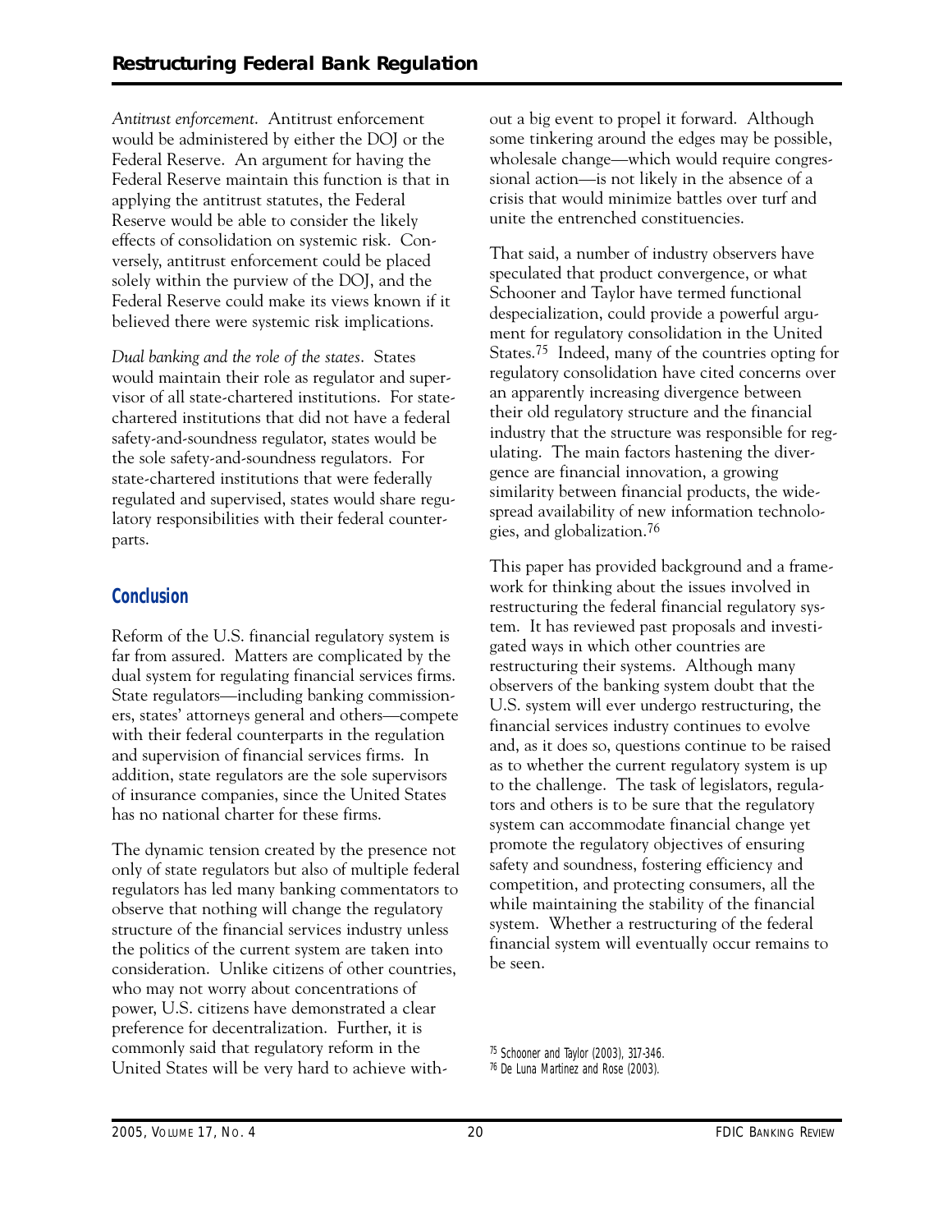*Antitrust enforcement.* Antitrust enforcement would be administered by either the DOJ or the Federal Reserve. An argument for having the Federal Reserve maintain this function is that in applying the antitrust statutes, the Federal Reserve would be able to consider the likely effects of consolidation on systemic risk. Conversely, antitrust enforcement could be placed solely within the purview of the DOJ, and the Federal Reserve could make its views known if it believed there were systemic risk implications.

*Dual banking and the role of the states.* States would maintain their role as regulator and supervisor of all state-chartered institutions. For state-chartered institutions that did not have a federal safety-and-soundness regulator, states would be the sole safety-and-soundness regulators. For state-chartered institutions that were federally regulated and supervised, states would share regulatory responsibilities with their federal counterparts.

## Conclusion

Reform of the U.S. financial regulatory system is far from assured. Matters are complicated by the dual system for regulating financial services firms. State regulators—including banking commissioners, states' attorneys general and others—compete with their federal counterparts in the regulation and supervision of financial services firms. In addition, state regulators are the sole supervisors of insurance companies, since the United States has no national charter for these firms.

The dynamic tension created by the presence not only of state regulators but also of multiple federal regulators has led many banking commentators to observe that nothing will change the regulatory structure of the financial services industry unless the politics of the current system are taken into consideration. Unlike citizens of other countries, who may not worry about concentrations of power, U.S. citizens have demonstrated a clear preference for decentralization. Further, it is commonly said that regulatory reform in the United States will be very hard to achieve without a big event to propel it forward. Although some tinkering around the edges may be possible, wholesale change—which would require congressional action—is not likely in the absence of a crisis that would minimize battles over turf and unite the entrenched constituencies.

That said, a number of industry observers have speculated that product convergence, or what Schooner and Taylor have termed functional despecialization, could provide a powerful argument for regulatory consolidation in the United States.[75] Indeed, many of the countries opting for regulatory consolidation have cited concerns over an apparently increasing divergence between their old regulatory structure and the financial industry that the structure was responsible for regulating. The main factors hastening the divergence are financial innovation, a growing similarity between financial products, the widespread availability of new information technologies, and globalization.[76]

This paper has provided background and a framework for thinking about the issues involved in restructuring the federal financial regulatory system. It has reviewed past proposals and investigated ways in which other countries are restructuring their systems. Although many observers of the banking system doubt that the U.S. system will ever undergo restructuring, the financial services industry continues to evolve and, as it does so, questions continue to be raised as to whether the current regulatory system is up to the challenge. The task of legislators, regulators and others is to be sure that the regulatory system can accommodate financial change yet promote the regulatory objectives of ensuring safety and soundness, fostering efficiency and competition, and protecting consumers, all the while maintaining the stability of the financial system. Whether a restructuring of the federal financial system will eventually occur remains to be seen.

[75] Schooner and Taylor (2003), 317-346.

[76] De Luna Martinez and Rose (2003).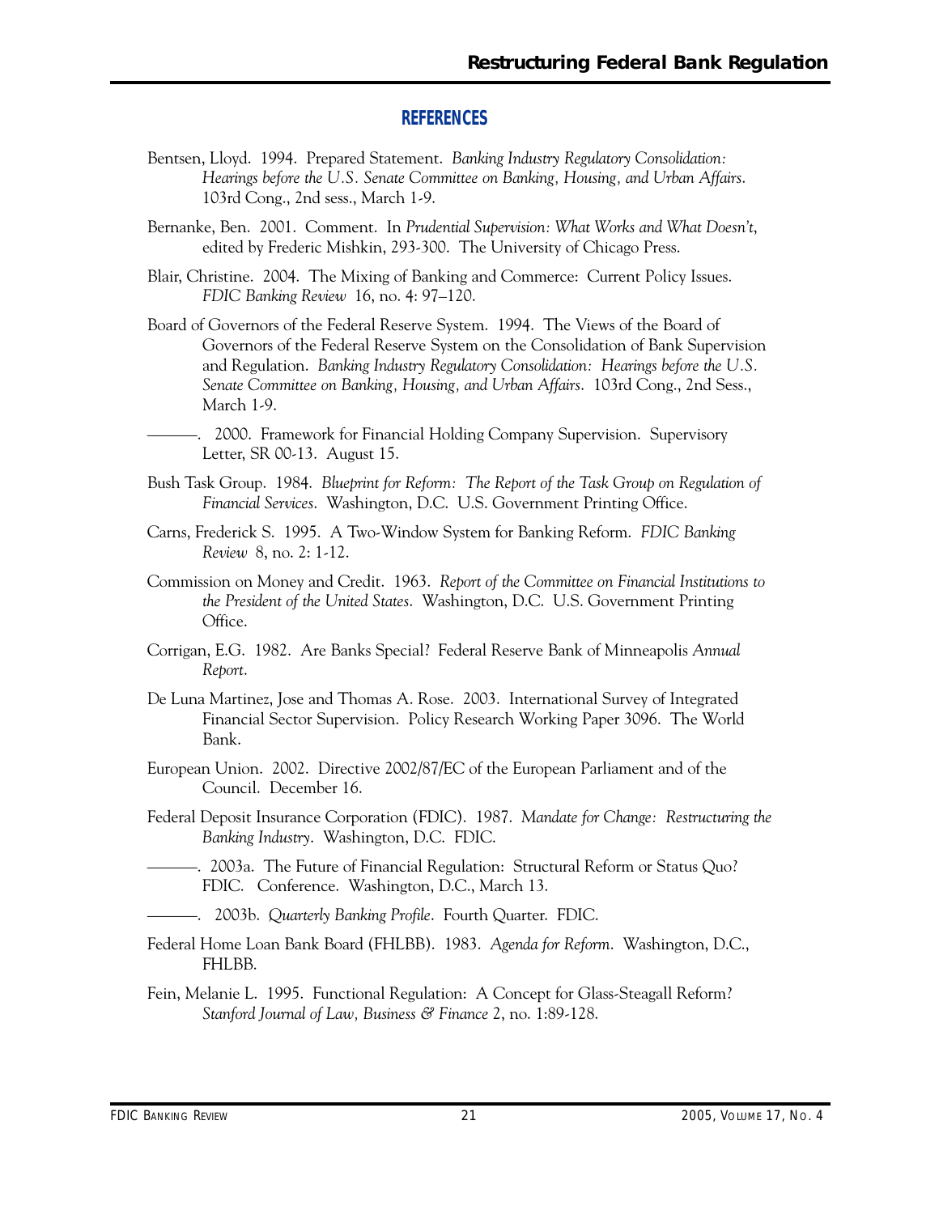## REFERENCES

Bentsen, Lloyd. 1994. Prepared Statement. *Banking Industry Regulatory Consolidation: Hearings before the U.S. Senate Committee on Banking, Housing, and Urban Affairs*. 103rd Cong., 2nd sess., March 1-9.

Bernanke, Ben. 2001. Comment. In *Prudential Supervision: What Works and What Doesn't*, edited by Frederic Mishkin, 293-300. The University of Chicago Press.

Blair, Christine. 2004. The Mixing of Banking and Commerce: Current Policy Issues. *FDIC Banking Review* 16, no. 4: 97–120.

Board of Governors of the Federal Reserve System. 1994. The Views of the Board of Governors of the Federal Reserve System on the Consolidation of Bank Supervision and Regulation. *Banking Industry Regulatory Consolidation: Hearings before the U.S. Senate Committee on Banking, Housing, and Urban Affairs*. 103rd Cong., 2nd Sess., March 1-9.

———. 2000. Framework for Financial Holding Company Supervision. Supervisory Letter, SR 00-13. August 15.

Bush Task Group. 1984. *Blueprint for Reform: The Report of the Task Group on Regulation of Financial Services*. Washington, D.C. U.S. Government Printing Office.

Carns, Frederick S. 1995. A Two-Window System for Banking Reform. *FDIC Banking Review* 8, no. 2: 1-12.

Commission on Money and Credit. 1963. *Report of the Committee on Financial Institutions to the President of the United States*. Washington, D.C. U.S. Government Printing Office.

Corrigan, E.G. 1982. Are Banks Special? Federal Reserve Bank of Minneapolis *Annual Report*.

De Luna Martinez, Jose and Thomas A. Rose. 2003. International Survey of Integrated Financial Sector Supervision. Policy Research Working Paper 3096. The World Bank.

European Union. 2002. Directive 2002/87/EC of the European Parliament and of the Council. December 16.

Federal Deposit Insurance Corporation (FDIC). 1987. *Mandate for Change: Restructuring the Banking Industry*. Washington, D.C. FDIC.

———. 2003a. The Future of Financial Regulation: Structural Reform or Status Quo? FDIC. Conference. Washington, D.C., March 13.

———. 2003b. *Quarterly Banking Profile*. Fourth Quarter. FDIC.

Federal Home Loan Bank Board (FHLBB). 1983. *Agenda for Reform*. Washington, D.C., FHLBB.

Fein, Melanie L. 1995. Functional Regulation: A Concept for Glass-Steagall Reform? *Stanford Journal of Law, Business & Finance* 2, no. 1:89-128.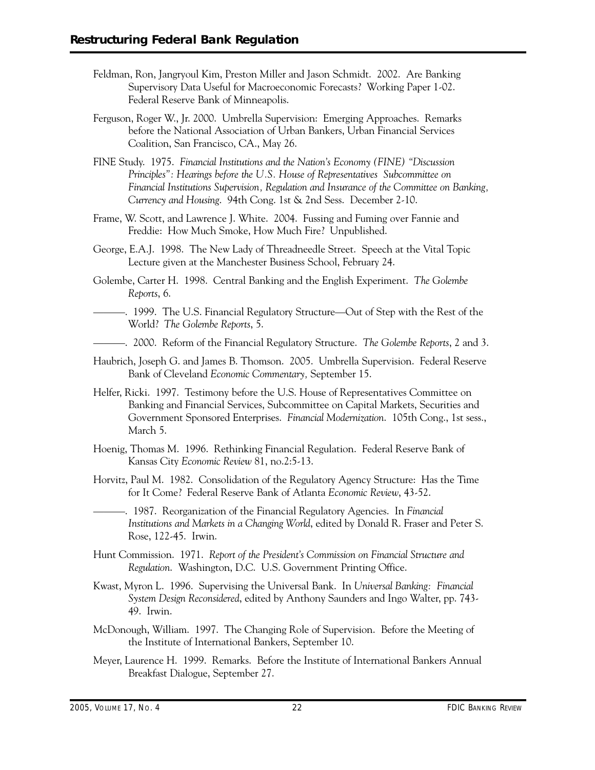Feldman, Ron, Jangryoul Kim, Preston Miller and Jason Schmidt. 2002. Are Banking Supervisory Data Useful for Macroeconomic Forecasts? Working Paper 1-02. Federal Reserve Bank of Minneapolis.

Ferguson, Roger W., Jr. 2000. Umbrella Supervision: Emerging Approaches. Remarks before the National Association of Urban Bankers, Urban Financial Services Coalition, San Francisco, CA., May 26.

FINE Study. 1975. *Financial Institutions and the Nation's Economy (FINE) "Discussion Principles": Hearings before the U.S. House of Representatives Subcommittee on Financial Institutions Supervision, Regulation and Insurance of the Committee on Banking, Currency and Housing*. 94th Cong. 1st & 2nd Sess. December 2-10.

Frame, W. Scott, and Lawrence J. White. 2004. Fussing and Fuming over Fannie and Freddie: How Much Smoke, How Much Fire? Unpublished.

George, E.A.J. 1998. The New Lady of Threadneedle Street. Speech at the Vital Topic Lecture given at the Manchester Business School, February 24.

Golembe, Carter H. 1998. Central Banking and the English Experiment. *The Golembe Reports*, 6.

———. 1999. The U.S. Financial Regulatory Structure—Out of Step with the Rest of the World? *The Golembe Reports*, 5.

———. 2000. Reform of the Financial Regulatory Structure. *The Golembe Reports*, 2 and 3.

Haubrich, Joseph G. and James B. Thomson. 2005. Umbrella Supervision. Federal Reserve Bank of Cleveland *Economic Commentary,* September 15.

Helfer, Ricki. 1997. Testimony before the U.S. House of Representatives Committee on Banking and Financial Services, Subcommittee on Capital Markets, Securities and Government Sponsored Enterprises. *Financial Modernization*. 105th Cong., 1st sess., March 5.

Hoenig, Thomas M. 1996. Rethinking Financial Regulation. Federal Reserve Bank of Kansas City *Economic Review* 81, no.2:5-13.

Horvitz, Paul M. 1982. Consolidation of the Regulatory Agency Structure: Has the Time for It Come? Federal Reserve Bank of Atlanta *Economic Review*, 43-52.

———. 1987. Reorganization of the Financial Regulatory Agencies. In *Financial Institutions and Markets in a Changing World*, edited by Donald R. Fraser and Peter S. Rose, 122-45. Irwin.

Hunt Commission. 1971. *Report of the President's Commission on Financial Structure and Regulation*. Washington, D.C. U.S. Government Printing Office.

Kwast, Myron L. 1996. Supervising the Universal Bank. In *Universal Banking: Financial System Design Reconsidered*, edited by Anthony Saunders and Ingo Walter, pp. 743-49. Irwin.

McDonough, William. 1997. The Changing Role of Supervision. Before the Meeting of the Institute of International Bankers, September 10.

Meyer, Laurence H. 1999. Remarks. Before the Institute of International Bankers Annual Breakfast Dialogue, September 27.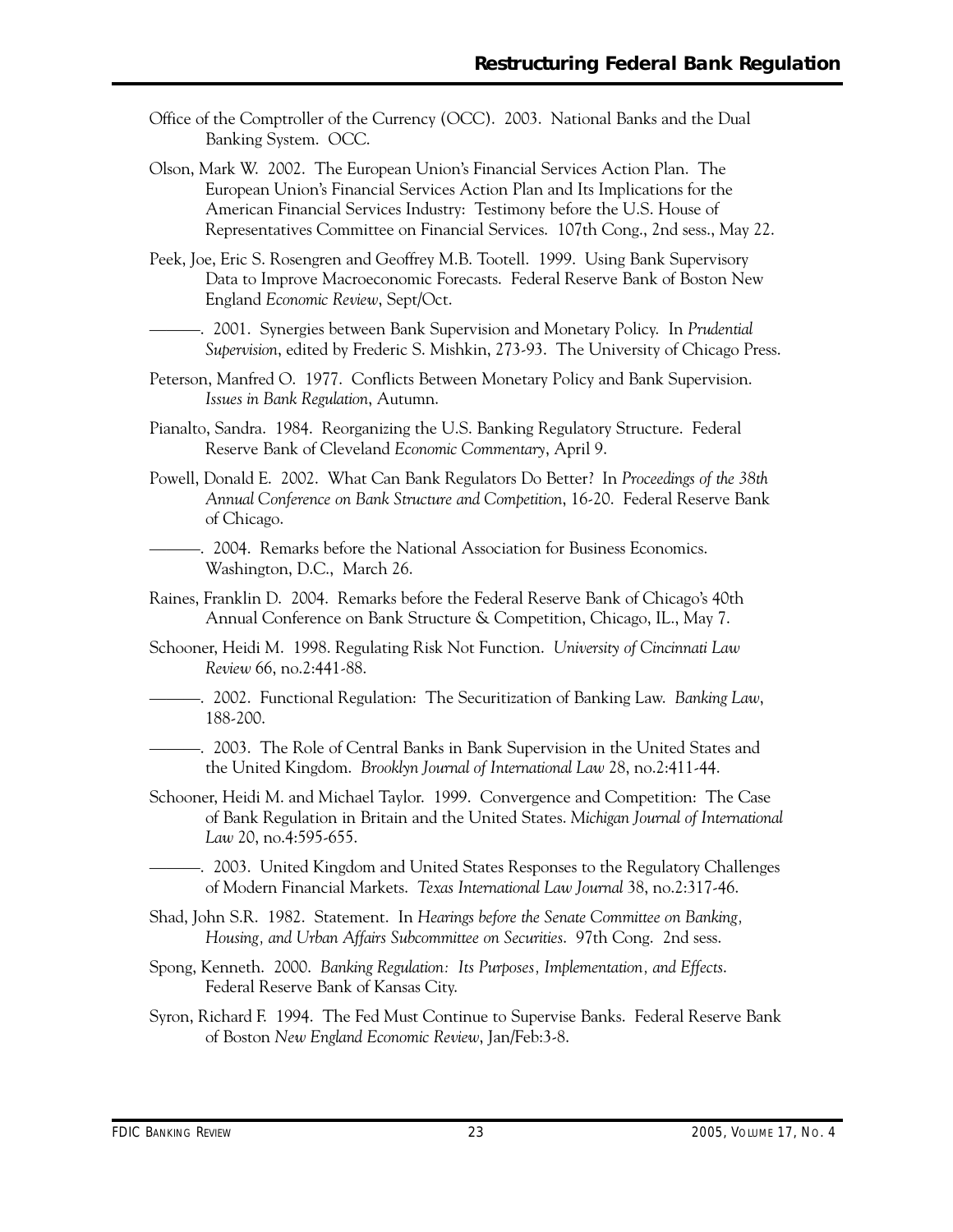Office of the Comptroller of the Currency (OCC). 2003. National Banks and the Dual Banking System. OCC.

Olson, Mark W. 2002. The European Union's Financial Services Action Plan. The European Union's Financial Services Action Plan and Its Implications for the American Financial Services Industry: Testimony before the U.S. House of Representatives Committee on Financial Services. 107th Cong., 2nd sess., May 22.

Peek, Joe, Eric S. Rosengren and Geoffrey M.B. Tootell. 1999. Using Bank Supervisory Data to Improve Macroeconomic Forecasts. Federal Reserve Bank of Boston New England *Economic Review*, Sept/Oct.

———. 2001. Synergies between Bank Supervision and Monetary Policy. In *Prudential Supervision*, edited by Frederic S. Mishkin, 273-93. The University of Chicago Press.

Peterson, Manfred O. 1977. Conflicts Between Monetary Policy and Bank Supervision. *Issues in Bank Regulation*, Autumn.

Pianalto, Sandra. 1984. Reorganizing the U.S. Banking Regulatory Structure. Federal Reserve Bank of Cleveland *Economic Commentary*, April 9.

Powell, Donald E. 2002. What Can Bank Regulators Do Better? In *Proceedings of the 38th Annual Conference on Bank Structure and Competition*, 16-20. Federal Reserve Bank of Chicago.

———. 2004. Remarks before the National Association for Business Economics. Washington, D.C., March 26.

Raines, Franklin D. 2004. Remarks before the Federal Reserve Bank of Chicago's 40th Annual Conference on Bank Structure & Competition, Chicago, IL., May 7.

Schooner, Heidi M. 1998. Regulating Risk Not Function. *University of Cincinnati Law Review* 66, no.2:441-88.

———. 2002. Functional Regulation: The Securitization of Banking Law. *Banking Law*, 188-200.

———. 2003. The Role of Central Banks in Bank Supervision in the United States and the United Kingdom. *Brooklyn Journal of International Law* 28, no.2:411-44.

Schooner, Heidi M. and Michael Taylor. 1999. Convergence and Competition: The Case of Bank Regulation in Britain and the United States. *Michigan Journal of International Law* 20, no.4:595-655.

———. 2003. United Kingdom and United States Responses to the Regulatory Challenges of Modern Financial Markets. *Texas International Law Journal* 38, no.2:317-46.

Shad, John S.R. 1982. Statement. In *Hearings before the Senate Committee on Banking, Housing, and Urban Affairs Subcommittee on Securities*. 97th Cong. 2nd sess.

Spong, Kenneth. 2000. *Banking Regulation: Its Purposes, Implementation, and Effects*. Federal Reserve Bank of Kansas City.

Syron, Richard F. 1994. The Fed Must Continue to Supervise Banks. Federal Reserve Bank of Boston *New England Economic Review*, Jan/Feb:3-8.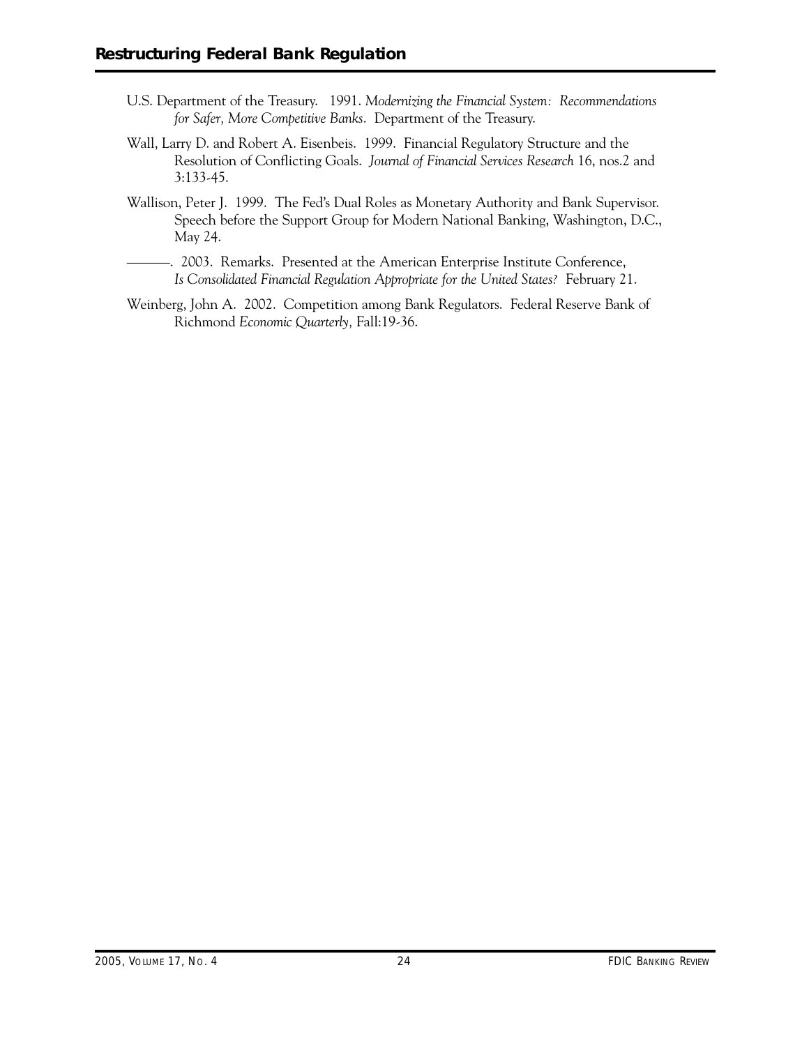U.S. Department of the Treasury. 1991. *Modernizing the Financial System: Recommendations for Safer, More Competitive Banks*. Department of the Treasury.

Wall, Larry D. and Robert A. Eisenbeis. 1999. Financial Regulatory Structure and the Resolution of Conflicting Goals. *Journal of Financial Services Research* 16, nos.2 and 3:133-45.

Wallison, Peter J. 1999. The Fed's Dual Roles as Monetary Authority and Bank Supervisor. Speech before the Support Group for Modern National Banking, Washington, D.C., May 24.

———. 2003. Remarks. Presented at the American Enterprise Institute Conference, *Is Consolidated Financial Regulation Appropriate for the United States?* February 21.

Weinberg, John A. 2002. Competition among Bank Regulators. Federal Reserve Bank of Richmond *Economic Quarterly,* Fall:19-36.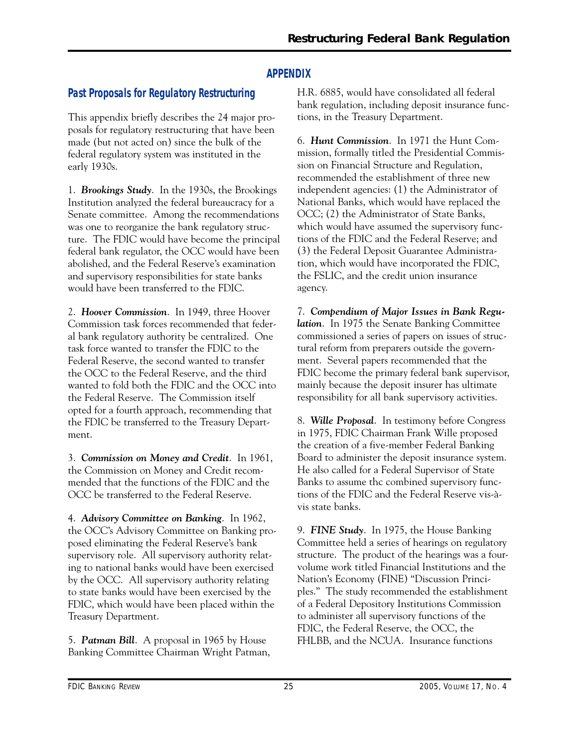## APPENDIX

### Past Proposals for Regulatory Restructuring

This appendix briefly describes the 24 major proposals for regulatory restructuring that have been made (but not acted on) since the bulk of the federal regulatory system was instituted in the early 1930s.

1. ***Brookings Study***. In the 1930s, the Brookings Institution analyzed the federal bureaucracy for a Senate committee. Among the recommendations was one to reorganize the bank regulatory structure. The FDIC would have become the principal federal bank regulator, the OCC would have been abolished, and the Federal Reserve's examination and supervisory responsibilities for state banks would have been transferred to the FDIC.

2. ***Hoover Commission***. In 1949, three Hoover Commission task forces recommended that federal bank regulatory authority be centralized. One task force wanted to transfer the FDIC to the Federal Reserve, the second wanted to transfer the OCC to the Federal Reserve, and the third wanted to fold both the FDIC and the OCC into the Federal Reserve. The Commission itself opted for a fourth approach, recommending that the FDIC be transferred to the Treasury Department.

3. ***Commission on Money and Credit***. In 1961, the Commission on Money and Credit recommended that the functions of the FDIC and the OCC be transferred to the Federal Reserve.

4. ***Advisory Committee on Banking***. In 1962, the OCC's Advisory Committee on Banking proposed eliminating the Federal Reserve's bank supervisory role. All supervisory authority relating to national banks would have been exercised by the OCC. All supervisory authority relating to state banks would have been exercised by the FDIC, which would have been placed within the Treasury Department.

5. ***Patman Bill***. A proposal in 1965 by House Banking Committee Chairman Wright Patman, H.R. 6885, would have consolidated all federal bank regulation, including deposit insurance functions, in the Treasury Department.

6. ***Hunt Commission***. In 1971 the Hunt Commission, formally titled the Presidential Commission on Financial Structure and Regulation, recommended the establishment of three new independent agencies: (1) the Administrator of National Banks, which would have replaced the OCC; (2) the Administrator of State Banks, which would have assumed the supervisory functions of the FDIC and the Federal Reserve; and (3) the Federal Deposit Guarantee Administration, which would have incorporated the FDIC, the FSLIC, and the credit union insurance agency.

7. ***Compendium of Major Issues in Bank Regulation***. In 1975 the Senate Banking Committee commissioned a series of papers on issues of structural reform from preparers outside the government. Several papers recommended that the FDIC become the primary federal bank supervisor, mainly because the deposit insurer has ultimate responsibility for all bank supervisory activities.

8. ***Wille Proposal***. In testimony before Congress in 1975, FDIC Chairman Frank Wille proposed the creation of a five-member Federal Banking Board to administer the deposit insurance system. He also called for a Federal Supervisor of State Banks to assume thc combined supervisory functions of the FDIC and the Federal Reserve vis-à-vis state banks.

9. ***FINE Study***. In 1975, the House Banking Committee held a series of hearings on regulatory structure. The product of the hearings was a four-volume work titled Financial Institutions and the Nation's Economy (FINE) "Discussion Principles." The study recommended the establishment of a Federal Depository Institutions Commission to administer all supervisory functions of the FDIC, the Federal Reserve, the OCC, the FHLBB, and the NCUA. Insurance functions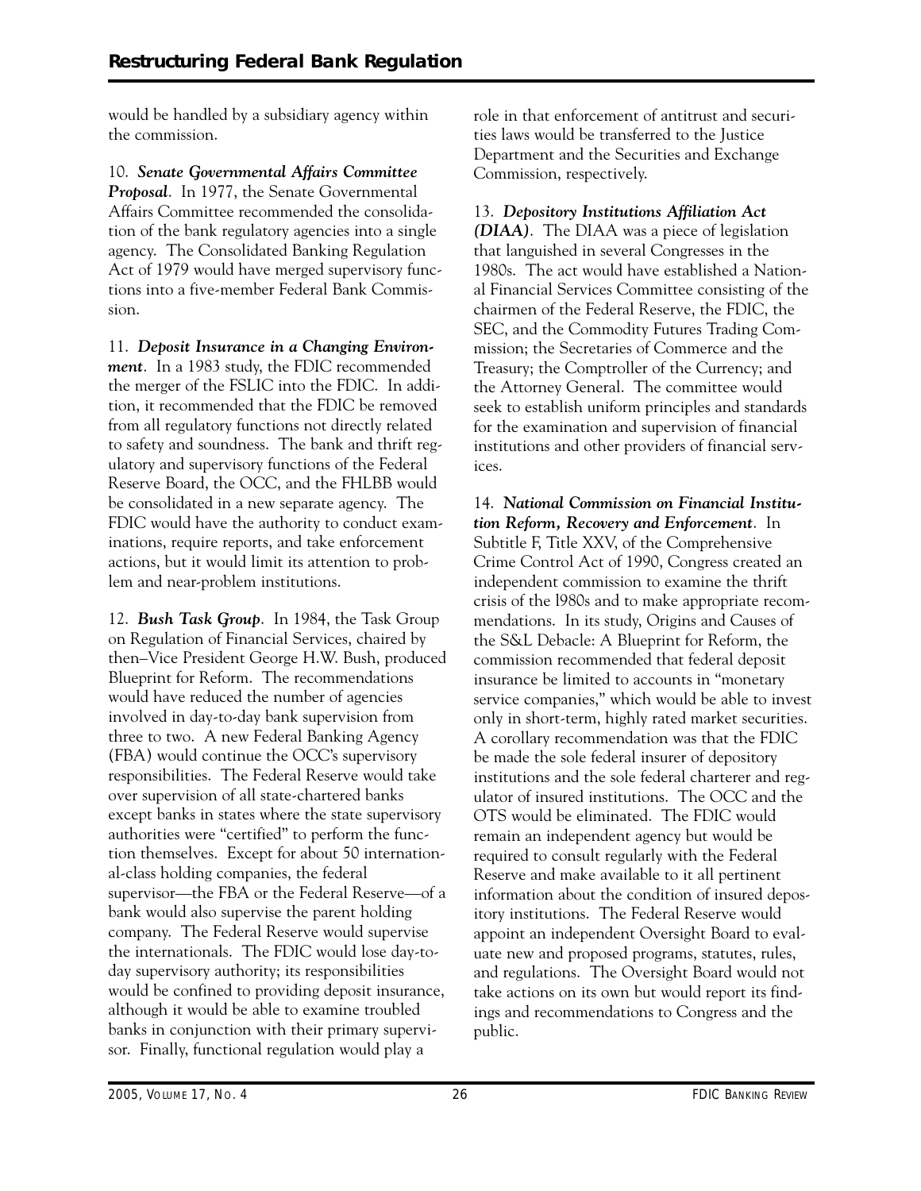would be handled by a subsidiary agency within the commission.

10. ***Senate Governmental Affairs Committee Proposal***. In 1977, the Senate Governmental Affairs Committee recommended the consolidation of the bank regulatory agencies into a single agency. The Consolidated Banking Regulation Act of 1979 would have merged supervisory functions into a five-member Federal Bank Commission.

11. ***Deposit Insurance in a Changing Environment***. In a 1983 study, the FDIC recommended the merger of the FSLIC into the FDIC. In addition, it recommended that the FDIC be removed from all regulatory functions not directly related to safety and soundness. The bank and thrift regulatory and supervisory functions of the Federal Reserve Board, the OCC, and the FHLBB would be consolidated in a new separate agency. The FDIC would have the authority to conduct examinations, require reports, and take enforcement actions, but it would limit its attention to problem and near-problem institutions.

12. ***Bush Task Group***. In 1984, the Task Group on Regulation of Financial Services, chaired by then–Vice President George H.W. Bush, produced Blueprint for Reform. The recommendations would have reduced the number of agencies involved in day-to-day bank supervision from three to two. A new Federal Banking Agency (FBA) would continue the OCC's supervisory responsibilities. The Federal Reserve would take over supervision of all state-chartered banks except banks in states where the state supervisory authorities were "certified" to perform the function themselves. Except for about 50 international-class holding companies, the federal supervisor—the FBA or the Federal Reserve—of a bank would also supervise the parent holding company. The Federal Reserve would supervise the internationals. The FDIC would lose day-to-day supervisory authority; its responsibilities would be confined to providing deposit insurance, although it would be able to examine troubled banks in conjunction with their primary supervisor. Finally, functional regulation would play a role in that enforcement of antitrust and securities laws would be transferred to the Justice Department and the Securities and Exchange Commission, respectively.

13. ***Depository Institutions Affiliation Act (DIAA)***. The DIAA was a piece of legislation that languished in several Congresses in the 1980s. The act would have established a National Financial Services Committee consisting of the chairmen of the Federal Reserve, the FDIC, the SEC, and the Commodity Futures Trading Commission; the Secretaries of Commerce and the Treasury; the Comptroller of the Currency; and the Attorney General. The committee would seek to establish uniform principles and standards for the examination and supervision of financial institutions and other providers of financial services.

14. ***National Commission on Financial Institution Reform, Recovery and Enforcement***. In Subtitle F, Title XXV, of the Comprehensive Crime Control Act of 1990, Congress created an independent commission to examine the thrift crisis of the l980s and to make appropriate recommendations. In its study, Origins and Causes of the S&L Debacle: A Blueprint for Reform, the commission recommended that federal deposit insurance be limited to accounts in "monetary service companies," which would be able to invest only in short-term, highly rated market securities. A corollary recommendation was that the FDIC be made the sole federal insurer of depository institutions and the sole federal charterer and regulator of insured institutions. The OCC and the OTS would be eliminated. The FDIC would remain an independent agency but would be required to consult regularly with the Federal Reserve and make available to it all pertinent information about the condition of insured depository institutions. The Federal Reserve would appoint an independent Oversight Board to evaluate new and proposed programs, statutes, rules, and regulations. The Oversight Board would not take actions on its own but would report its findings and recommendations to Congress and the public.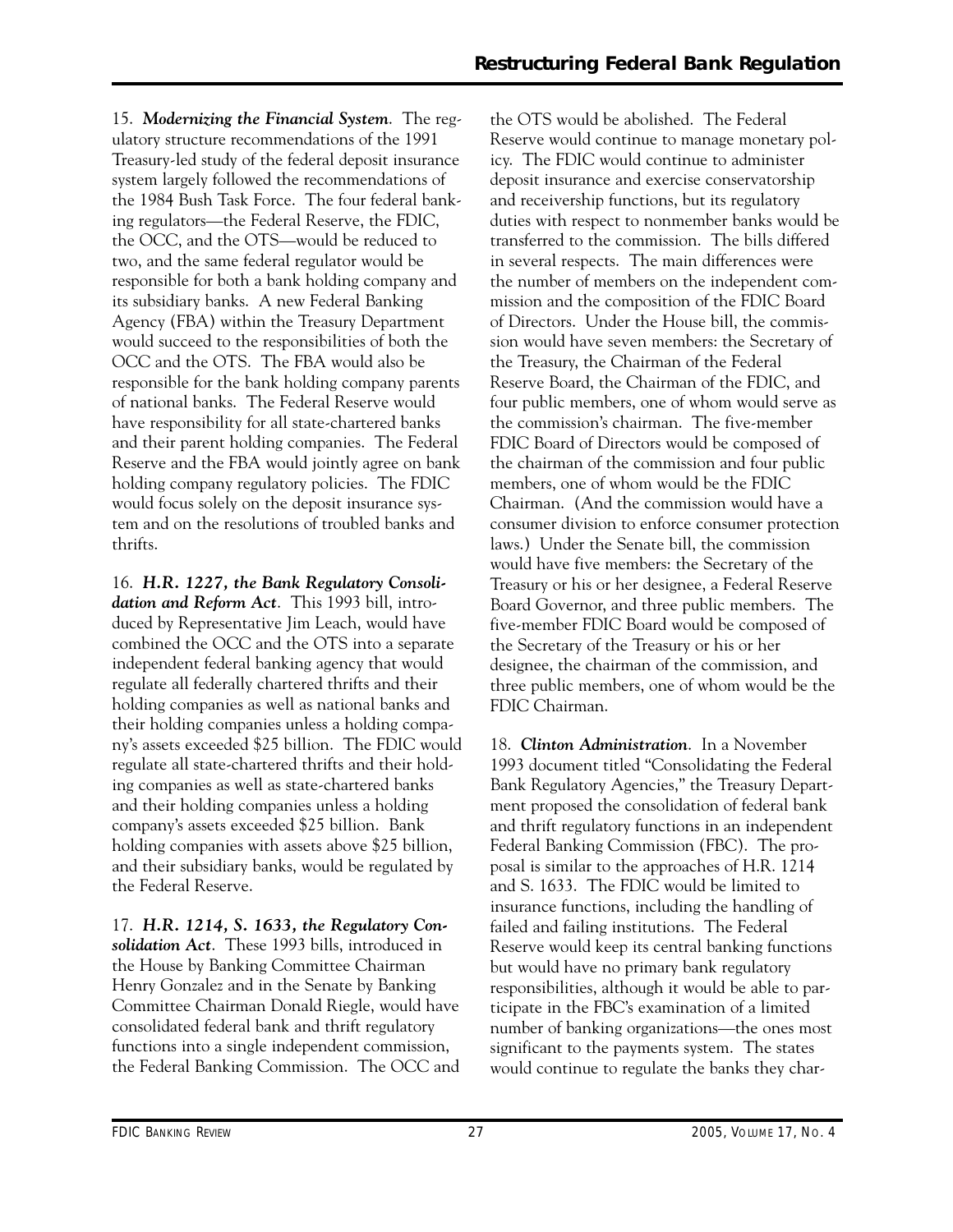15. ***Modernizing the Financial System***. The regulatory structure recommendations of the 1991 Treasury-led study of the federal deposit insurance system largely followed the recommendations of the 1984 Bush Task Force. The four federal banking regulators—the Federal Reserve, the FDIC, the OCC, and the OTS—would be reduced to two, and the same federal regulator would be responsible for both a bank holding company and its subsidiary banks. A new Federal Banking Agency (FBA) within the Treasury Department would succeed to the responsibilities of both the OCC and the OTS. The FBA would also be responsible for the bank holding company parents of national banks. The Federal Reserve would have responsibility for all state-chartered banks and their parent holding companies. The Federal Reserve and the FBA would jointly agree on bank holding company regulatory policies. The FDIC would focus solely on the deposit insurance system and on the resolutions of troubled banks and thrifts.

16. ***H.R. 1227, the Bank Regulatory Consolidation and Reform Act***. This 1993 bill, introduced by Representative Jim Leach, would have combined the OCC and the OTS into a separate independent federal banking agency that would regulate all federally chartered thrifts and their holding companies as well as national banks and their holding companies unless a holding company's assets exceeded $25 billion. The FDIC would regulate all state-chartered thrifts and their holding companies as well as state-chartered banks and their holding companies unless a holding company's assets exceeded $25 billion. Bank holding companies with assets above $25 billion, and their subsidiary banks, would be regulated by the Federal Reserve.

17. ***H.R. 1214, S. 1633, the Regulatory Consolidation Act***. These 1993 bills, introduced in the House by Banking Committee Chairman Henry Gonzalez and in the Senate by Banking Committee Chairman Donald Riegle, would have consolidated federal bank and thrift regulatory functions into a single independent commission, the Federal Banking Commission. The OCC and the OTS would be abolished. The Federal Reserve would continue to manage monetary policy. The FDIC would continue to administer deposit insurance and exercise conservatorship and receivership functions, but its regulatory duties with respect to nonmember banks would be transferred to the commission. The bills differed in several respects. The main differences were the number of members on the independent commission and the composition of the FDIC Board of Directors. Under the House bill, the commission would have seven members: the Secretary of the Treasury, the Chairman of the Federal Reserve Board, the Chairman of the FDIC, and four public members, one of whom would serve as the commission's chairman. The five-member FDIC Board of Directors would be composed of the chairman of the commission and four public members, one of whom would be the FDIC Chairman. (And the commission would have a consumer division to enforce consumer protection laws.) Under the Senate bill, the commission would have five members: the Secretary of the Treasury or his or her designee, a Federal Reserve Board Governor, and three public members. The five-member FDIC Board would be composed of the Secretary of the Treasury or his or her designee, the chairman of the commission, and three public members, one of whom would be the FDIC Chairman.

18. ***Clinton Administration***. In a November 1993 document titled "Consolidating the Federal Bank Regulatory Agencies," the Treasury Department proposed the consolidation of federal bank and thrift regulatory functions in an independent Federal Banking Commission (FBC). The proposal is similar to the approaches of H.R. 1214 and S. 1633. The FDIC would be limited to insurance functions, including the handling of failed and failing institutions. The Federal Reserve would keep its central banking functions but would have no primary bank regulatory responsibilities, although it would be able to participate in the FBC's examination of a limited number of banking organizations—the ones most significant to the payments system. The states would continue to regulate the banks they char-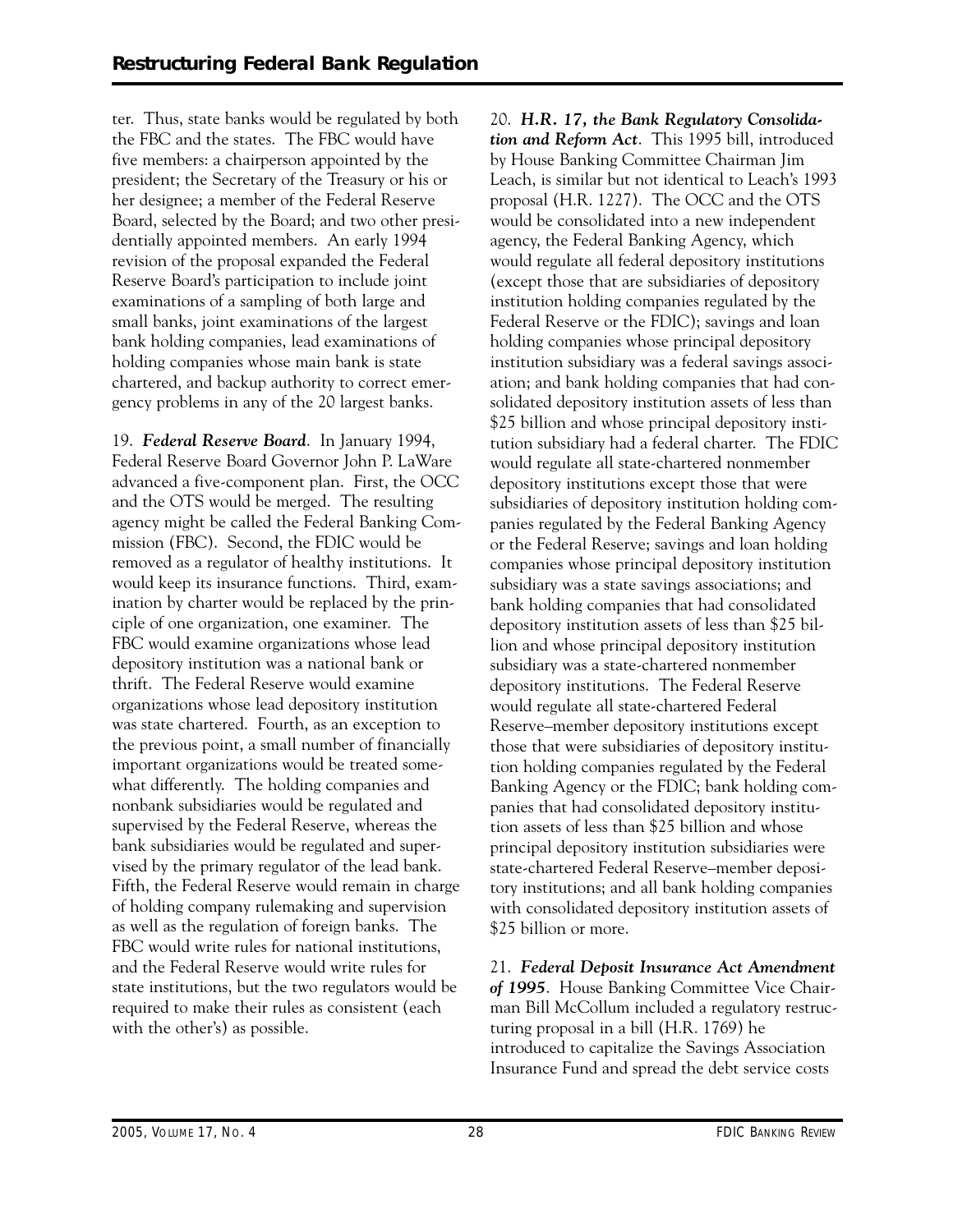ter. Thus, state banks would be regulated by both the FBC and the states. The FBC would have five members: a chairperson appointed by the president; the Secretary of the Treasury or his or her designee; a member of the Federal Reserve Board, selected by the Board; and two other presidentially appointed members. An early 1994 revision of the proposal expanded the Federal Reserve Board's participation to include joint examinations of a sampling of both large and small banks, joint examinations of the largest bank holding companies, lead examinations of holding companies whose main bank is state chartered, and backup authority to correct emergency problems in any of the 20 largest banks.

19. ***Federal Reserve Board***. In January 1994, Federal Reserve Board Governor John P. LaWare advanced a five-component plan. First, the OCC and the OTS would be merged. The resulting agency might be called the Federal Banking Commission (FBC). Second, the FDIC would be removed as a regulator of healthy institutions. It would keep its insurance functions. Third, examination by charter would be replaced by the principle of one organization, one examiner. The FBC would examine organizations whose lead depository institution was a national bank or thrift. The Federal Reserve would examine organizations whose lead depository institution was state chartered. Fourth, as an exception to the previous point, a small number of financially important organizations would be treated somewhat differently. The holding companies and nonbank subsidiaries would be regulated and supervised by the Federal Reserve, whereas the bank subsidiaries would be regulated and supervised by the primary regulator of the lead bank. Fifth, the Federal Reserve would remain in charge of holding company rulemaking and supervision as well as the regulation of foreign banks. The FBC would write rules for national institutions, and the Federal Reserve would write rules for state institutions, but the two regulators would be required to make their rules as consistent (each with the other's) as possible.

20. ***H.R. 17, the Bank Regulatory Consolidation and Reform Act***. This 1995 bill, introduced by House Banking Committee Chairman Jim Leach, is similar but not identical to Leach's 1993 proposal (H.R. 1227). The OCC and the OTS would be consolidated into a new independent agency, the Federal Banking Agency, which would regulate all federal depository institutions (except those that are subsidiaries of depository institution holding companies regulated by the Federal Reserve or the FDIC); savings and loan holding companies whose principal depository institution subsidiary was a federal savings association; and bank holding companies that had consolidated depository institution assets of less than $25 billion and whose principal depository institution subsidiary had a federal charter. The FDIC would regulate all state-chartered nonmember depository institutions except those that were subsidiaries of depository institution holding companies regulated by the Federal Banking Agency or the Federal Reserve; savings and loan holding companies whose principal depository institution subsidiary was a state savings associations; and bank holding companies that had consolidated depository institution assets of less than $25 billion and whose principal depository institution subsidiary was a state-chartered nonmember depository institutions. The Federal Reserve would regulate all state-chartered Federal Reserve–member depository institutions except those that were subsidiaries of depository institution holding companies regulated by the Federal Banking Agency or the FDIC; bank holding companies that had consolidated depository institution assets of less than $25 billion and whose principal depository institution subsidiaries were state-chartered Federal Reserve–member depository institutions; and all bank holding companies with consolidated depository institution assets of $25 billion or more.

21. ***Federal Deposit Insurance Act Amendment of 1995***. House Banking Committee Vice Chairman Bill McCollum included a regulatory restructuring proposal in a bill (H.R. 1769) he introduced to capitalize the Savings Association Insurance Fund and spread the debt service costs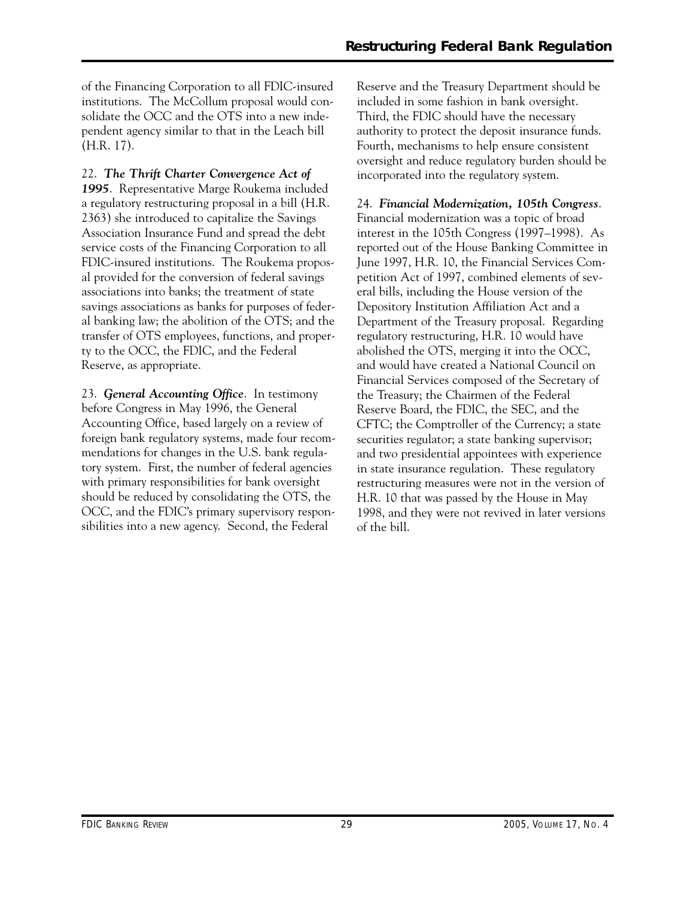of the Financing Corporation to all FDIC-insured institutions. The McCollum proposal would consolidate the OCC and the OTS into a new independent agency similar to that in the Leach bill (H.R. 17).

22. ***The Thrift Charter Convergence Act of 1995***. Representative Marge Roukema included a regulatory restructuring proposal in a bill (H.R. 2363) she introduced to capitalize the Savings Association Insurance Fund and spread the debt service costs of the Financing Corporation to all FDIC-insured institutions. The Roukema proposal provided for the conversion of federal savings associations into banks; the treatment of state savings associations as banks for purposes of federal banking law; the abolition of the OTS; and the transfer of OTS employees, functions, and property to the OCC, the FDIC, and the Federal Reserve, as appropriate.

23. ***General Accounting Office***. In testimony before Congress in May 1996, the General Accounting Office, based largely on a review of foreign bank regulatory systems, made four recommendations for changes in the U.S. bank regulatory system. First, the number of federal agencies with primary responsibilities for bank oversight should be reduced by consolidating the OTS, the OCC, and the FDIC's primary supervisory responsibilities into a new agency. Second, the Federal Reserve and the Treasury Department should be included in some fashion in bank oversight. Third, the FDIC should have the necessary authority to protect the deposit insurance funds. Fourth, mechanisms to help ensure consistent oversight and reduce regulatory burden should be incorporated into the regulatory system.

24. ***Financial Modernization, 105th Congress***. Financial modernization was a topic of broad interest in the 105th Congress (1997–1998). As reported out of the House Banking Committee in June 1997, H.R. 10, the Financial Services Competition Act of 1997, combined elements of several bills, including the House version of the Depository Institution Affiliation Act and a Department of the Treasury proposal. Regarding regulatory restructuring, H.R. 10 would have abolished the OTS, merging it into the OCC, and would have created a National Council on Financial Services composed of the Secretary of the Treasury; the Chairmen of the Federal Reserve Board, the FDIC, the SEC, and the CFTC; the Comptroller of the Currency; a state securities regulator; a state banking supervisor; and two presidential appointees with experience in state insurance regulation. These regulatory restructuring measures were not in the version of H.R. 10 that was passed by the House in May 1998, and they were not revived in later versions of the bill.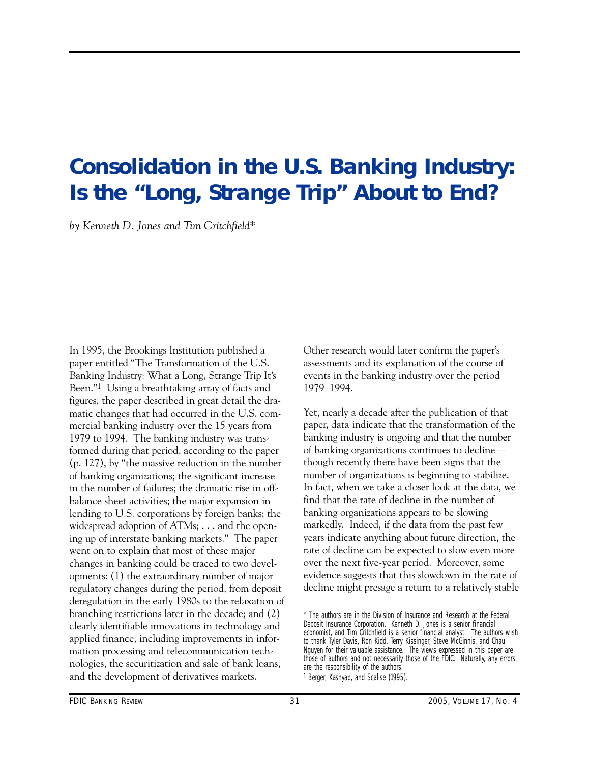# Consolidation in the U.S. Banking Industry: Is the "Long, Strange Trip" About to End?

*by Kenneth D. Jones and Tim Critchfield**

In 1995, the Brookings Institution published a paper entitled "The Transformation of the U.S. Banking Industry: What a Long, Strange Trip It's Been."[1] Using a breathtaking array of facts and figures, the paper described in great detail the dramatic changes that had occurred in the U.S. commercial banking industry over the 15 years from 1979 to 1994. The banking industry was transformed during that period, according to the paper (p. 127), by "the massive reduction in the number of banking organizations; the significant increase in the number of failures; the dramatic rise in off-balance sheet activities; the major expansion in lending to U.S. corporations by foreign banks; the widespread adoption of ATMs; . . . and the opening up of interstate banking markets." The paper went on to explain that most of these major changes in banking could be traced to two developments: (1) the extraordinary number of major regulatory changes during the period, from deposit deregulation in the early 1980s to the relaxation of branching restrictions later in the decade; and (2) clearly identifiable innovations in technology and applied finance, including improvements in information processing and telecommunication technologies, the securitization and sale of bank loans, and the development of derivatives markets.

Other research would later confirm the paper's assessments and its explanation of the course of events in the banking industry over the period 1979–1994.

Yet, nearly a decade after the publication of that paper, data indicate that the transformation of the banking industry is ongoing and that the number of banking organizations continues to decline—though recently there have been signs that the number of organizations is beginning to stabilize. In fact, when we take a closer look at the data, we find that the rate of decline in the number of banking organizations appears to be slowing markedly. Indeed, if the data from the past few years indicate anything about future direction, the rate of decline can be expected to slow even more over the next five-year period. Moreover, some evidence suggests that this slowdown in the rate of decline might presage a return to a relatively stable

\* The authors are in the Division of Insurance and Research at the Federal Deposit Insurance Corporation. Kenneth D. Jones is a senior financial economist, and Tim Critchfield is a senior financial analyst. The authors wish to thank Tyler Davis, Ron Kidd, Terry Kissinger, Steve McGinnis, and Chau Nguyen for their valuable assistance. The views expressed in this paper are those of authors and not necessarily those of the FDIC. Naturally, any errors are the responsibility of the authors.

[1] Berger, Kashyap, and Scalise (1995).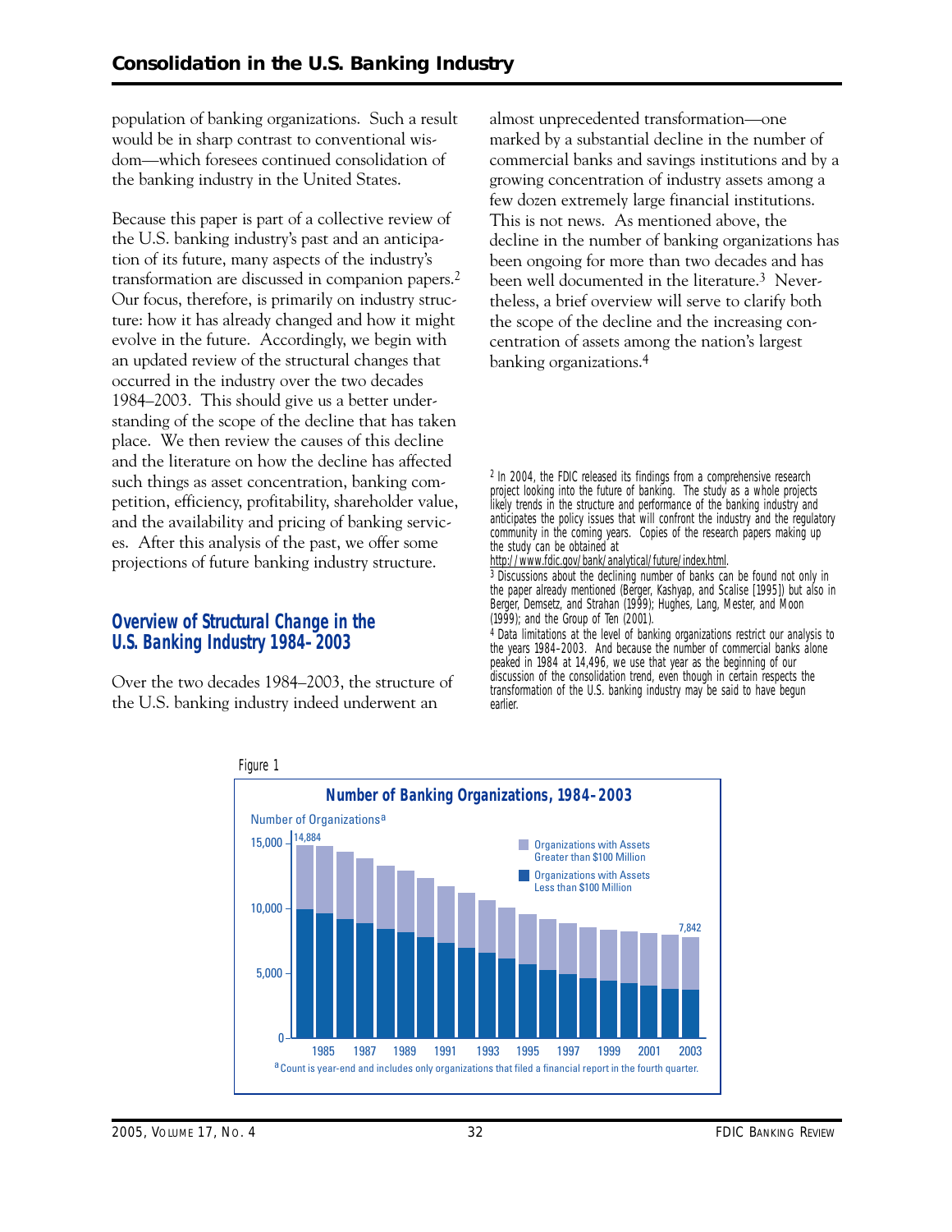population of banking organizations. Such a result would be in sharp contrast to conventional wisdom—which foresees continued consolidation of the banking industry in the United States.

Because this paper is part of a collective review of the U.S. banking industry's past and an anticipation of its future, many aspects of the industry's transformation are discussed in companion papers.[2] Our focus, therefore, is primarily on industry structure: how it has already changed and how it might evolve in the future. Accordingly, we begin with an updated review of the structural changes that occurred in the industry over the two decades 1984–2003. This should give us a better understanding of the scope of the decline that has taken place. We then review the causes of this decline and the literature on how the decline has affected such things as asset concentration, banking competition, efficiency, profitability, shareholder value, and the availability and pricing of banking services. After this analysis of the past, we offer some projections of future banking industry structure.

## Overview of Structural Change in the U.S. Banking Industry 1984–2003

Over the two decades 1984–2003, the structure of the U.S. banking industry indeed underwent an almost unprecedented transformation—one marked by a substantial decline in the number of commercial banks and savings institutions and by a growing concentration of industry assets among a few dozen extremely large financial institutions. This is not news. As mentioned above, the decline in the number of banking organizations has been ongoing for more than two decades and has been well documented in the literature.[3] Nevertheless, a brief overview will serve to clarify both the scope of the decline and the increasing concentration of assets among the nation's largest banking organizations.[4]

[2] In 2004, the FDIC released its findings from a comprehensive research project looking into the future of banking. The study as a whole projects likely trends in the structure and performance of the banking industry and anticipates the policy issues that will confront the industry and the regulatory community in the coming years. Copies of the research papers making up the study can be obtained at http://www.fdic.gov/bank/analytical/future/index.html.

[3] Discussions about the declining number of banks can be found not only in the paper already mentioned (Berger, Kashyap, and Scalise [1995]) but also in Berger, Demsetz, and Strahan (1999); Hughes, Lang, Mester, and Moon (1999); and the Group of Ten (2001).

[4] Data limitations at the level of banking organizations restrict our analysis to the years 1984–2003. And because the number of commercial banks alone peaked in 1984 at 14,496, we use that year as the beginning of our discussion of the consolidation trend, even though in certain respects the transformation of the U.S. banking industry may be said to have begun earlier.

Figure 1

**Number of Banking Organizations, 1984–2003**

Number of Organizations[a]: 14,884 (1984); 7,842 (2003). Legend: Organizations with Assets Greater than $100 Million; Organizations with Assets Less than $100 Million.

[a] Count is year-end and includes only organizations that filed a financial report in the fourth quarter.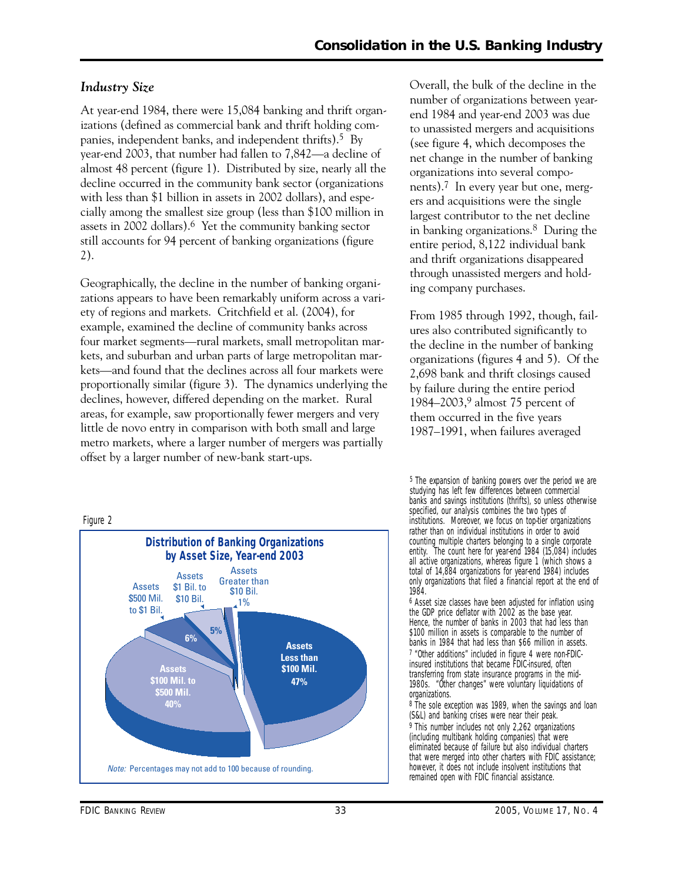### *Industry Size*

At year-end 1984, there were 15,084 banking and thrift organizations (defined as commercial bank and thrift holding companies, independent banks, and independent thrifts).[5] By year-end 2003, that number had fallen to 7,842—a decline of almost 48 percent (figure 1). Distributed by size, nearly all the decline occurred in the community bank sector (organizations with less than $1 billion in assets in 2002 dollars), and especially among the smallest size group (less than $100 million in assets in 2002 dollars).[6] Yet the community banking sector still accounts for 94 percent of banking organizations (figure 2).

Geographically, the decline in the number of banking organizations appears to have been remarkably uniform across a variety of regions and markets. Critchfield et al. (2004), for example, examined the decline of community banks across four market segments—rural markets, small metropolitan markets, and suburban and urban parts of large metropolitan markets—and found that the declines across all four markets were proportionally similar (figure 3). The dynamics underlying the declines, however, differed depending on the market. Rural areas, for example, saw proportionally fewer mergers and very little de novo entry in comparison with both small and large metro markets, where a larger number of mergers was partially offset by a larger number of new-bank start-ups.

Figure 2

**Distribution of Banking Organizations by Asset Size, Year-end 2003**

| Asset size | Share |
|---|---|
| Assets Less than $100 Mil. | 47% |
| Assets $100 Mil. to $500 Mil. | 40% |
| Assets $500 Mil. to $1 Bil. | 6% |
| Assets $1 Bil. to $10 Bil. | 5% |
| Assets Greater than $10 Bil. | 1% |

*Note:* Percentages may not add to 100 because of rounding.

Overall, the bulk of the decline in the number of organizations between year-end 1984 and year-end 2003 was due to unassisted mergers and acquisitions (see figure 4, which decomposes the net change in the number of banking organizations into several components).[7] In every year but one, mergers and acquisitions were the single largest contributor to the net decline in banking organizations.[8] During the entire period, 8,122 individual bank and thrift organizations disappeared through unassisted mergers and holding company purchases.

From 1985 through 1992, though, failures also contributed significantly to the decline in the number of banking organizations (figures 4 and 5). Of the 2,698 bank and thrift closings caused by failure during the entire period 1984–2003,[9] almost 75 percent of them occurred in the five years 1987–1991, when failures averaged

[5] The expansion of banking powers over the period we are studying has left few differences between commercial banks and savings institutions (thrifts), so unless otherwise specified, our analysis combines the two types of institutions. Moreover, we focus on top-tier organizations rather than on individual institutions in order to avoid counting multiple charters belonging to a single corporate entity. The count here for year-end 1984 (15,084) includes all active organizations, whereas figure 1 (which shows a total of 14,884 organizations for year-end 1984) includes only organizations that filed a financial report at the end of 1984.

[6] Asset size classes have been adjusted for inflation using the GDP price deflator with 2002 as the base year. Hence, the number of banks in 2003 that had less than $100 million in assets is comparable to the number of banks in 1984 that had less than $66 million in assets.

[7] "Other additions" included in figure 4 were non-FDIC-insured institutions that became FDIC-insured, often transferring from state insurance programs in the mid-1980s. "Other changes" were voluntary liquidations of organizations.

[8] The sole exception was 1989, when the savings and loan (S&L) and banking crises were near their peak.

[9] This number includes not only 2,262 organizations (including multibank holding companies) that were eliminated because of failure but also individual charters that were merged into other charters with FDIC assistance; however, it does not include insolvent institutions that remained open with FDIC financial assistance.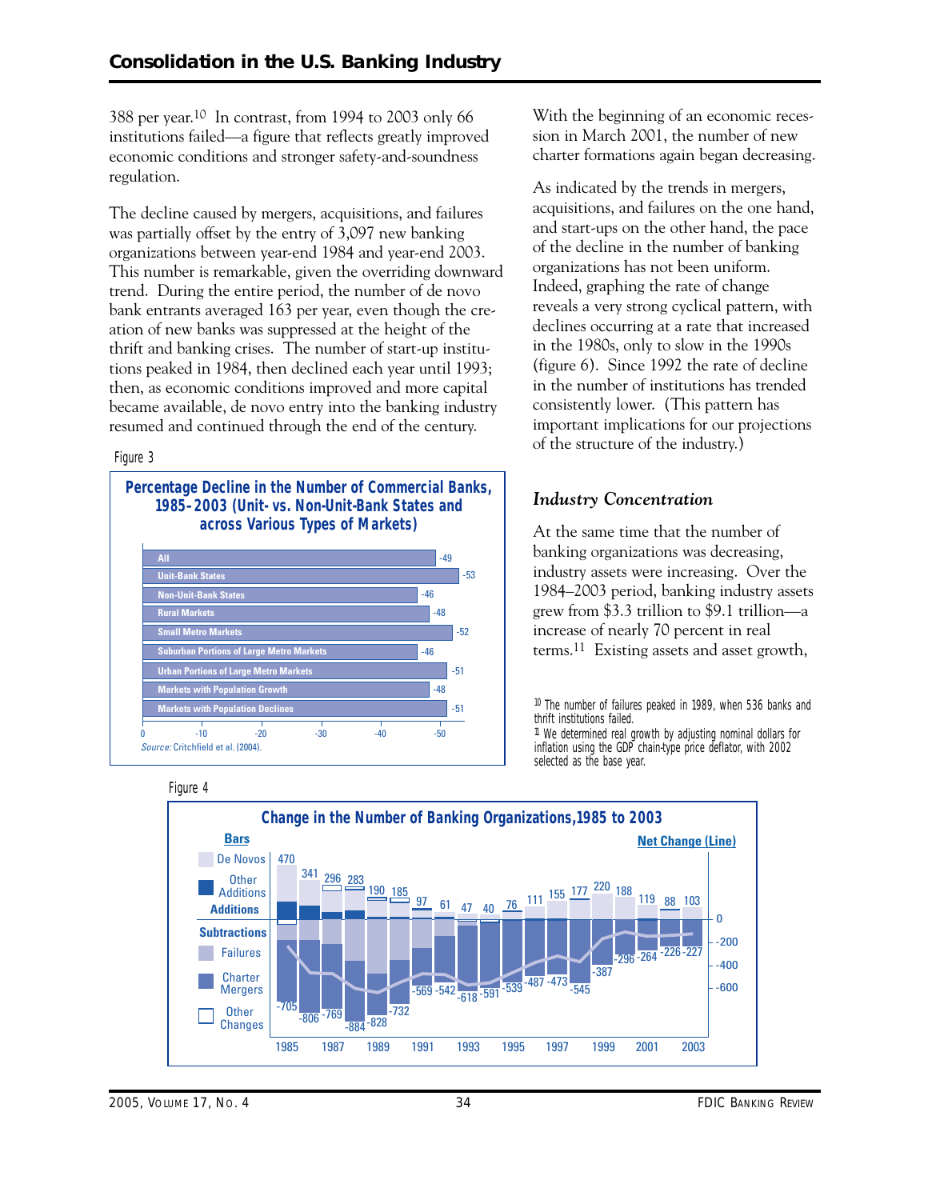388 per year.[10] In contrast, from 1994 to 2003 only 66 institutions failed—a figure that reflects greatly improved economic conditions and stronger safety-and-soundness regulation.

The decline caused by mergers, acquisitions, and failures was partially offset by the entry of 3,097 new banking organizations between year-end 1984 and year-end 2003. This number is remarkable, given the overriding downward trend. During the entire period, the number of de novo bank entrants averaged 163 per year, even though the creation of new banks was suppressed at the height of the thrift and banking crises. The number of start-up institutions peaked in 1984, then declined each year until 1993; then, as economic conditions improved and more capital became available, de novo entry into the banking industry resumed and continued through the end of the century.

Figure 3

**Percentage Decline in the Number of Commercial Banks, 1985–2003 (Unit- vs. Non-Unit-Bank States and across Various Types of Markets)**

| Category | Percentage Decline |
|---|---|
| All | -49 |
| Unit-Bank States | -53 |
| Non-Unit-Bank States | -46 |
| Rural Markets | -48 |
| Small Metro Markets | -52 |
| Suburban Portions of Large Metro Markets | -46 |
| Urban Portions of Large Metro Markets | -51 |
| Markets with Population Growth | -48 |
| Markets with Population Declines | -51 |

*Source:* Critchfield et al. (2004).

With the beginning of an economic recession in March 2001, the number of new charter formations again began decreasing.

As indicated by the trends in mergers, acquisitions, and failures on the one hand, and start-ups on the other hand, the pace of the decline in the number of banking organizations has not been uniform. Indeed, graphing the rate of change reveals a very strong cyclical pattern, with declines occurring at a rate that increased in the 1980s, only to slow in the 1990s (figure 6). Since 1992 the rate of decline in the number of institutions has trended consistently lower. (This pattern has important implications for our projections of the structure of the industry.)

### *Industry Concentration*

At the same time that the number of banking organizations was decreasing, industry assets were increasing. Over the 1984–2003 period, banking industry assets grew from \$3.3 trillion to \$9.1 trillion—a increase of nearly 70 percent in real terms.[11] Existing assets and asset growth,

[10] The number of failures peaked in 1989, when 536 banks and thrift institutions failed.

[11] We determined real growth by adjusting nominal dollars for inflation using the GDP chain-type price deflator, with 2002 selected as the base year.

Figure 4

**Change in the Number of Banking Organizations, 1985 to 2003**

Bars — Additions: De Novos, Other Additions; Subtractions: Failures, Charter Mergers, Other Changes. Net Change (Line).

| Year | Additions | Subtractions |
|---|---|---|
| 1985 | 470 | -705 |
| 1986 | 341 | -806 |
| 1987 | 296 | -769 |
| 1988 | 283 | -884 |
| 1989 | 190 | -828 |
| 1990 | 185 | -732 |
| 1991 | 97 | -569 |
| 1992 | 61 | -542 |
| 1993 | 47 | -618 |
| 1994 | 40 | -591 |
| 1995 | 76 | -539 |
| 1996 | 111 | -487 |
| 1997 | 155 | -473 |
| 1998 | 177 | -545 |
| 1999 | 220 | -387 |
| 2000 | 188 | -296 |
| 2001 | 119 | -264 |
| 2002 | 88 | -226 |
| 2003 | 103 | -227 |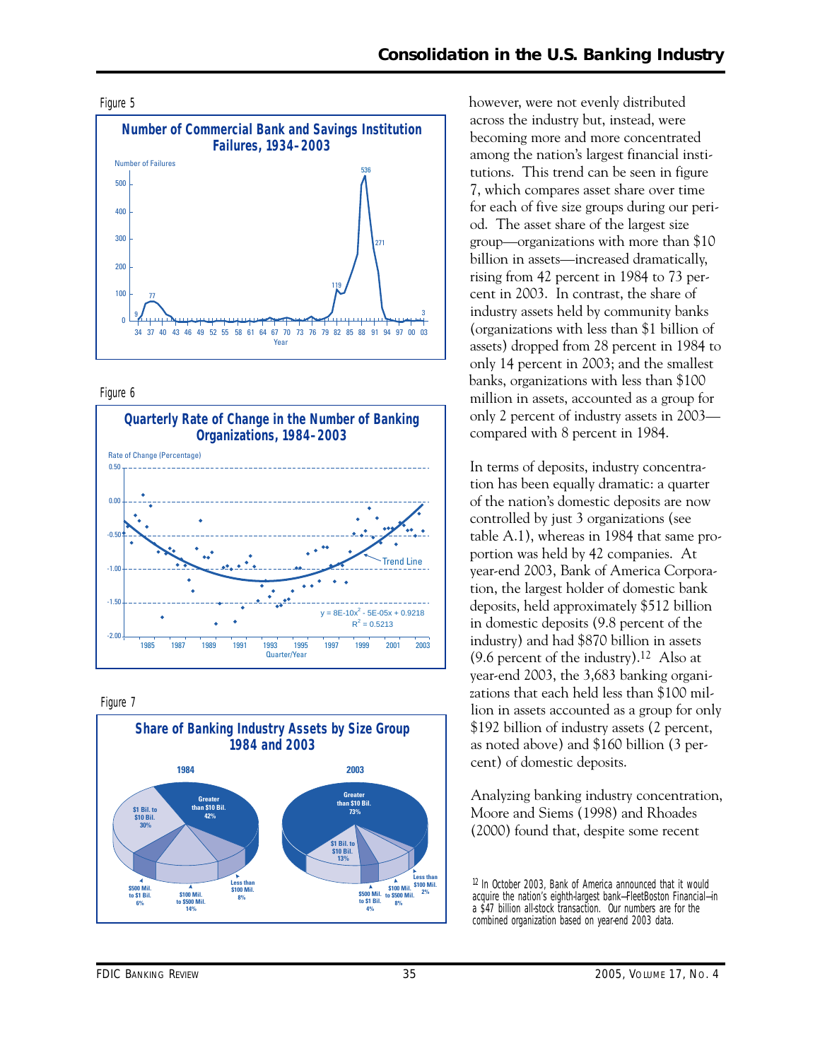Figure 5

**Number of Commercial Bank and Savings Institution Failures, 1934–2003**

Figure 6

**Quarterly Rate of Change in the Number of Banking Organizations, 1984–2003**

Figure 7

**Share of Banking Industry Assets by Size Group 1984 and 2003**

however, were not evenly distributed across the industry but, instead, were becoming more and more concentrated among the nation's largest financial institutions. This trend can be seen in figure 7, which compares asset share over time for each of five size groups during our period. The asset share of the largest size group—organizations with more than $10 billion in assets—increased dramatically, rising from 42 percent in 1984 to 73 percent in 2003. In contrast, the share of industry assets held by community banks (organizations with less than $1 billion of assets) dropped from 28 percent in 1984 to only 14 percent in 2003; and the smallest banks, organizations with less than $100 million in assets, accounted as a group for only 2 percent of industry assets in 2003—compared with 8 percent in 1984.

In terms of deposits, industry concentration has been equally dramatic: a quarter of the nation's domestic deposits are now controlled by just 3 organizations (see table A.1), whereas in 1984 that same proportion was held by 42 companies. At year-end 2003, Bank of America Corporation, the largest holder of domestic bank deposits, held approximately $512 billion in domestic deposits (9.8 percent of the industry) and had $870 billion in assets (9.6 percent of the industry).[12] Also at year-end 2003, the 3,683 banking organizations that each held less than $100 million in assets accounted as a group for only $192 billion of industry assets (2 percent, as noted above) and $160 billion (3 percent) of domestic deposits.

Analyzing banking industry concentration, Moore and Siems (1998) and Rhoades (2000) found that, despite some recent

[12] In October 2003, Bank of America announced that it would acquire the nation's eighth-largest bank—FleetBoston Financial—in a $47 billion all-stock transaction. Our numbers are for the combined organization based on year-end 2003 data.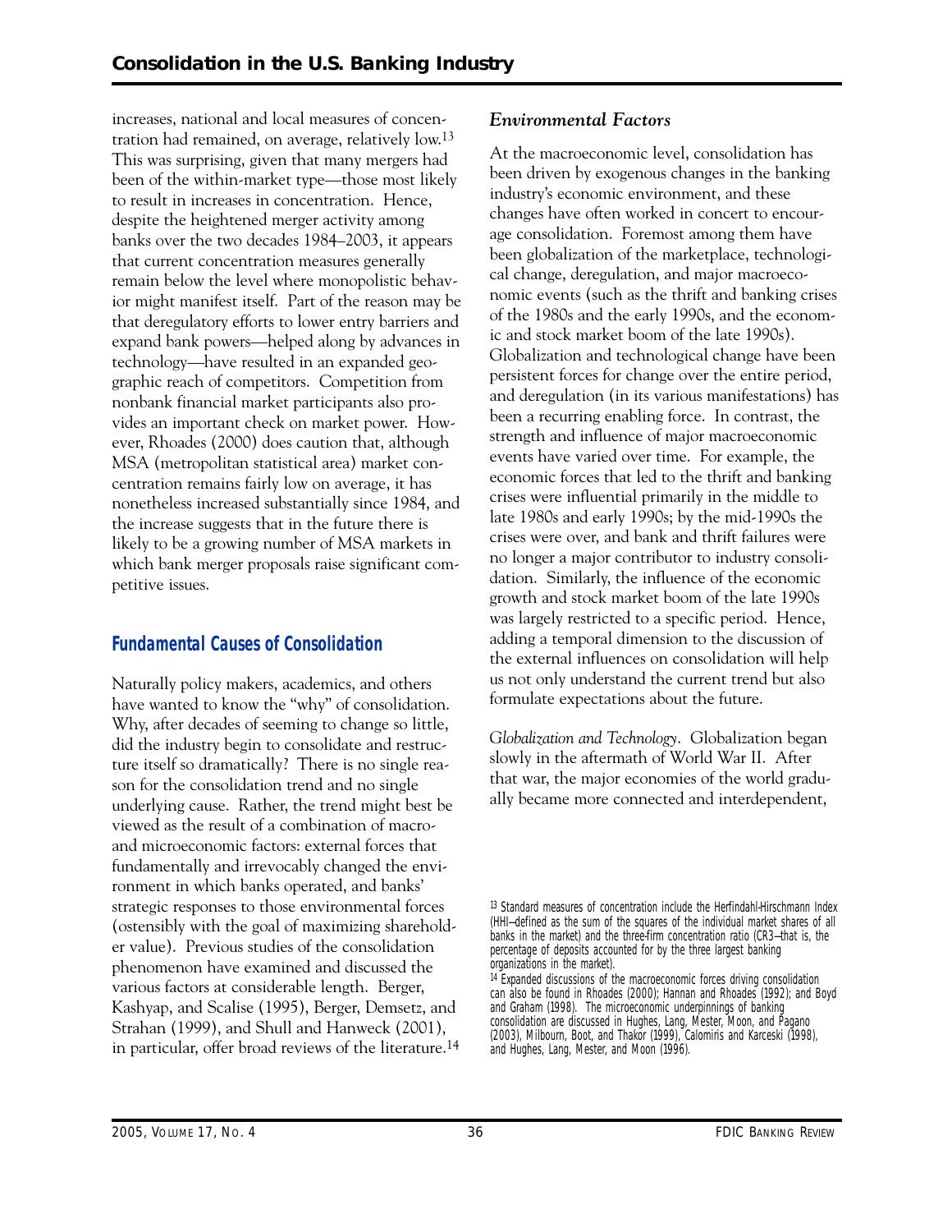increases, national and local measures of concentration had remained, on average, relatively low.[13] This was surprising, given that many mergers had been of the within-market type—those most likely to result in increases in concentration. Hence, despite the heightened merger activity among banks over the two decades 1984–2003, it appears that current concentration measures generally remain below the level where monopolistic behavior might manifest itself. Part of the reason may be that deregulatory efforts to lower entry barriers and expand bank powers—helped along by advances in technology—have resulted in an expanded geographic reach of competitors. Competition from nonbank financial market participants also provides an important check on market power. However, Rhoades (2000) does caution that, although MSA (metropolitan statistical area) market concentration remains fairly low on average, it has nonetheless increased substantially since 1984, and the increase suggests that in the future there is likely to be a growing number of MSA markets in which bank merger proposals raise significant competitive issues.

## Fundamental Causes of Consolidation

Naturally policy makers, academics, and others have wanted to know the "why" of consolidation. Why, after decades of seeming to change so little, did the industry begin to consolidate and restructure itself so dramatically? There is no single reason for the consolidation trend and no single underlying cause. Rather, the trend might best be viewed as the result of a combination of macro- and microeconomic factors: external forces that fundamentally and irrevocably changed the environment in which banks operated, and banks' strategic responses to those environmental forces (ostensibly with the goal of maximizing shareholder value). Previous studies of the consolidation phenomenon have examined and discussed the various factors at considerable length. Berger, Kashyap, and Scalise (1995), Berger, Demsetz, and Strahan (1999), and Shull and Hanweck (2001), in particular, offer broad reviews of the literature.[14]

### *Environmental Factors*

At the macroeconomic level, consolidation has been driven by exogenous changes in the banking industry's economic environment, and these changes have often worked in concert to encourage consolidation. Foremost among them have been globalization of the marketplace, technological change, deregulation, and major macroeconomic events (such as the thrift and banking crises of the 1980s and the early 1990s, and the economic and stock market boom of the late 1990s). Globalization and technological change have been persistent forces for change over the entire period, and deregulation (in its various manifestations) has been a recurring enabling force. In contrast, the strength and influence of major macroeconomic events have varied over time. For example, the economic forces that led to the thrift and banking crises were influential primarily in the middle to late 1980s and early 1990s; by the mid-1990s the crises were over, and bank and thrift failures were no longer a major contributor to industry consolidation. Similarly, the influence of the economic growth and stock market boom of the late 1990s was largely restricted to a specific period. Hence, adding a temporal dimension to the discussion of the external influences on consolidation will help us not only understand the current trend but also formulate expectations about the future.

*Globalization and Technology*. Globalization began slowly in the aftermath of World War II. After that war, the major economies of the world gradually became more connected and interdependent,

[13] Standard measures of concentration include the Herfindahl-Hirschmann Index (HHI—defined as the sum of the squares of the individual market shares of all banks in the market) and the three-firm concentration ratio (CR3—that is, the percentage of deposits accounted for by the three largest banking organizations in the market).

[14] Expanded discussions of the macroeconomic forces driving consolidation can also be found in Rhoades (2000); Hannan and Rhoades (1992); and Boyd and Graham (1998). The microeconomic underpinnings of banking consolidation are discussed in Hughes, Lang, Mester, Moon, and Pagano (2003), Milbourn, Boot, and Thakor (1999), Calomiris and Karceski (1998), and Hughes, Lang, Mester, and Moon (1996).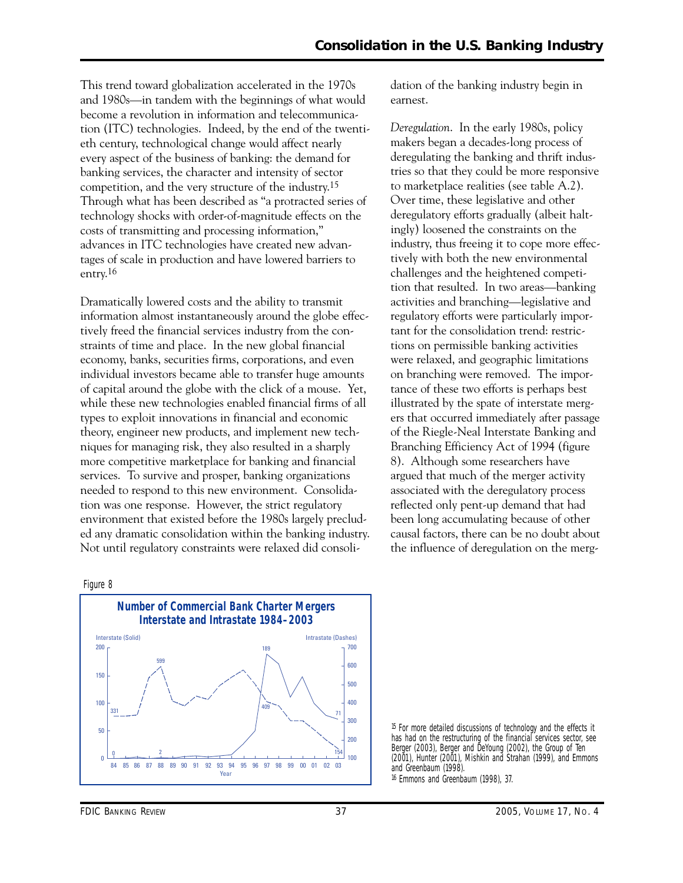This trend toward globalization accelerated in the 1970s and 1980s—in tandem with the beginnings of what would become a revolution in information and telecommunication (ITC) technologies. Indeed, by the end of the twentieth century, technological change would affect nearly every aspect of the business of banking: the demand for banking services, the character and intensity of sector competition, and the very structure of the industry.[15] Through what has been described as "a protracted series of technology shocks with order-of-magnitude effects on the costs of transmitting and processing information," advances in ITC technologies have created new advantages of scale in production and have lowered barriers to entry.[16]

Dramatically lowered costs and the ability to transmit information almost instantaneously around the globe effectively freed the financial services industry from the constraints of time and place. In the new global financial economy, banks, securities firms, corporations, and even individual investors became able to transfer huge amounts of capital around the globe with the click of a mouse. Yet, while these new technologies enabled financial firms of all types to exploit innovations in financial and economic theory, engineer new products, and implement new techniques for managing risk, they also resulted in a sharply more competitive marketplace for banking and financial services. To survive and prosper, banking organizations needed to respond to this new environment. Consolidation was one response. However, the strict regulatory environment that existed before the 1980s largely precluded any dramatic consolidation within the banking industry. Not until regulatory constraints were relaxed did consolidation of the banking industry begin in earnest.

*Deregulation*. In the early 1980s, policy makers began a decades-long process of deregulating the banking and thrift industries so that they could be more responsive to marketplace realities (see table A.2). Over time, these legislative and other deregulatory efforts gradually (albeit haltingly) loosened the constraints on the industry, thus freeing it to cope more effectively with both the new environmental challenges and the heightened competition that resulted. In two areas—banking activities and branching—legislative and regulatory efforts were particularly important for the consolidation trend: restrictions on permissible banking activities were relaxed, and geographic limitations on branching were removed. The importance of these two efforts is perhaps best illustrated by the spate of interstate mergers that occurred immediately after passage of the Riegle-Neal Interstate Banking and Branching Efficiency Act of 1994 (figure 8). Although some researchers have argued that much of the merger activity associated with the deregulatory process reflected only pent-up demand that had been long accumulating because of other causal factors, there can be no doubt about the influence of deregulation on the merg-

Figure 8

**Number of Commercial Bank Charter Mergers Interstate and Intrastate 1984–2003**

Interstate (Solid)
Intrastate (Dashes)
0, 50, 100, 150, 200
100, 200, 300, 400, 500, 600, 700
331, 599, 0, 2, 189, 409, 71, 154
84 85 86 87 88 89 90 91 92 93 94 95 96 97 98 99 00 01 02 03
Year

[15] For more detailed discussions of technology and the effects it has had on the restructuring of the financial services sector, see Berger (2003), Berger and DeYoung (2002), the Group of Ten (2001), Hunter (2001), Mishkin and Strahan (1999), and Emmons and Greenbaum (1998).

[16] Emmons and Greenbaum (1998), 37.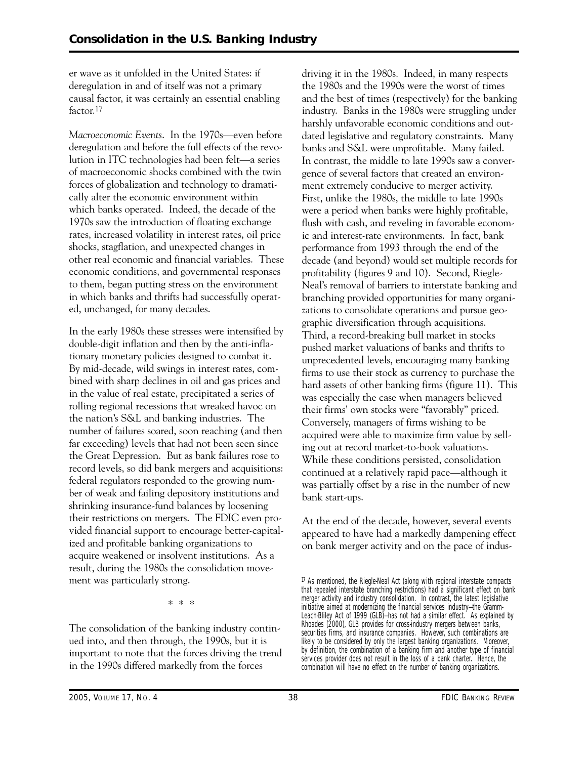er wave as it unfolded in the United States: if deregulation in and of itself was not a primary causal factor, it was certainly an essential enabling factor.[17]

*Macroeconomic Events*. In the 1970s—even before deregulation and before the full effects of the revolution in ITC technologies had been felt—a series of macroeconomic shocks combined with the twin forces of globalization and technology to dramatically alter the economic environment within which banks operated. Indeed, the decade of the 1970s saw the introduction of floating exchange rates, increased volatility in interest rates, oil price shocks, stagflation, and unexpected changes in other real economic and financial variables. These economic conditions, and governmental responses to them, began putting stress on the environment in which banks and thrifts had successfully operated, unchanged, for many decades.

In the early 1980s these stresses were intensified by double-digit inflation and then by the anti-inflationary monetary policies designed to combat it. By mid-decade, wild swings in interest rates, combined with sharp declines in oil and gas prices and in the value of real estate, precipitated a series of rolling regional recessions that wreaked havoc on the nation's S&L and banking industries. The number of failures soared, soon reaching (and then far exceeding) levels that had not been seen since the Great Depression. But as bank failures rose to record levels, so did bank mergers and acquisitions: federal regulators responded to the growing number of weak and failing depository institutions and shrinking insurance-fund balances by loosening their restrictions on mergers. The FDIC even provided financial support to encourage better-capitalized and profitable banking organizations to acquire weakened or insolvent institutions. As a result, during the 1980s the consolidation movement was particularly strong.

\* \* \*

The consolidation of the banking industry continued into, and then through, the 1990s, but it is important to note that the forces driving the trend in the 1990s differed markedly from the forces driving it in the 1980s. Indeed, in many respects the 1980s and the 1990s were the worst of times and the best of times (respectively) for the banking industry. Banks in the 1980s were struggling under harshly unfavorable economic conditions and outdated legislative and regulatory constraints. Many banks and S&L were unprofitable. Many failed. In contrast, the middle to late 1990s saw a convergence of several factors that created an environment extremely conducive to merger activity. First, unlike the 1980s, the middle to late 1990s were a period when banks were highly profitable, flush with cash, and reveling in favorable economic and interest-rate environments. In fact, bank performance from 1993 through the end of the decade (and beyond) would set multiple records for profitability (figures 9 and 10). Second, Riegle-Neal's removal of barriers to interstate banking and branching provided opportunities for many organizations to consolidate operations and pursue geographic diversification through acquisitions. Third, a record-breaking bull market in stocks pushed market valuations of banks and thrifts to unprecedented levels, encouraging many banking firms to use their stock as currency to purchase the hard assets of other banking firms (figure 11). This was especially the case when managers believed their firms' own stocks were "favorably" priced. Conversely, managers of firms wishing to be acquired were able to maximize firm value by selling out at record market-to-book valuations. While these conditions persisted, consolidation continued at a relatively rapid pace—although it was partially offset by a rise in the number of new bank start-ups.

At the end of the decade, however, several events appeared to have had a markedly dampening effect on bank merger activity and on the pace of indus-

[17] As mentioned, the Riegle-Neal Act (along with regional interstate compacts that repealed interstate branching restrictions) had a significant effect on bank merger activity and industry consolidation. In contrast, the latest legislative initiative aimed at modernizing the financial services industry—the Gramm-Leach-Bliley Act of 1999 (GLB)—has not had a similar effect. As explained by Rhoades (2000), GLB provides for cross-industry mergers between banks, securities firms, and insurance companies. However, such combinations are likely to be considered by only the largest banking organizations. Moreover, by definition, the combination of a banking firm and another type of financial services provider does not result in the loss of a bank charter. Hence, the combination will have no effect on the number of banking organizations.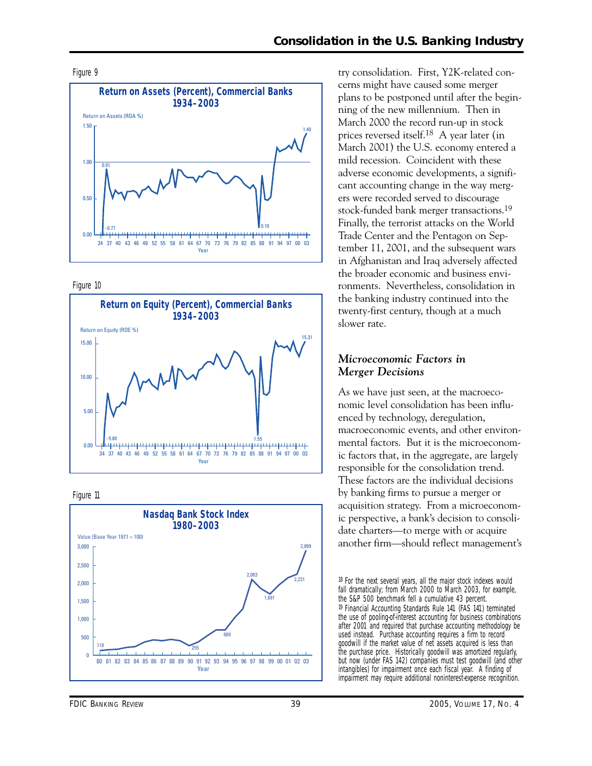Figure 9

**Return on Assets (Percent), Commercial Banks 1934–2003**

Figure 10

**Return on Equity (Percent), Commercial Banks 1934–2003**

Figure 11

**Nasdaq Bank Stock Index 1980–2003**

try consolidation. First, Y2K-related concerns might have caused some merger plans to be postponed until after the beginning of the new millennium. Then in March 2000 the record run-up in stock prices reversed itself.[18] A year later (in March 2001) the U.S. economy entered a mild recession. Coincident with these adverse economic developments, a significant accounting change in the way mergers were recorded served to discourage stock-funded bank merger transactions.[19] Finally, the terrorist attacks on the World Trade Center and the Pentagon on September 11, 2001, and the subsequent wars in Afghanistan and Iraq adversely affected the broader economic and business environments. Nevertheless, consolidation in the banking industry continued into the twenty-first century, though at a much slower rate.

### *Microeconomic Factors in Merger Decisions*

As we have just seen, at the macroeconomic level consolidation has been influenced by technology, deregulation, macroeconomic events, and other environmental factors. But it is the microeconomic factors that, in the aggregate, are largely responsible for the consolidation trend. These factors are the individual decisions by banking firms to pursue a merger or acquisition strategy. From a microeconomic perspective, a bank's decision to consolidate charters—to merge with or acquire another firm—should reflect management's

[18] For the next several years, all the major stock indexes would fall dramatically; from March 2000 to March 2003, for example, the S&P 500 benchmark fell a cumulative 43 percent.

[19] Financial Accounting Standards Rule 141 (FAS 141) terminated the use of pooling-of-interest accounting for business combinations after 2001 and required that purchase accounting methodology be used instead. Purchase accounting requires a firm to record goodwill if the market value of net assets acquired is less than the purchase price. Historically goodwill was amortized regularly, but now (under FAS 142) companies must test goodwill (and other intangibles) for impairment once each fiscal year. A finding of impairment may require additional noninterest-expense recognition.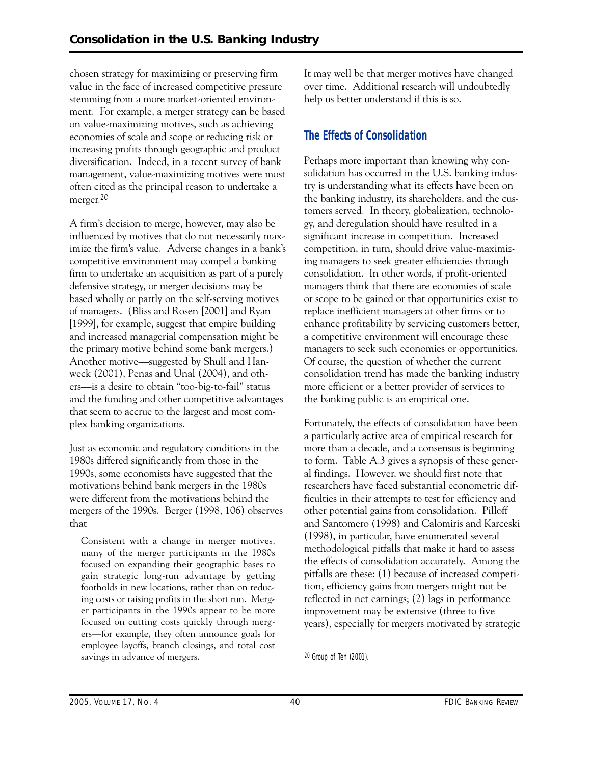chosen strategy for maximizing or preserving firm value in the face of increased competitive pressure stemming from a more market-oriented environment. For example, a merger strategy can be based on value-maximizing motives, such as achieving economies of scale and scope or reducing risk or increasing profits through geographic and product diversification. Indeed, in a recent survey of bank management, value-maximizing motives were most often cited as the principal reason to undertake a merger.[20]

A firm's decision to merge, however, may also be influenced by motives that do not necessarily maximize the firm's value. Adverse changes in a bank's competitive environment may compel a banking firm to undertake an acquisition as part of a purely defensive strategy, or merger decisions may be based wholly or partly on the self-serving motives of managers. (Bliss and Rosen [2001] and Ryan [1999], for example, suggest that empire building and increased managerial compensation might be the primary motive behind some bank mergers.) Another motive—suggested by Shull and Hanweck (2001), Penas and Unal (2004), and others—is a desire to obtain "too-big-to-fail" status and the funding and other competitive advantages that seem to accrue to the largest and most complex banking organizations.

Just as economic and regulatory conditions in the 1980s differed significantly from those in the 1990s, some economists have suggested that the motivations behind bank mergers in the 1980s were different from the motivations behind the mergers of the 1990s. Berger (1998, 106) observes that

> Consistent with a change in merger motives, many of the merger participants in the 1980s focused on expanding their geographic bases to gain strategic long-run advantage by getting footholds in new locations, rather than on reducing costs or raising profits in the short run. Merger participants in the 1990s appear to be more focused on cutting costs quickly through mergers—for example, they often announce goals for employee layoffs, branch closings, and total cost savings in advance of mergers.

It may well be that merger motives have changed over time. Additional research will undoubtedly help us better understand if this is so.

## The Effects of Consolidation

Perhaps more important than knowing why consolidation has occurred in the U.S. banking industry is understanding what its effects have been on the banking industry, its shareholders, and the customers served. In theory, globalization, technology, and deregulation should have resulted in a significant increase in competition. Increased competition, in turn, should drive value-maximizing managers to seek greater efficiencies through consolidation. In other words, if profit-oriented managers think that there are economies of scale or scope to be gained or that opportunities exist to replace inefficient managers at other firms or to enhance profitability by servicing customers better, a competitive environment will encourage these managers to seek such economies or opportunities. Of course, the question of whether the current consolidation trend has made the banking industry more efficient or a better provider of services to the banking public is an empirical one.

Fortunately, the effects of consolidation have been a particularly active area of empirical research for more than a decade, and a consensus is beginning to form. Table A.3 gives a synopsis of these general findings. However, we should first note that researchers have faced substantial econometric difficulties in their attempts to test for efficiency and other potential gains from consolidation. Pilloff and Santomero (1998) and Calomiris and Karceski (1998), in particular, have enumerated several methodological pitfalls that make it hard to assess the effects of consolidation accurately. Among the pitfalls are these: (1) because of increased competition, efficiency gains from mergers might not be reflected in net earnings; (2) lags in performance improvement may be extensive (three to five years), especially for mergers motivated by strategic

[20] Group of Ten (2001).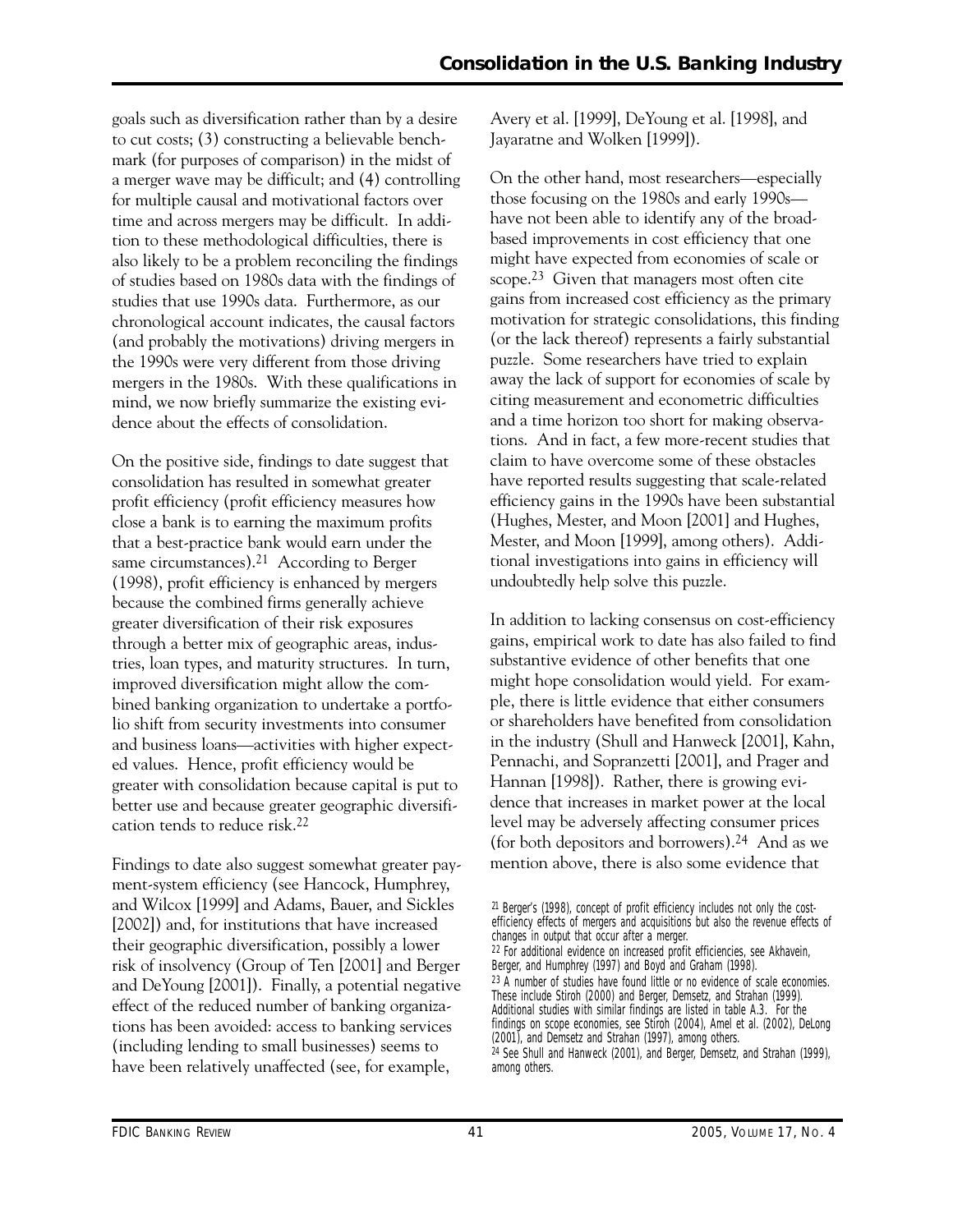goals such as diversification rather than by a desire to cut costs; (3) constructing a believable benchmark (for purposes of comparison) in the midst of a merger wave may be difficult; and (4) controlling for multiple causal and motivational factors over time and across mergers may be difficult. In addition to these methodological difficulties, there is also likely to be a problem reconciling the findings of studies based on 1980s data with the findings of studies that use 1990s data. Furthermore, as our chronological account indicates, the causal factors (and probably the motivations) driving mergers in the 1990s were very different from those driving mergers in the 1980s. With these qualifications in mind, we now briefly summarize the existing evidence about the effects of consolidation.

On the positive side, findings to date suggest that consolidation has resulted in somewhat greater profit efficiency (profit efficiency measures how close a bank is to earning the maximum profits that a best-practice bank would earn under the same circumstances).[21] According to Berger (1998), profit efficiency is enhanced by mergers because the combined firms generally achieve greater diversification of their risk exposures through a better mix of geographic areas, industries, loan types, and maturity structures. In turn, improved diversification might allow the combined banking organization to undertake a portfolio shift from security investments into consumer and business loans—activities with higher expected values. Hence, profit efficiency would be greater with consolidation because capital is put to better use and because greater geographic diversification tends to reduce risk.[22]

Findings to date also suggest somewhat greater payment-system efficiency (see Hancock, Humphrey, and Wilcox [1999] and Adams, Bauer, and Sickles [2002]) and, for institutions that have increased their geographic diversification, possibly a lower risk of insolvency (Group of Ten [2001] and Berger and DeYoung [2001]). Finally, a potential negative effect of the reduced number of banking organizations has been avoided: access to banking services (including lending to small businesses) seems to have been relatively unaffected (see, for example, Avery et al. [1999], DeYoung et al. [1998], and Jayaratne and Wolken [1999]).

On the other hand, most researchers—especially those focusing on the 1980s and early 1990s—have not been able to identify any of the broad-based improvements in cost efficiency that one might have expected from economies of scale or scope.[23] Given that managers most often cite gains from increased cost efficiency as the primary motivation for strategic consolidations, this finding (or the lack thereof) represents a fairly substantial puzzle. Some researchers have tried to explain away the lack of support for economies of scale by citing measurement and econometric difficulties and a time horizon too short for making observations. And in fact, a few more-recent studies that claim to have overcome some of these obstacles have reported results suggesting that scale-related efficiency gains in the 1990s have been substantial (Hughes, Mester, and Moon [2001] and Hughes, Mester, and Moon [1999], among others). Additional investigations into gains in efficiency will undoubtedly help solve this puzzle.

In addition to lacking consensus on cost-efficiency gains, empirical work to date has also failed to find substantive evidence of other benefits that one might hope consolidation would yield. For example, there is little evidence that either consumers or shareholders have benefited from consolidation in the industry (Shull and Hanweck [2001], Kahn, Pennachi, and Sopranzetti [2001], and Prager and Hannan [1998]). Rather, there is growing evidence that increases in market power at the local level may be adversely affecting consumer prices (for both depositors and borrowers).[24] And as we mention above, there is also some evidence that

[21] Berger's (1998), concept of profit efficiency includes not only the cost-efficiency effects of mergers and acquisitions but also the revenue effects of changes in output that occur after a merger.

[22] For additional evidence on increased profit efficiencies, see Akhavein, Berger, and Humphrey (1997) and Boyd and Graham (1998).

[23] A number of studies have found little or no evidence of scale economies. These include Stiroh (2000) and Berger, Demsetz, and Strahan (1999). Additional studies with similar findings are listed in table A.3. For the findings on scope economies, see Stiroh (2004), Amel et al. (2002), DeLong (2001), and Demsetz and Strahan (1997), among others.

[24] See Shull and Hanweck (2001), and Berger, Demsetz, and Strahan (1999), among others.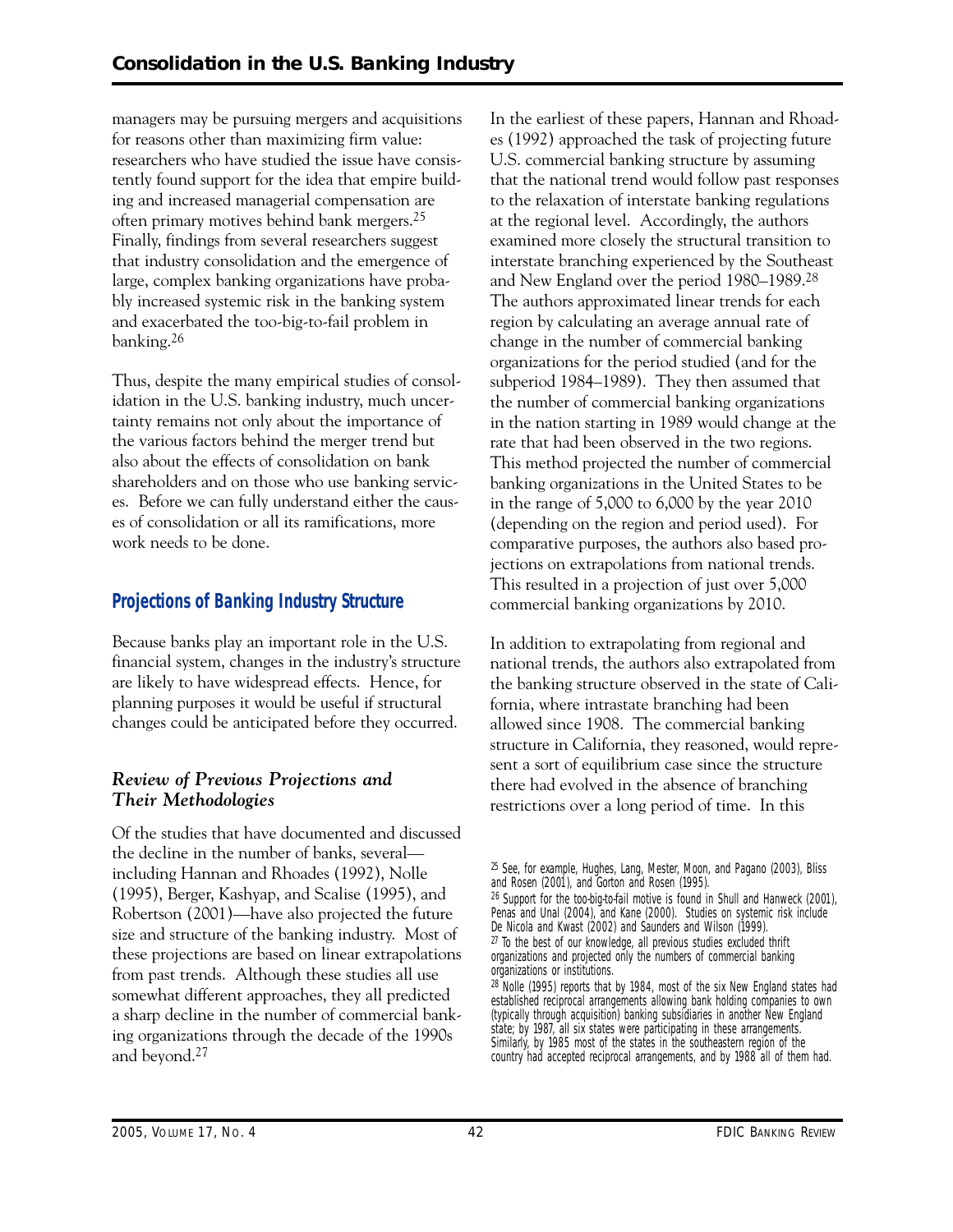managers may be pursuing mergers and acquisitions for reasons other than maximizing firm value: researchers who have studied the issue have consistently found support for the idea that empire building and increased managerial compensation are often primary motives behind bank mergers.[25] Finally, findings from several researchers suggest that industry consolidation and the emergence of large, complex banking organizations have probably increased systemic risk in the banking system and exacerbated the too-big-to-fail problem in banking.[26]

Thus, despite the many empirical studies of consolidation in the U.S. banking industry, much uncertainty remains not only about the importance of the various factors behind the merger trend but also about the effects of consolidation on bank shareholders and on those who use banking services. Before we can fully understand either the causes of consolidation or all its ramifications, more work needs to be done.

## Projections of Banking Industry Structure

Because banks play an important role in the U.S. financial system, changes in the industry's structure are likely to have widespread effects. Hence, for planning purposes it would be useful if structural changes could be anticipated before they occurred.

### *Review of Previous Projections and Their Methodologies*

Of the studies that have documented and discussed the decline in the number of banks, several—including Hannan and Rhoades (1992), Nolle (1995), Berger, Kashyap, and Scalise (1995), and Robertson (2001)—have also projected the future size and structure of the banking industry. Most of these projections are based on linear extrapolations from past trends. Although these studies all use somewhat different approaches, they all predicted a sharp decline in the number of commercial banking organizations through the decade of the 1990s and beyond.[27]

In the earliest of these papers, Hannan and Rhoades (1992) approached the task of projecting future U.S. commercial banking structure by assuming that the national trend would follow past responses to the relaxation of interstate banking regulations at the regional level. Accordingly, the authors examined more closely the structural transition to interstate branching experienced by the Southeast and New England over the period 1980–1989.[28] The authors approximated linear trends for each region by calculating an average annual rate of change in the number of commercial banking organizations for the period studied (and for the subperiod 1984–1989). They then assumed that the number of commercial banking organizations in the nation starting in 1989 would change at the rate that had been observed in the two regions. This method projected the number of commercial banking organizations in the United States to be in the range of 5,000 to 6,000 by the year 2010 (depending on the region and period used). For comparative purposes, the authors also based projections on extrapolations from national trends. This resulted in a projection of just over 5,000 commercial banking organizations by 2010.

In addition to extrapolating from regional and national trends, the authors also extrapolated from the banking structure observed in the state of California, where intrastate branching had been allowed since 1908. The commercial banking structure in California, they reasoned, would represent a sort of equilibrium case since the structure there had evolved in the absence of branching restrictions over a long period of time. In this

[25] See, for example, Hughes, Lang, Mester, Moon, and Pagano (2003), Bliss and Rosen (2001), and Gorton and Rosen (1995).

[26] Support for the too-big-to-fail motive is found in Shull and Hanweck (2001), Penas and Unal (2004), and Kane (2000). Studies on systemic risk include De Nicola and Kwast (2002) and Saunders and Wilson (1999).

[27] To the best of our knowledge, all previous studies excluded thrift organizations and projected only the numbers of commercial banking organizations or institutions.

[28] Nolle (1995) reports that by 1984, most of the six New England states had established reciprocal arrangements allowing bank holding companies to own (typically through acquisition) banking subsidiaries in another New England state; by 1987, all six states were participating in these arrangements. Similarly, by 1985 most of the states in the southeastern region of the country had accepted reciprocal arrangements, and by 1988 all of them had.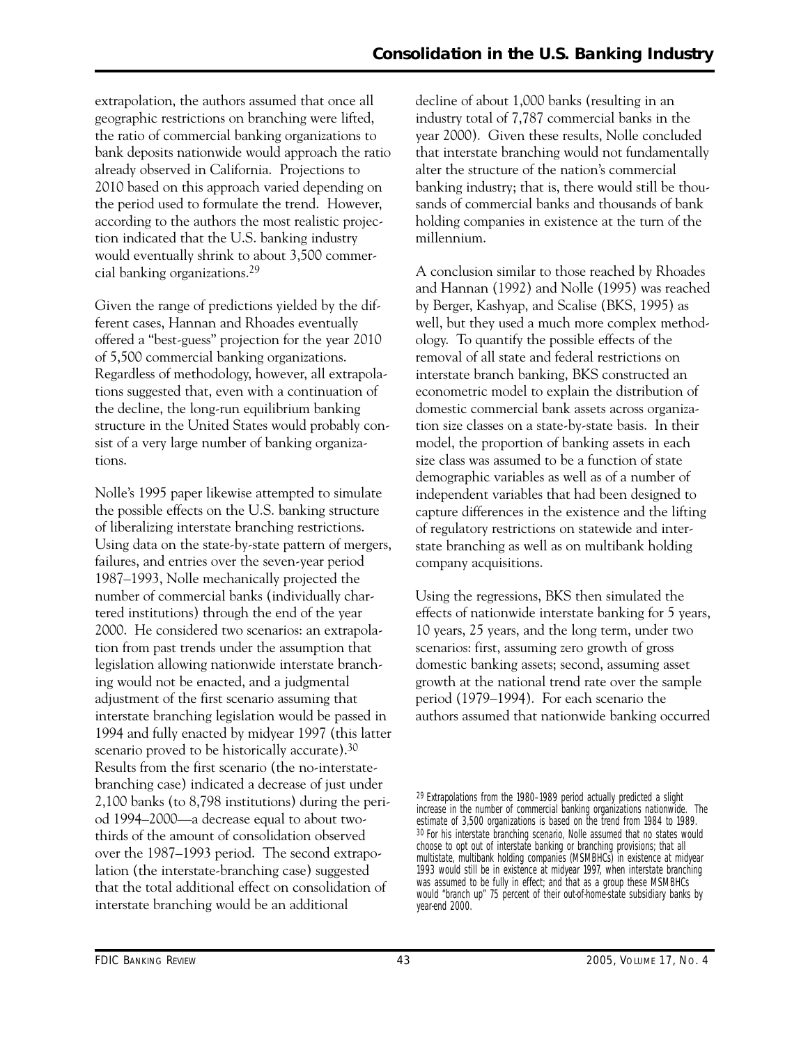extrapolation, the authors assumed that once all geographic restrictions on branching were lifted, the ratio of commercial banking organizations to bank deposits nationwide would approach the ratio already observed in California. Projections to 2010 based on this approach varied depending on the period used to formulate the trend. However, according to the authors the most realistic projection indicated that the U.S. banking industry would eventually shrink to about 3,500 commercial banking organizations.[29]

Given the range of predictions yielded by the different cases, Hannan and Rhoades eventually offered a "best-guess" projection for the year 2010 of 5,500 commercial banking organizations. Regardless of methodology, however, all extrapolations suggested that, even with a continuation of the decline, the long-run equilibrium banking structure in the United States would probably consist of a very large number of banking organizations.

Nolle's 1995 paper likewise attempted to simulate the possible effects on the U.S. banking structure of liberalizing interstate branching restrictions. Using data on the state-by-state pattern of mergers, failures, and entries over the seven-year period 1987–1993, Nolle mechanically projected the number of commercial banks (individually chartered institutions) through the end of the year 2000. He considered two scenarios: an extrapolation from past trends under the assumption that legislation allowing nationwide interstate branching would not be enacted, and a judgmental adjustment of the first scenario assuming that interstate branching legislation would be passed in 1994 and fully enacted by midyear 1997 (this latter scenario proved to be historically accurate).[30] Results from the first scenario (the no-interstate-branching case) indicated a decrease of just under 2,100 banks (to 8,798 institutions) during the period 1994–2000—a decrease equal to about two-thirds of the amount of consolidation observed over the 1987–1993 period. The second extrapolation (the interstate-branching case) suggested that the total additional effect on consolidation of interstate branching would be an additional decline of about 1,000 banks (resulting in an industry total of 7,787 commercial banks in the year 2000). Given these results, Nolle concluded that interstate branching would not fundamentally alter the structure of the nation's commercial banking industry; that is, there would still be thousands of commercial banks and thousands of bank holding companies in existence at the turn of the millennium.

A conclusion similar to those reached by Rhoades and Hannan (1992) and Nolle (1995) was reached by Berger, Kashyap, and Scalise (BKS, 1995) as well, but they used a much more complex methodology. To quantify the possible effects of the removal of all state and federal restrictions on interstate branch banking, BKS constructed an econometric model to explain the distribution of domestic commercial bank assets across organization size classes on a state-by-state basis. In their model, the proportion of banking assets in each size class was assumed to be a function of state demographic variables as well as of a number of independent variables that had been designed to capture differences in the existence and the lifting of regulatory restrictions on statewide and interstate branching as well as on multibank holding company acquisitions.

Using the regressions, BKS then simulated the effects of nationwide interstate banking for 5 years, 10 years, 25 years, and the long term, under two scenarios: first, assuming zero growth of gross domestic banking assets; second, assuming asset growth at the national trend rate over the sample period (1979–1994). For each scenario the authors assumed that nationwide banking occurred

[29] Extrapolations from the 1980–1989 period actually predicted a slight increase in the number of commercial banking organizations nationwide. The estimate of 3,500 organizations is based on the trend from 1984 to 1989.

[30] For his interstate branching scenario, Nolle assumed that no states would choose to opt out of interstate banking or branching provisions; that all multistate, multibank holding companies (MSMBHCs) in existence at midyear 1993 would still be in existence at midyear 1997, when interstate branching was assumed to be fully in effect; and that as a group these MSMBHCs would "branch up" 75 percent of their out-of-home-state subsidiary banks by year-end 2000.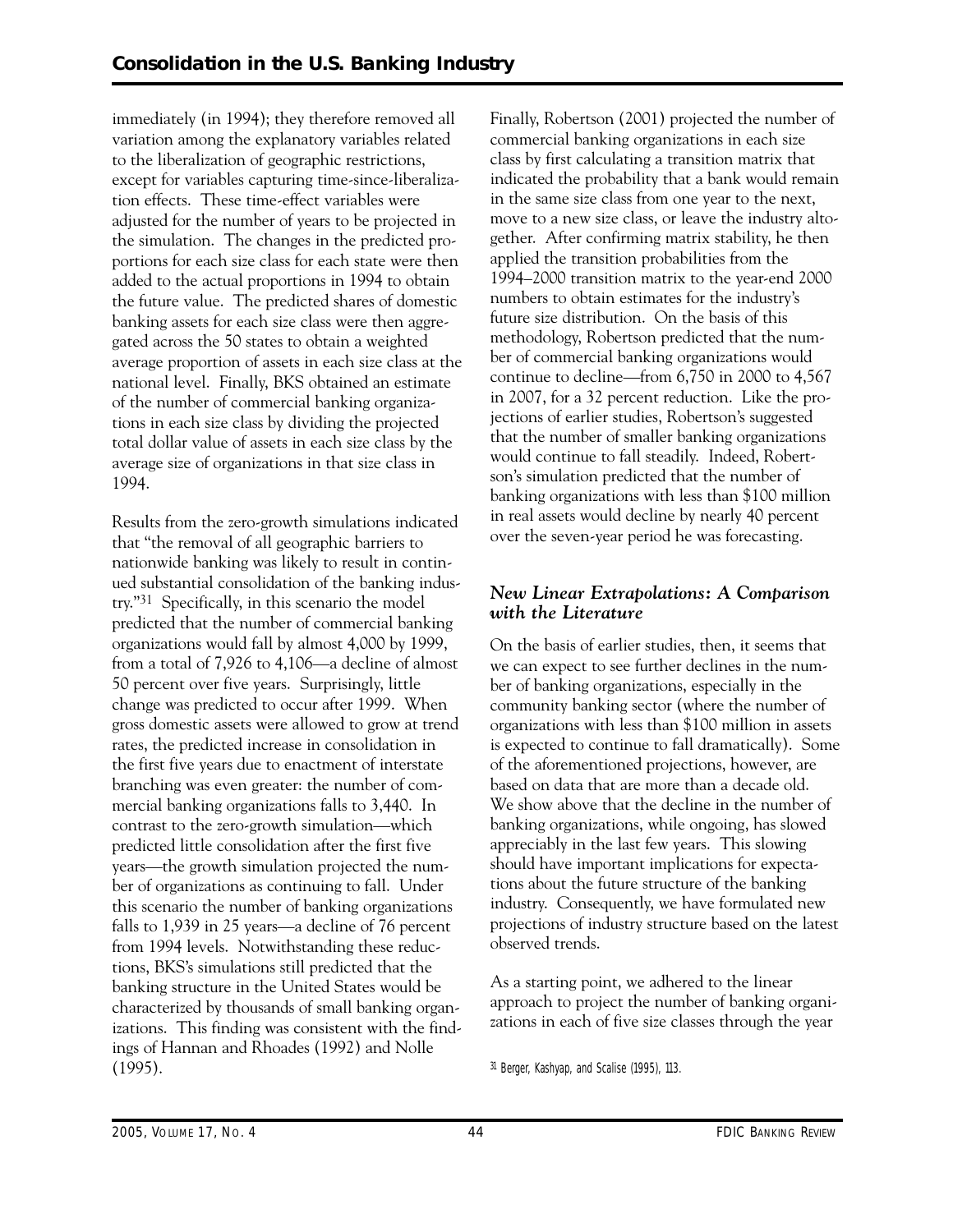immediately (in 1994); they therefore removed all variation among the explanatory variables related to the liberalization of geographic restrictions, except for variables capturing time-since-liberalization effects. These time-effect variables were adjusted for the number of years to be projected in the simulation. The changes in the predicted proportions for each size class for each state were then added to the actual proportions in 1994 to obtain the future value. The predicted shares of domestic banking assets for each size class were then aggregated across the 50 states to obtain a weighted average proportion of assets in each size class at the national level. Finally, BKS obtained an estimate of the number of commercial banking organizations in each size class by dividing the projected total dollar value of assets in each size class by the average size of organizations in that size class in 1994.

Results from the zero-growth simulations indicated that "the removal of all geographic barriers to nationwide banking was likely to result in continued substantial consolidation of the banking industry."[31] Specifically, in this scenario the model predicted that the number of commercial banking organizations would fall by almost 4,000 by 1999, from a total of 7,926 to 4,106—a decline of almost 50 percent over five years. Surprisingly, little change was predicted to occur after 1999. When gross domestic assets were allowed to grow at trend rates, the predicted increase in consolidation in the first five years due to enactment of interstate branching was even greater: the number of commercial banking organizations falls to 3,440. In contrast to the zero-growth simulation—which predicted little consolidation after the first five years—the growth simulation projected the number of organizations as continuing to fall. Under this scenario the number of banking organizations falls to 1,939 in 25 years—a decline of 76 percent from 1994 levels. Notwithstanding these reductions, BKS's simulations still predicted that the banking structure in the United States would be characterized by thousands of small banking organizations. This finding was consistent with the findings of Hannan and Rhoades (1992) and Nolle (1995).

Finally, Robertson (2001) projected the number of commercial banking organizations in each size class by first calculating a transition matrix that indicated the probability that a bank would remain in the same size class from one year to the next, move to a new size class, or leave the industry altogether. After confirming matrix stability, he then applied the transition probabilities from the 1994–2000 transition matrix to the year-end 2000 numbers to obtain estimates for the industry's future size distribution. On the basis of this methodology, Robertson predicted that the number of commercial banking organizations would continue to decline—from 6,750 in 2000 to 4,567 in 2007, for a 32 percent reduction. Like the projections of earlier studies, Robertson's suggested that the number of smaller banking organizations would continue to fall steadily. Indeed, Robertson's simulation predicted that the number of banking organizations with less than $100 million in real assets would decline by nearly 40 percent over the seven-year period he was forecasting.

### *New Linear Extrapolations: A Comparison with the Literature*

On the basis of earlier studies, then, it seems that we can expect to see further declines in the number of banking organizations, especially in the community banking sector (where the number of organizations with less than $100 million in assets is expected to continue to fall dramatically). Some of the aforementioned projections, however, are based on data that are more than a decade old. We show above that the decline in the number of banking organizations, while ongoing, has slowed appreciably in the last few years. This slowing should have important implications for expectations about the future structure of the banking industry. Consequently, we have formulated new projections of industry structure based on the latest observed trends.

As a starting point, we adhered to the linear approach to project the number of banking organizations in each of five size classes through the year

[31] Berger, Kashyap, and Scalise (1995), 113.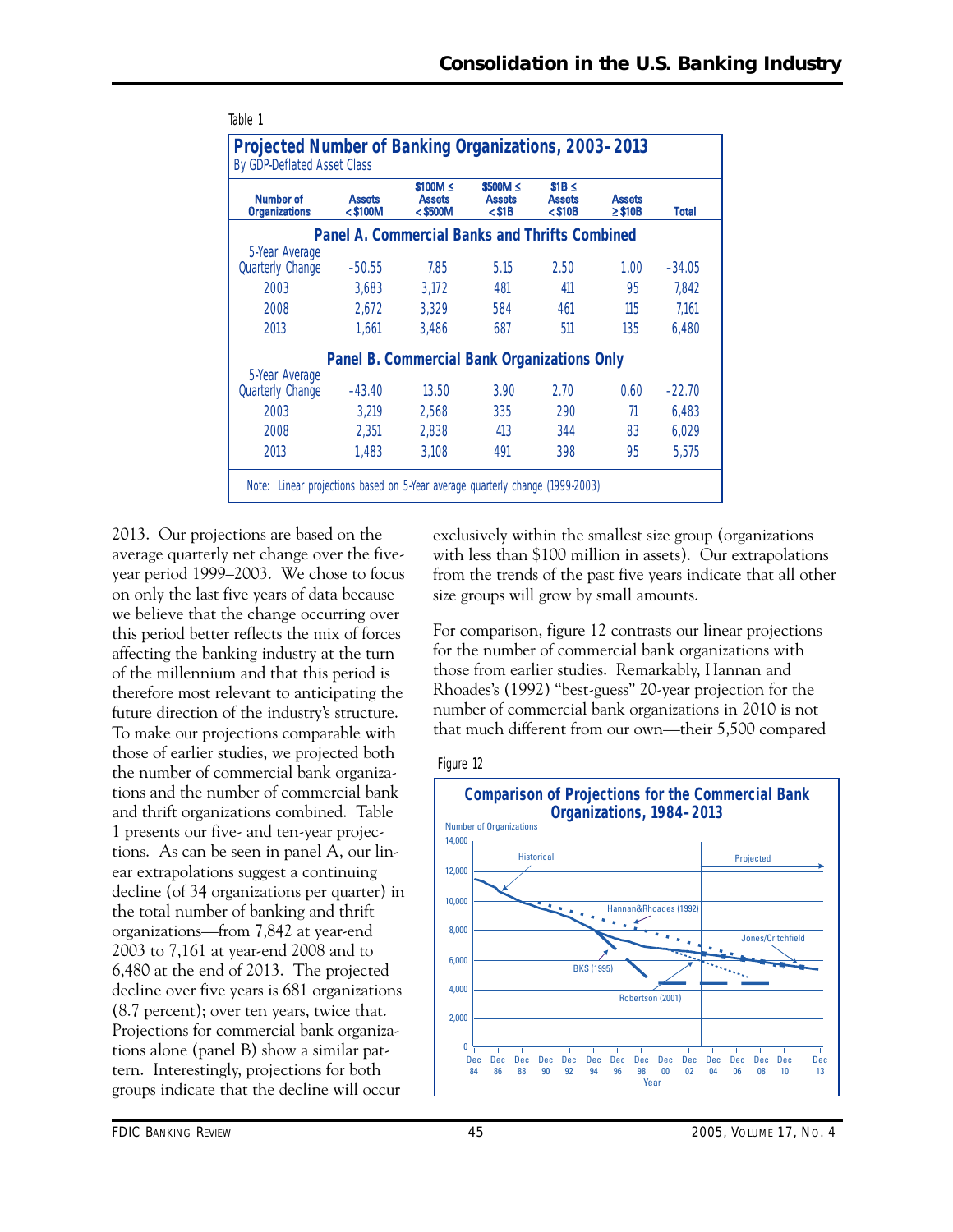Table 1

**Projected Number of Banking Organizations, 2003–2013**
By GDP-Deflated Asset Class

| Number of Organizations | Assets < $100M | $100M ≤ Assets < $500M | $500M ≤ Assets < $1B | $1B ≤ Assets < $10B | Assets ≥ $10B | Total |
|---|---|---|---|---|---|---|
| **Panel A. Commercial Banks and Thrifts Combined** | | | | | | |
| 5-Year Average Quarterly Change | –50.55 | 7.85 | 5.15 | 2.50 | 1.00 | –34.05 |
| 2003 | 3,683 | 3,172 | 481 | 411 | 95 | 7,842 |
| 2008 | 2,672 | 3,329 | 584 | 461 | 115 | 7,161 |
| 2013 | 1,661 | 3,486 | 687 | 511 | 135 | 6,480 |
| **Panel B. Commercial Bank Organizations Only** | | | | | | |
| 5-Year Average Quarterly Change | –43.40 | 13.50 | 3.90 | 2.70 | 0.60 | –22.70 |
| 2003 | 3,219 | 2,568 | 335 | 290 | 71 | 6,483 |
| 2008 | 2,351 | 2,838 | 413 | 344 | 83 | 6,029 |
| 2013 | 1,483 | 3,108 | 491 | 398 | 95 | 5,575 |

Note: Linear projections based on 5-Year average quarterly change (1999-2003)

2013. Our projections are based on the average quarterly net change over the five-year period 1999–2003. We chose to focus on only the last five years of data because we believe that the change occurring over this period better reflects the mix of forces affecting the banking industry at the turn of the millennium and that this period is therefore most relevant to anticipating the future direction of the industry's structure. To make our projections comparable with those of earlier studies, we projected both the number of commercial bank organizations and the number of commercial bank and thrift organizations combined. Table 1 presents our five- and ten-year projections. As can be seen in panel A, our linear extrapolations suggest a continuing decline (of 34 organizations per quarter) in the total number of banking and thrift organizations—from 7,842 at year-end 2003 to 7,161 at year-end 2008 and to 6,480 at the end of 2013. The projected decline over five years is 681 organizations (8.7 percent); over ten years, twice that. Projections for commercial bank organizations alone (panel B) show a similar pattern. Interestingly, projections for both groups indicate that the decline will occur exclusively within the smallest size group (organizations with less than $100 million in assets). Our extrapolations from the trends of the past five years indicate that all other size groups will grow by small amounts.

For comparison, figure 12 contrasts our linear projections for the number of commercial bank organizations with those from earlier studies. Remarkably, Hannan and Rhoades's (1992) "best-guess" 20-year projection for the number of commercial bank organizations in 2010 is not that much different from our own—their 5,500 compared

Figure 12

**Comparison of Projections for the Commercial Bank Organizations, 1984–2013**

Number of Organizations

| | |
|---|---|
| Series | Historical; Projected; Hannan&Rhoades (1992); BKS (1995); Robertson (2001); Jones/Critchfield |
| Y-axis | 0 to 14,000 |
| X-axis (Year) | Dec 84 to Dec 13 |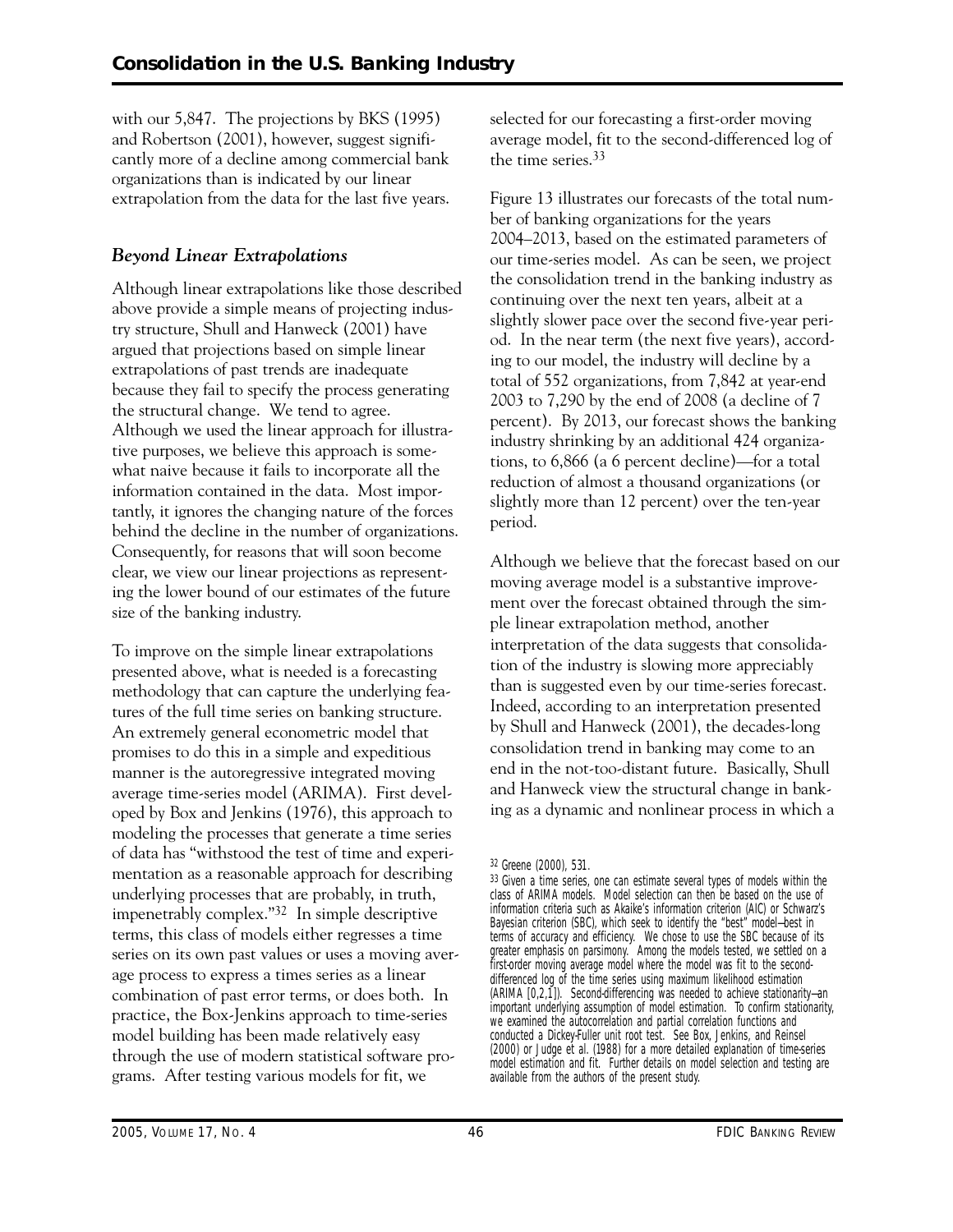with our 5,847. The projections by BKS (1995) and Robertson (2001), however, suggest significantly more of a decline among commercial bank organizations than is indicated by our linear extrapolation from the data for the last five years.

### *Beyond Linear Extrapolations*

Although linear extrapolations like those described above provide a simple means of projecting industry structure, Shull and Hanweck (2001) have argued that projections based on simple linear extrapolations of past trends are inadequate because they fail to specify the process generating the structural change. We tend to agree. Although we used the linear approach for illustrative purposes, we believe this approach is somewhat naive because it fails to incorporate all the information contained in the data. Most importantly, it ignores the changing nature of the forces behind the decline in the number of organizations. Consequently, for reasons that will soon become clear, we view our linear projections as representing the lower bound of our estimates of the future size of the banking industry.

To improve on the simple linear extrapolations presented above, what is needed is a forecasting methodology that can capture the underlying features of the full time series on banking structure. An extremely general econometric model that promises to do this in a simple and expeditious manner is the autoregressive integrated moving average time-series model (ARIMA). First developed by Box and Jenkins (1976), this approach to modeling the processes that generate a time series of data has "withstood the test of time and experimentation as a reasonable approach for describing underlying processes that are probably, in truth, impenetrably complex."[32] In simple descriptive terms, this class of models either regresses a time series on its own past values or uses a moving average process to express a times series as a linear combination of past error terms, or does both. In practice, the Box-Jenkins approach to time-series model building has been made relatively easy through the use of modern statistical software programs. After testing various models for fit, we selected for our forecasting a first-order moving average model, fit to the second-differenced log of the time series.[33]

Figure 13 illustrates our forecasts of the total number of banking organizations for the years 2004–2013, based on the estimated parameters of our time-series model. As can be seen, we project the consolidation trend in the banking industry as continuing over the next ten years, albeit at a slightly slower pace over the second five-year period. In the near term (the next five years), according to our model, the industry will decline by a total of 552 organizations, from 7,842 at year-end 2003 to 7,290 by the end of 2008 (a decline of 7 percent). By 2013, our forecast shows the banking industry shrinking by an additional 424 organizations, to 6,866 (a 6 percent decline)—for a total reduction of almost a thousand organizations (or slightly more than 12 percent) over the ten-year period.

Although we believe that the forecast based on our moving average model is a substantive improvement over the forecast obtained through the simple linear extrapolation method, another interpretation of the data suggests that consolidation of the industry is slowing more appreciably than is suggested even by our time-series forecast. Indeed, according to an interpretation presented by Shull and Hanweck (2001), the decades-long consolidation trend in banking may come to an end in the not-too-distant future. Basically, Shull and Hanweck view the structural change in banking as a dynamic and nonlinear process in which a

---

[32] Greene (2000), 531.

[33] Given a time series, one can estimate several types of models within the class of ARIMA models. Model selection can then be based on the use of information criteria such as Akaike's information criterion (AIC) or Schwarz's Bayesian criterion (SBC), which seek to identify the "best" model—best in terms of accuracy and efficiency. We chose to use the SBC because of its greater emphasis on parsimony. Among the models tested, we settled on a first-order moving average model where the model was fit to the second-differenced log of the time series using maximum likelihood estimation (ARIMA [0,2,1]). Second-differencing was needed to achieve stationarity—an important underlying assumption of model estimation. To confirm stationarity, we examined the autocorrelation and partial correlation functions and conducted a Dickey-Fuller unit root test. See Box, Jenkins, and Reinsel (2000) or Judge et al. (1988) for a more detailed explanation of time-series model estimation and fit. Further details on model selection and testing are available from the authors of the present study.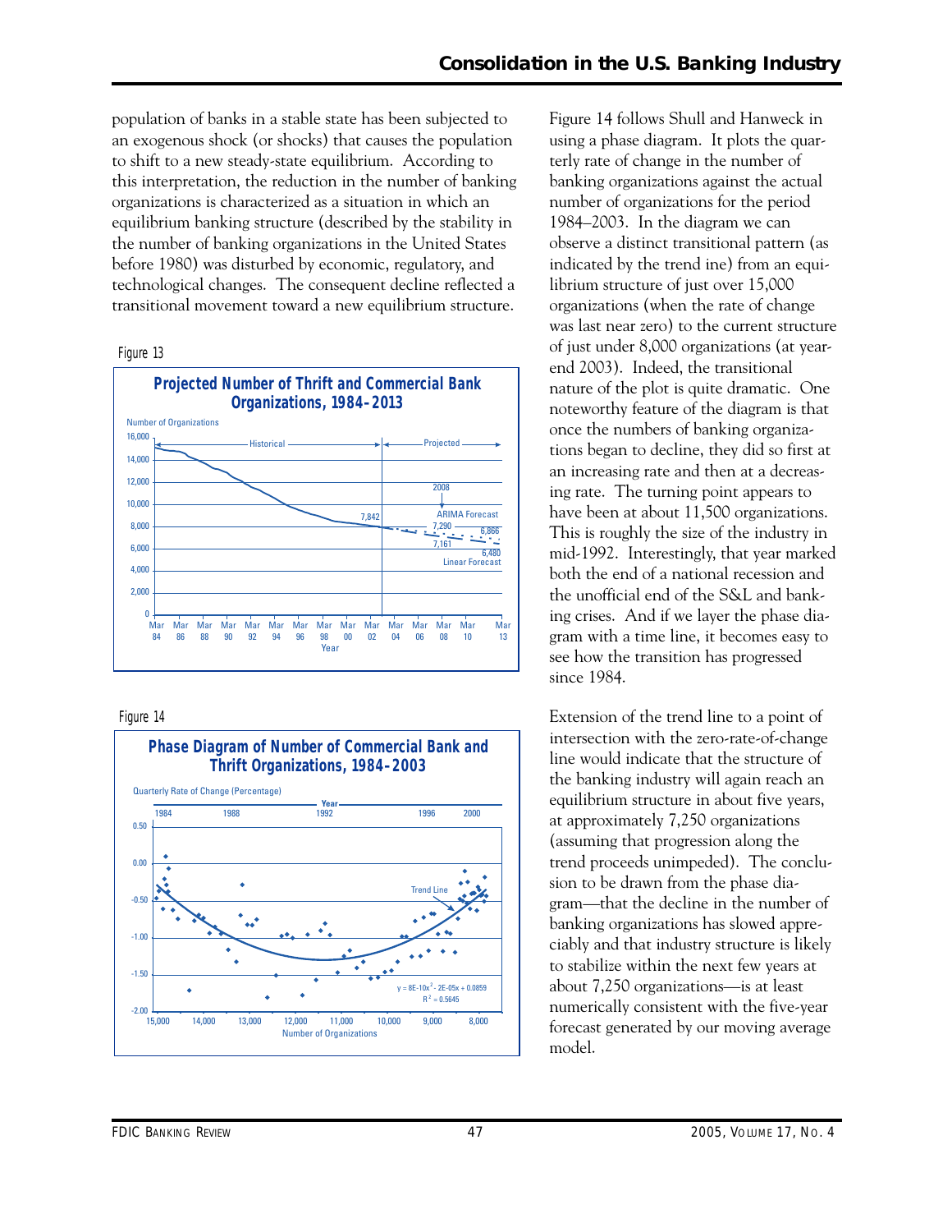population of banks in a stable state has been subjected to an exogenous shock (or shocks) that causes the population to shift to a new steady-state equilibrium. According to this interpretation, the reduction in the number of banking organizations is characterized as a situation in which an equilibrium banking structure (described by the stability in the number of banking organizations in the United States before 1980) was disturbed by economic, regulatory, and technological changes. The consequent decline reflected a transitional movement toward a new equilibrium structure.

Figure 13

**Projected Number of Thrift and Commercial Bank Organizations, 1984–2013**

Figure 14

**Phase Diagram of Number of Commercial Bank and Thrift Organizations, 1984–2003**

Figure 14 follows Shull and Hanweck in using a phase diagram. It plots the quarterly rate of change in the number of banking organizations against the actual number of organizations for the period 1984–2003. In the diagram we can observe a distinct transitional pattern (as indicated by the trend ine) from an equilibrium structure of just over 15,000 organizations (when the rate of change was last near zero) to the current structure of just under 8,000 organizations (at year-end 2003). Indeed, the transitional nature of the plot is quite dramatic. One noteworthy feature of the diagram is that once the numbers of banking organizations began to decline, they did so first at an increasing rate and then at a decreasing rate. The turning point appears to have been at about 11,500 organizations. This is roughly the size of the industry in mid-1992. Interestingly, that year marked both the end of a national recession and the unofficial end of the S&L and banking crises. And if we layer the phase diagram with a time line, it becomes easy to see how the transition has progressed since 1984.

Extension of the trend line to a point of intersection with the zero-rate-of-change line would indicate that the structure of the banking industry will again reach an equilibrium structure in about five years, at approximately 7,250 organizations (assuming that progression along the trend proceeds unimpeded). The conclusion to be drawn from the phase diagram—that the decline in the number of banking organizations has slowed appreciably and that industry structure is likely to stabilize within the next few years at about 7,250 organizations—is at least numerically consistent with the five-year forecast generated by our moving average model.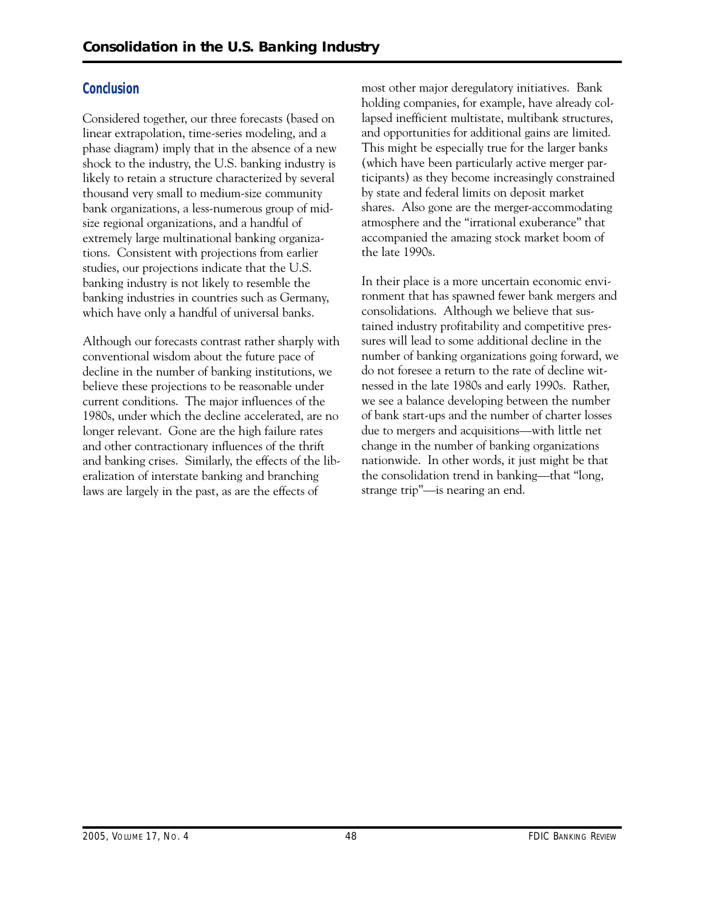## Conclusion

Considered together, our three forecasts (based on linear extrapolation, time-series modeling, and a phase diagram) imply that in the absence of a new shock to the industry, the U.S. banking industry is likely to retain a structure characterized by several thousand very small to medium-size community bank organizations, a less-numerous group of mid-size regional organizations, and a handful of extremely large multinational banking organizations. Consistent with projections from earlier studies, our projections indicate that the U.S. banking industry is not likely to resemble the banking industries in countries such as Germany, which have only a handful of universal banks.

Although our forecasts contrast rather sharply with conventional wisdom about the future pace of decline in the number of banking institutions, we believe these projections to be reasonable under current conditions. The major influences of the 1980s, under which the decline accelerated, are no longer relevant. Gone are the high failure rates and other contractionary influences of the thrift and banking crises. Similarly, the effects of the liberalization of interstate banking and branching laws are largely in the past, as are the effects of most other major deregulatory initiatives. Bank holding companies, for example, have already collapsed inefficient multistate, multibank structures, and opportunities for additional gains are limited. This might be especially true for the larger banks (which have been particularly active merger participants) as they become increasingly constrained by state and federal limits on deposit market shares. Also gone are the merger-accommodating atmosphere and the "irrational exuberance" that accompanied the amazing stock market boom of the late 1990s.

In their place is a more uncertain economic environment that has spawned fewer bank mergers and consolidations. Although we believe that sustained industry profitability and competitive pressures will lead to some additional decline in the number of banking organizations going forward, we do not foresee a return to the rate of decline witnessed in the late 1980s and early 1990s. Rather, we see a balance developing between the number of bank start-ups and the number of charter losses due to mergers and acquisitions—with little net change in the number of banking organizations nationwide. In other words, it just might be that the consolidation trend in banking—that "long, strange trip"—is nearing an end.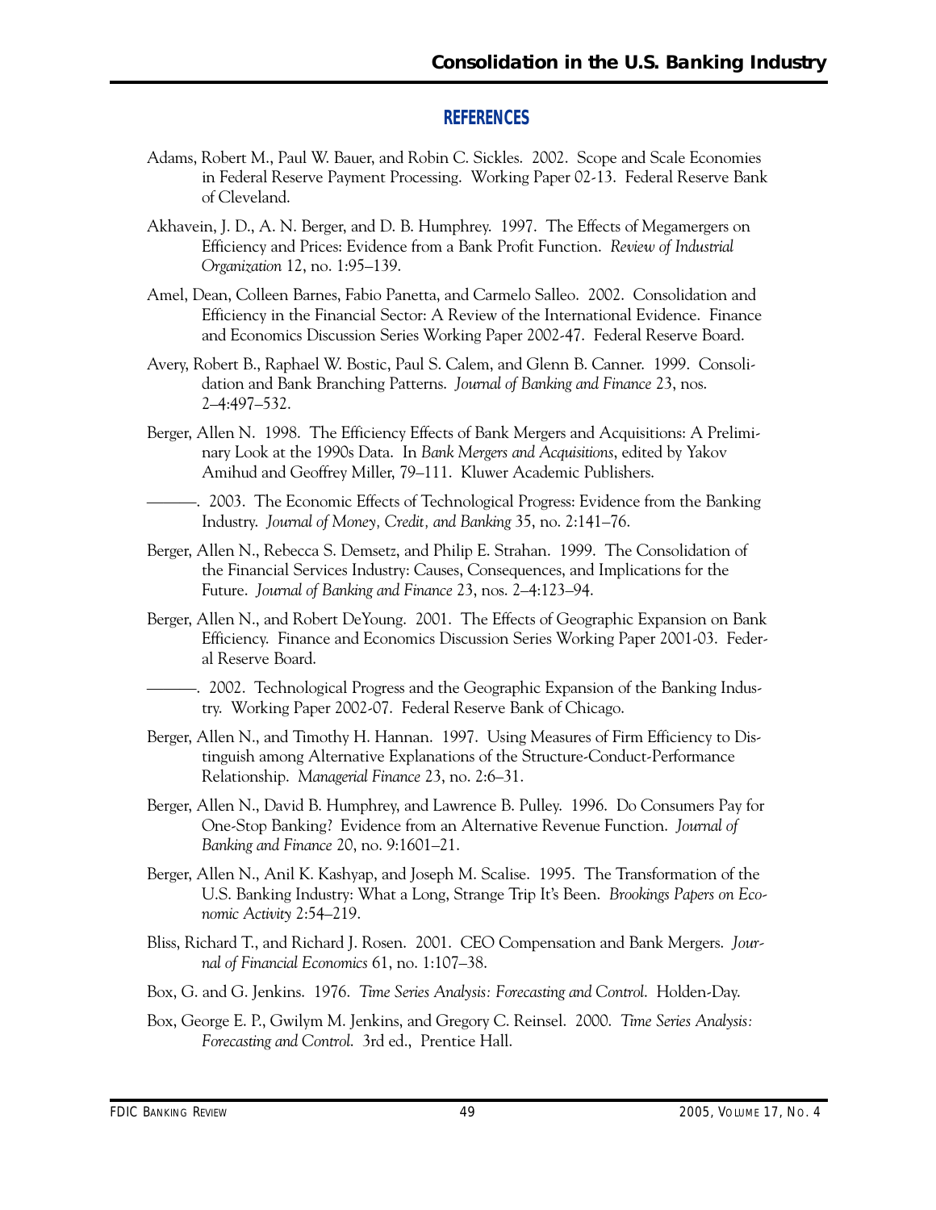## REFERENCES

Adams, Robert M., Paul W. Bauer, and Robin C. Sickles. 2002. Scope and Scale Economies in Federal Reserve Payment Processing. Working Paper 02-13. Federal Reserve Bank of Cleveland.

Akhavein, J. D., A. N. Berger, and D. B. Humphrey. 1997. The Effects of Megamergers on Efficiency and Prices: Evidence from a Bank Profit Function. *Review of Industrial Organization* 12, no. 1:95–139.

Amel, Dean, Colleen Barnes, Fabio Panetta, and Carmelo Salleo. 2002. Consolidation and Efficiency in the Financial Sector: A Review of the International Evidence. Finance and Economics Discussion Series Working Paper 2002-47. Federal Reserve Board.

Avery, Robert B., Raphael W. Bostic, Paul S. Calem, and Glenn B. Canner. 1999. Consolidation and Bank Branching Patterns. *Journal of Banking and Finance* 23, nos. 2–4:497–532.

Berger, Allen N. 1998. The Efficiency Effects of Bank Mergers and Acquisitions: A Preliminary Look at the 1990s Data. In *Bank Mergers and Acquisitions*, edited by Yakov Amihud and Geoffrey Miller, 79–111. Kluwer Academic Publishers.

———. 2003. The Economic Effects of Technological Progress: Evidence from the Banking Industry. *Journal of Money, Credit, and Banking* 35, no. 2:141–76.

Berger, Allen N., Rebecca S. Demsetz, and Philip E. Strahan. 1999. The Consolidation of the Financial Services Industry: Causes, Consequences, and Implications for the Future. *Journal of Banking and Finance* 23, nos. 2–4:123–94.

Berger, Allen N., and Robert DeYoung. 2001. The Effects of Geographic Expansion on Bank Efficiency. Finance and Economics Discussion Series Working Paper 2001-03. Federal Reserve Board.

———. 2002. Technological Progress and the Geographic Expansion of the Banking Industry. Working Paper 2002-07. Federal Reserve Bank of Chicago.

Berger, Allen N., and Timothy H. Hannan. 1997. Using Measures of Firm Efficiency to Distinguish among Alternative Explanations of the Structure-Conduct-Performance Relationship. *Managerial Finance* 23, no. 2:6–31.

Berger, Allen N., David B. Humphrey, and Lawrence B. Pulley. 1996. Do Consumers Pay for One-Stop Banking? Evidence from an Alternative Revenue Function. *Journal of Banking and Finance* 20, no. 9:1601–21.

Berger, Allen N., Anil K. Kashyap, and Joseph M. Scalise. 1995. The Transformation of the U.S. Banking Industry: What a Long, Strange Trip It's Been. *Brookings Papers on Economic Activity* 2:54–219.

Bliss, Richard T., and Richard J. Rosen. 2001. CEO Compensation and Bank Mergers. *Journal of Financial Economics* 61, no. 1:107–38.

Box, G. and G. Jenkins. 1976. *Time Series Analysis: Forecasting and Control*. Holden-Day.

Box, George E. P., Gwilym M. Jenkins, and Gregory C. Reinsel. 2000. *Time Series Analysis: Forecasting and Control*. 3rd ed., Prentice Hall.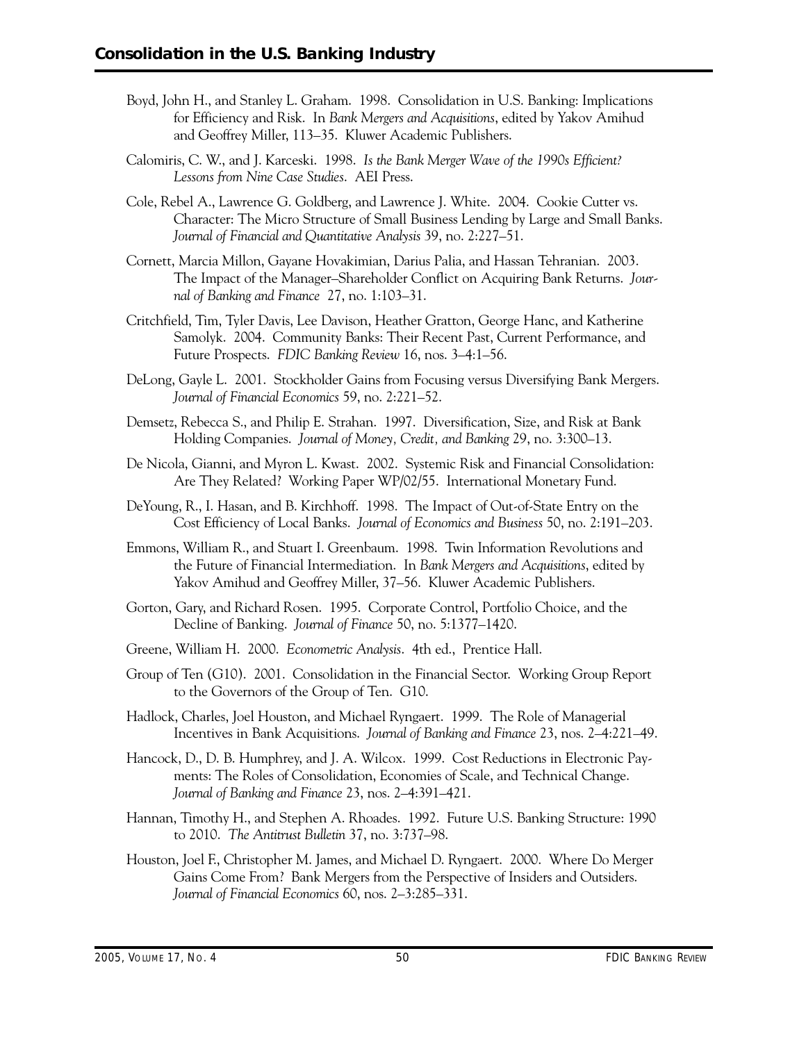Boyd, John H., and Stanley L. Graham. 1998. Consolidation in U.S. Banking: Implications for Efficiency and Risk. In *Bank Mergers and Acquisitions*, edited by Yakov Amihud and Geoffrey Miller, 113–35. Kluwer Academic Publishers.

Calomiris, C. W., and J. Karceski. 1998. *Is the Bank Merger Wave of the 1990s Efficient? Lessons from Nine Case Studies*. AEI Press.

Cole, Rebel A., Lawrence G. Goldberg, and Lawrence J. White. 2004. Cookie Cutter vs. Character: The Micro Structure of Small Business Lending by Large and Small Banks. *Journal of Financial and Quantitative Analysis* 39, no. 2:227–51.

Cornett, Marcia Millon, Gayane Hovakimian, Darius Palia, and Hassan Tehranian. 2003. The Impact of the Manager–Shareholder Conflict on Acquiring Bank Returns. *Journal of Banking and Finance* 27, no. 1:103–31.

Critchfield, Tim, Tyler Davis, Lee Davison, Heather Gratton, George Hanc, and Katherine Samolyk. 2004. Community Banks: Their Recent Past, Current Performance, and Future Prospects. *FDIC Banking Review* 16, nos. 3–4:1–56.

DeLong, Gayle L. 2001. Stockholder Gains from Focusing versus Diversifying Bank Mergers. *Journal of Financial Economics* 59, no. 2:221–52.

Demsetz, Rebecca S., and Philip E. Strahan. 1997. Diversification, Size, and Risk at Bank Holding Companies. *Journal of Money, Credit, and Banking* 29, no. 3:300–13.

De Nicola, Gianni, and Myron L. Kwast. 2002. Systemic Risk and Financial Consolidation: Are They Related? Working Paper WP/02/55. International Monetary Fund.

DeYoung, R., I. Hasan, and B. Kirchhoff. 1998. The Impact of Out-of-State Entry on the Cost Efficiency of Local Banks. *Journal of Economics and Business* 50, no. 2:191–203.

Emmons, William R., and Stuart I. Greenbaum. 1998. Twin Information Revolutions and the Future of Financial Intermediation. In *Bank Mergers and Acquisitions*, edited by Yakov Amihud and Geoffrey Miller, 37–56. Kluwer Academic Publishers.

Gorton, Gary, and Richard Rosen. 1995. Corporate Control, Portfolio Choice, and the Decline of Banking. *Journal of Finance* 50, no. 5:1377–1420.

Greene, William H. 2000. *Econometric Analysis*. 4th ed., Prentice Hall.

Group of Ten (G10). 2001. Consolidation in the Financial Sector. Working Group Report to the Governors of the Group of Ten. G10.

Hadlock, Charles, Joel Houston, and Michael Ryngaert. 1999. The Role of Managerial Incentives in Bank Acquisitions. *Journal of Banking and Finance* 23, nos. 2–4:221–49.

Hancock, D., D. B. Humphrey, and J. A. Wilcox. 1999. Cost Reductions in Electronic Payments: The Roles of Consolidation, Economies of Scale, and Technical Change. *Journal of Banking and Finance* 23, nos. 2–4:391–421.

Hannan, Timothy H., and Stephen A. Rhoades. 1992. Future U.S. Banking Structure: 1990 to 2010. *The Antitrust Bulletin* 37, no. 3:737–98.

Houston, Joel F., Christopher M. James, and Michael D. Ryngaert. 2000. Where Do Merger Gains Come From? Bank Mergers from the Perspective of Insiders and Outsiders. *Journal of Financial Economics* 60, nos. 2–3:285–331.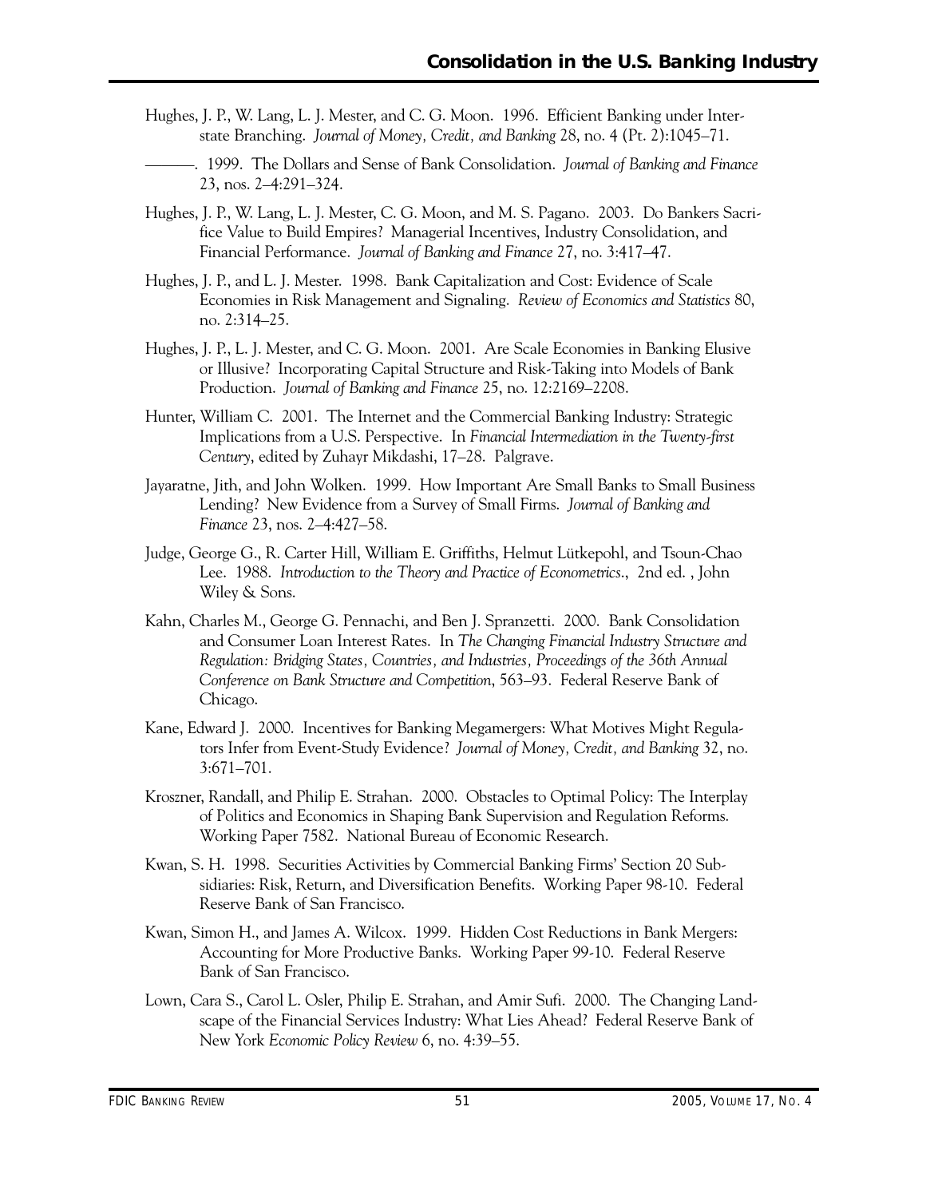Hughes, J. P., W. Lang, L. J. Mester, and C. G. Moon. 1996. Efficient Banking under Interstate Branching. *Journal of Money, Credit, and Banking* 28, no. 4 (Pt. 2):1045–71.

———. 1999. The Dollars and Sense of Bank Consolidation. *Journal of Banking and Finance* 23, nos. 2–4:291–324.

Hughes, J. P., W. Lang, L. J. Mester, C. G. Moon, and M. S. Pagano. 2003. Do Bankers Sacrifice Value to Build Empires? Managerial Incentives, Industry Consolidation, and Financial Performance. *Journal of Banking and Finance* 27, no. 3:417–47.

Hughes, J. P., and L. J. Mester. 1998. Bank Capitalization and Cost: Evidence of Scale Economies in Risk Management and Signaling. *Review of Economics and Statistics* 80, no. 2:314–25.

Hughes, J. P., L. J. Mester, and C. G. Moon. 2001. Are Scale Economies in Banking Elusive or Illusive? Incorporating Capital Structure and Risk-Taking into Models of Bank Production. *Journal of Banking and Finance* 25, no. 12:2169–2208.

Hunter, William C. 2001. The Internet and the Commercial Banking Industry: Strategic Implications from a U.S. Perspective. In *Financial Intermediation in the Twenty-first Century*, edited by Zuhayr Mikdashi, 17–28. Palgrave.

Jayaratne, Jith, and John Wolken. 1999. How Important Are Small Banks to Small Business Lending? New Evidence from a Survey of Small Firms. *Journal of Banking and Finance* 23, nos. 2–4:427–58.

Judge, George G., R. Carter Hill, William E. Griffiths, Helmut Lütkepohl, and Tsoun-Chao Lee. 1988. *Introduction to the Theory and Practice of Econometrics*., 2nd ed. , John Wiley & Sons.

Kahn, Charles M., George G. Pennachi, and Ben J. Spranzetti. 2000. Bank Consolidation and Consumer Loan Interest Rates. In *The Changing Financial Industry Structure and Regulation: Bridging States, Countries, and Industries, Proceedings of the 36th Annual Conference on Bank Structure and Competition*, 563–93. Federal Reserve Bank of Chicago.

Kane, Edward J. 2000. Incentives for Banking Megamergers: What Motives Might Regulators Infer from Event-Study Evidence? *Journal of Money, Credit, and Banking* 32, no. 3:671–701.

Kroszner, Randall, and Philip E. Strahan. 2000. Obstacles to Optimal Policy: The Interplay of Politics and Economics in Shaping Bank Supervision and Regulation Reforms. Working Paper 7582. National Bureau of Economic Research.

Kwan, S. H. 1998. Securities Activities by Commercial Banking Firms' Section 20 Subsidiaries: Risk, Return, and Diversification Benefits. Working Paper 98-10. Federal Reserve Bank of San Francisco.

Kwan, Simon H., and James A. Wilcox. 1999. Hidden Cost Reductions in Bank Mergers: Accounting for More Productive Banks. Working Paper 99-10. Federal Reserve Bank of San Francisco.

Lown, Cara S., Carol L. Osler, Philip E. Strahan, and Amir Sufi. 2000. The Changing Landscape of the Financial Services Industry: What Lies Ahead? Federal Reserve Bank of New York *Economic Policy Review* 6, no. 4:39–55.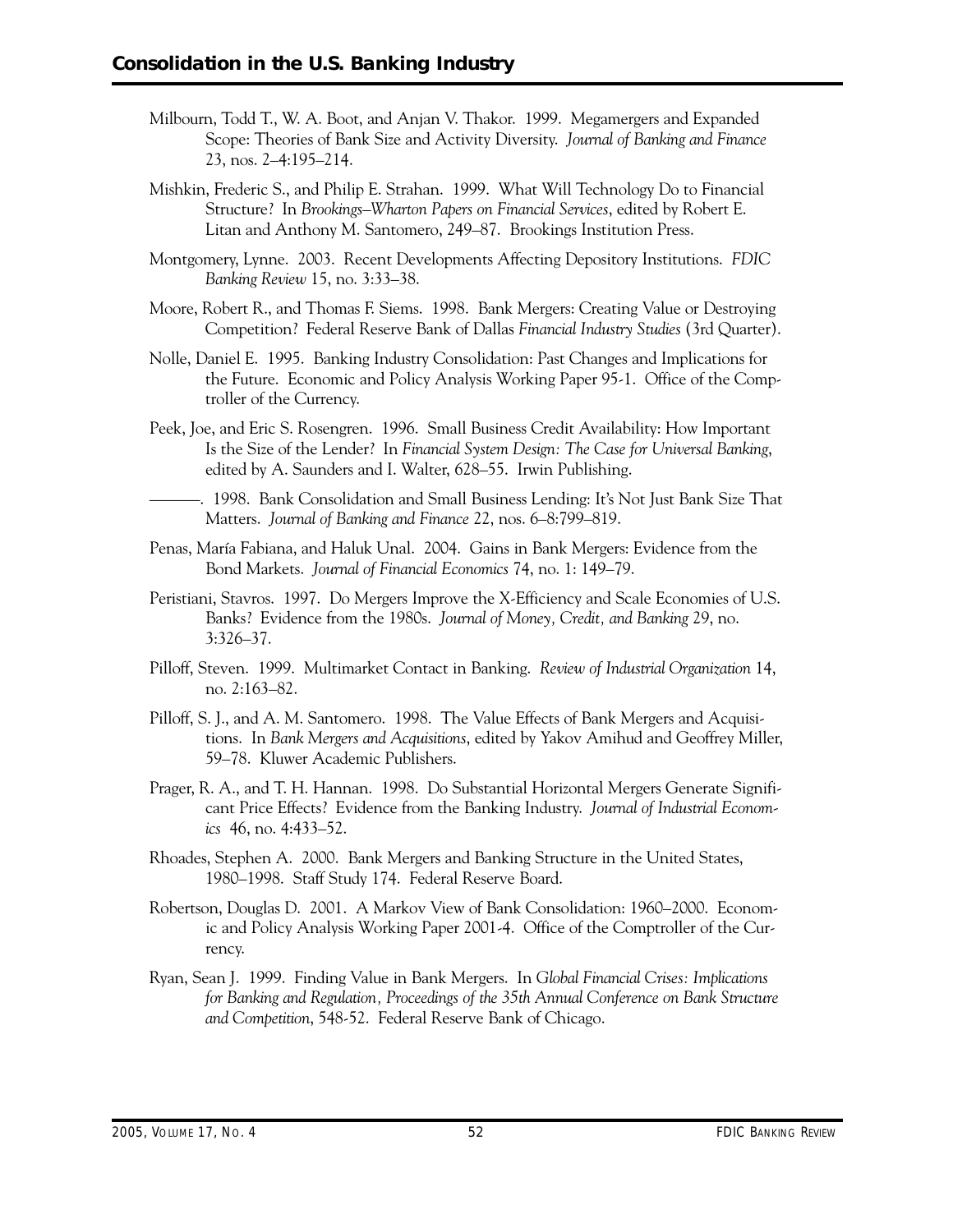Milbourn, Todd T., W. A. Boot, and Anjan V. Thakor. 1999. Megamergers and Expanded Scope: Theories of Bank Size and Activity Diversity. *Journal of Banking and Finance* 23, nos. 2–4:195–214.

Mishkin, Frederic S., and Philip E. Strahan. 1999. What Will Technology Do to Financial Structure? In *Brookings–Wharton Papers on Financial Services*, edited by Robert E. Litan and Anthony M. Santomero, 249–87. Brookings Institution Press.

Montgomery, Lynne. 2003. Recent Developments Affecting Depository Institutions. *FDIC Banking Review* 15, no. 3:33–38.

Moore, Robert R., and Thomas F. Siems. 1998. Bank Mergers: Creating Value or Destroying Competition? Federal Reserve Bank of Dallas *Financial Industry Studies* (3rd Quarter).

Nolle, Daniel E. 1995. Banking Industry Consolidation: Past Changes and Implications for the Future. Economic and Policy Analysis Working Paper 95-1. Office of the Comptroller of the Currency.

Peek, Joe, and Eric S. Rosengren. 1996. Small Business Credit Availability: How Important Is the Size of the Lender? In *Financial System Design: The Case for Universal Banking*, edited by A. Saunders and I. Walter, 628–55. Irwin Publishing.

———. 1998. Bank Consolidation and Small Business Lending: It's Not Just Bank Size That Matters. *Journal of Banking and Finance* 22, nos. 6–8:799–819.

Penas, María Fabiana, and Haluk Unal. 2004. Gains in Bank Mergers: Evidence from the Bond Markets. *Journal of Financial Economics* 74, no. 1: 149–79.

Peristiani, Stavros. 1997. Do Mergers Improve the X-Efficiency and Scale Economies of U.S. Banks? Evidence from the 1980s. *Journal of Money, Credit, and Banking* 29, no. 3:326–37.

Pilloff, Steven. 1999. Multimarket Contact in Banking. *Review of Industrial Organization* 14, no. 2:163–82.

Pilloff, S. J., and A. M. Santomero. 1998. The Value Effects of Bank Mergers and Acquisitions. In *Bank Mergers and Acquisitions*, edited by Yakov Amihud and Geoffrey Miller, 59–78. Kluwer Academic Publishers.

Prager, R. A., and T. H. Hannan. 1998. Do Substantial Horizontal Mergers Generate Significant Price Effects? Evidence from the Banking Industry. *Journal of Industrial Economics* 46, no. 4:433–52.

Rhoades, Stephen A. 2000. Bank Mergers and Banking Structure in the United States, 1980–1998. Staff Study 174. Federal Reserve Board.

Robertson, Douglas D. 2001. A Markov View of Bank Consolidation: 1960–2000. Economic and Policy Analysis Working Paper 2001-4. Office of the Comptroller of the Currency.

Ryan, Sean J. 1999. Finding Value in Bank Mergers. In *Global Financial Crises: Implications for Banking and Regulation, Proceedings of the 35th Annual Conference on Bank Structure and Competition*, 548-52. Federal Reserve Bank of Chicago.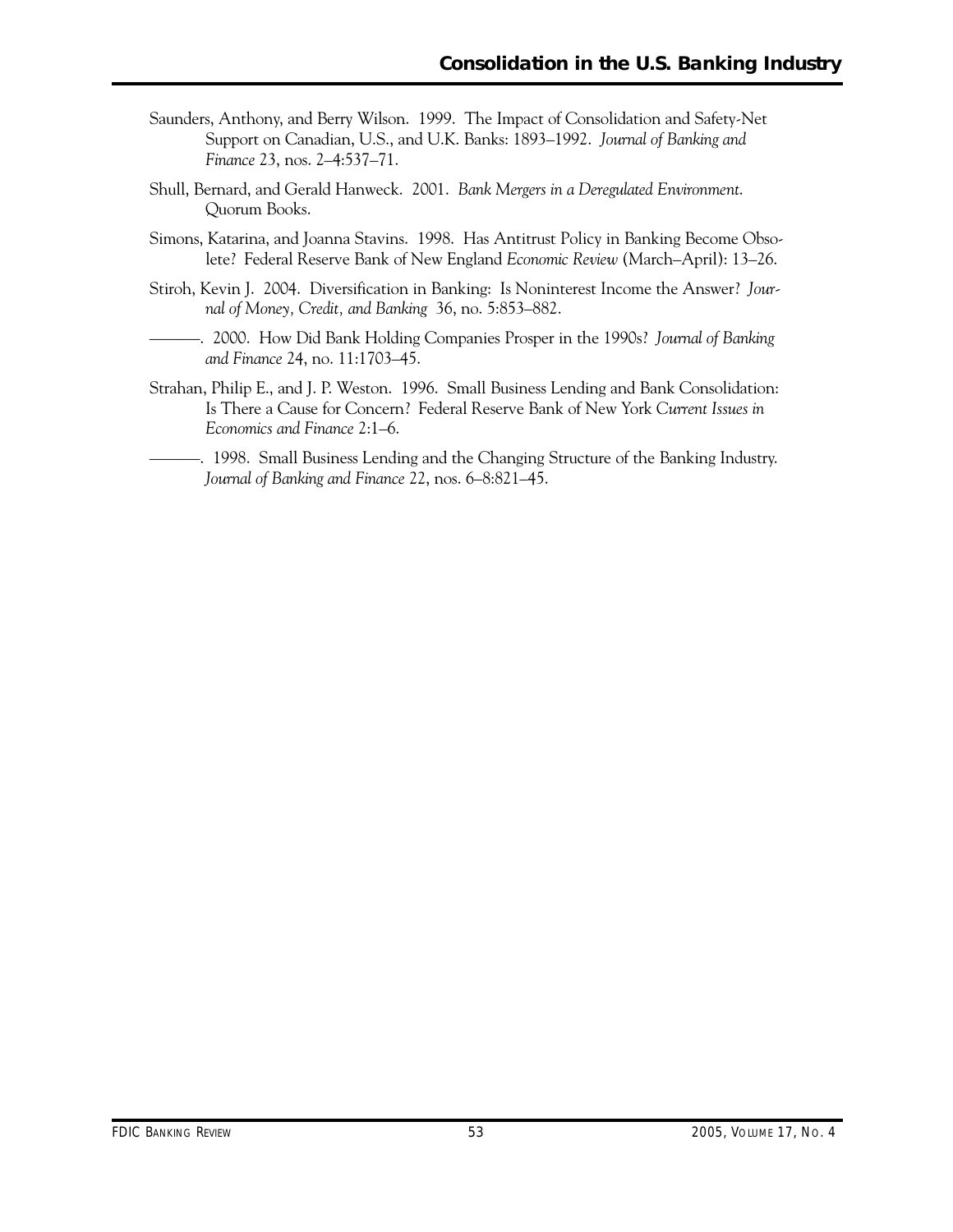Saunders, Anthony, and Berry Wilson. 1999. The Impact of Consolidation and Safety-Net Support on Canadian, U.S., and U.K. Banks: 1893–1992. *Journal of Banking and Finance* 23, nos. 2–4:537–71.

Shull, Bernard, and Gerald Hanweck. 2001. *Bank Mergers in a Deregulated Environment*. Quorum Books.

Simons, Katarina, and Joanna Stavins. 1998. Has Antitrust Policy in Banking Become Obsolete? Federal Reserve Bank of New England *Economic Review* (March–April): 13–26.

Stiroh, Kevin J. 2004. Diversification in Banking: Is Noninterest Income the Answer? *Journal of Money, Credit, and Banking* 36, no. 5:853–882.

———. 2000. How Did Bank Holding Companies Prosper in the 1990s? *Journal of Banking and Finance* 24, no. 11:1703–45.

Strahan, Philip E., and J. P. Weston. 1996. Small Business Lending and Bank Consolidation: Is There a Cause for Concern? Federal Reserve Bank of New York *Current Issues in Economics and Finance* 2:1–6.

———. 1998. Small Business Lending and the Changing Structure of the Banking Industry. *Journal of Banking and Finance* 22, nos. 6–8:821–45.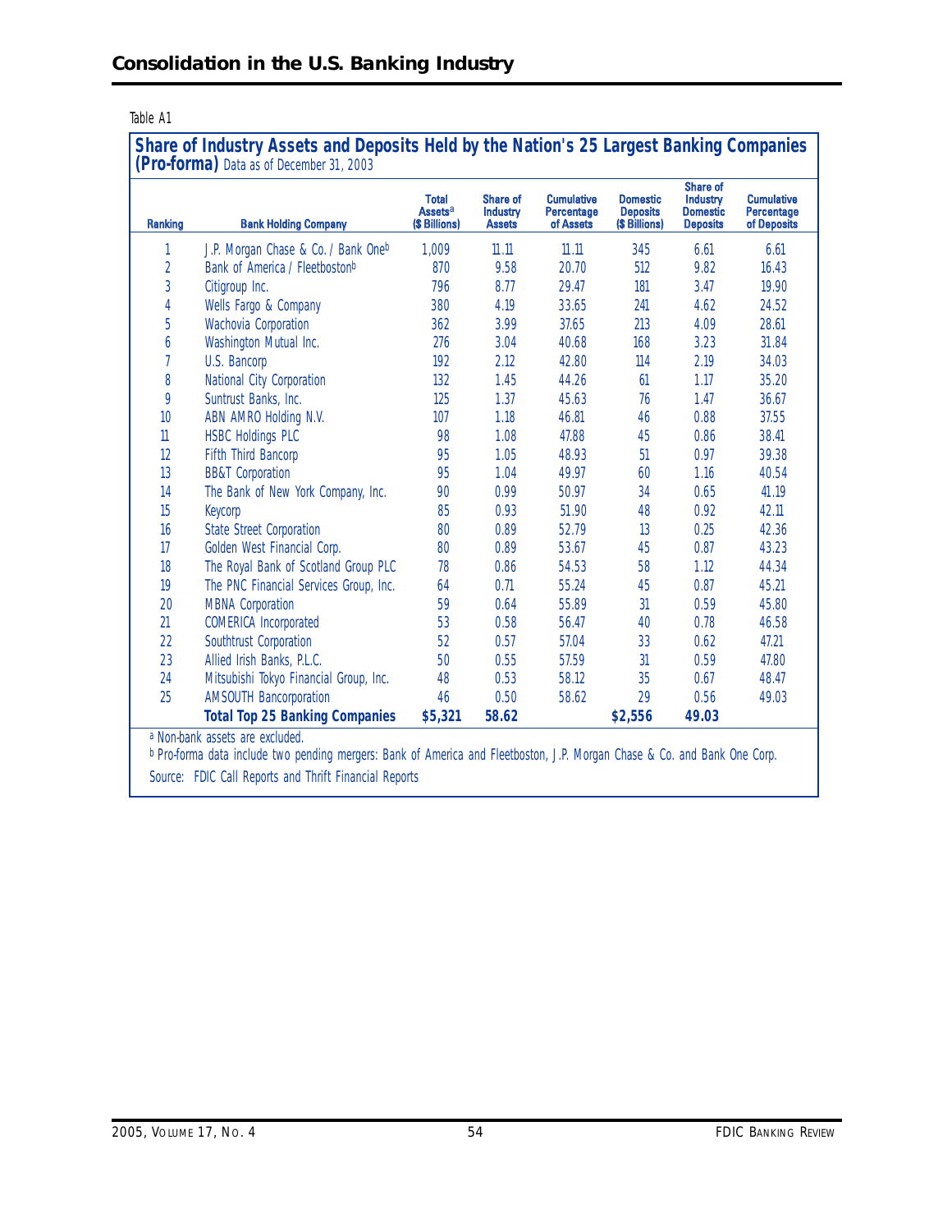Table A1

## Share of Industry Assets and Deposits Held by the Nation's 25 Largest Banking Companies (Pro-forma) Data as of December 31, 2003

| Ranking | Bank Holding Company | Total Assets[a] ($ Billions) | Share of Industry Assets | Cumulative Percentage of Assets | Domestic Deposits ($ Billions) | Share of Industry Domestic Deposits | Cumulative Percentage of Deposits |
|---|---|---|---|---|---|---|---|
| 1 | J.P. Morgan Chase & Co. / Bank One[b] | 1,009 | 11.11 | 11.11 | 345 | 6.61 | 6.61 |
| 2 | Bank of America / Fleetboston[b] | 870 | 9.58 | 20.70 | 512 | 9.82 | 16.43 |
| 3 | Citigroup Inc. | 796 | 8.77 | 29.47 | 181 | 3.47 | 19.90 |
| 4 | Wells Fargo & Company | 380 | 4.19 | 33.65 | 241 | 4.62 | 24.52 |
| 5 | Wachovia Corporation | 362 | 3.99 | 37.65 | 213 | 4.09 | 28.61 |
| 6 | Washington Mutual Inc. | 276 | 3.04 | 40.68 | 168 | 3.23 | 31.84 |
| 7 | U.S. Bancorp | 192 | 2.12 | 42.80 | 114 | 2.19 | 34.03 |
| 8 | National City Corporation | 132 | 1.45 | 44.26 | 61 | 1.17 | 35.20 |
| 9 | Suntrust Banks, Inc. | 125 | 1.37 | 45.63 | 76 | 1.47 | 36.67 |
| 10 | ABN AMRO Holding N.V. | 107 | 1.18 | 46.81 | 46 | 0.88 | 37.55 |
| 11 | HSBC Holdings PLC | 98 | 1.08 | 47.88 | 45 | 0.86 | 38.41 |
| 12 | Fifth Third Bancorp | 95 | 1.05 | 48.93 | 51 | 0.97 | 39.38 |
| 13 | BB&T Corporation | 95 | 1.04 | 49.97 | 60 | 1.16 | 40.54 |
| 14 | The Bank of New York Company, Inc. | 90 | 0.99 | 50.97 | 34 | 0.65 | 41.19 |
| 15 | Keycorp | 85 | 0.93 | 51.90 | 48 | 0.92 | 42.11 |
| 16 | State Street Corporation | 80 | 0.89 | 52.79 | 13 | 0.25 | 42.36 |
| 17 | Golden West Financial Corp. | 80 | 0.89 | 53.67 | 45 | 0.87 | 43.23 |
| 18 | The Royal Bank of Scotland Group PLC | 78 | 0.86 | 54.53 | 58 | 1.12 | 44.34 |
| 19 | The PNC Financial Services Group, Inc. | 64 | 0.71 | 55.24 | 45 | 0.87 | 45.21 |
| 20 | MBNA Corporation | 59 | 0.64 | 55.89 | 31 | 0.59 | 45.80 |
| 21 | COMERICA Incorporated | 53 | 0.58 | 56.47 | 40 | 0.78 | 46.58 |
| 22 | Southtrust Corporation | 52 | 0.57 | 57.04 | 33 | 0.62 | 47.21 |
| 23 | Allied Irish Banks, P.L.C. | 50 | 0.55 | 57.59 | 31 | 0.59 | 47.80 |
| 24 | Mitsubishi Tokyo Financial Group, Inc. | 48 | 0.53 | 58.12 | 35 | 0.67 | 48.47 |
| 25 | AMSOUTH Bancorporation | 46 | 0.50 | 58.62 | 29 | 0.56 | 49.03 |
| | **Total Top 25 Banking Companies** | **$5,321** | **58.62** | | **$2,556** | **49.03** | |

[a] Non-bank assets are excluded.

[b] Pro-forma data include two pending mergers: Bank of America and Fleetboston, J.P. Morgan Chase & Co. and Bank One Corp.

Source: FDIC Call Reports and Thrift Financial Reports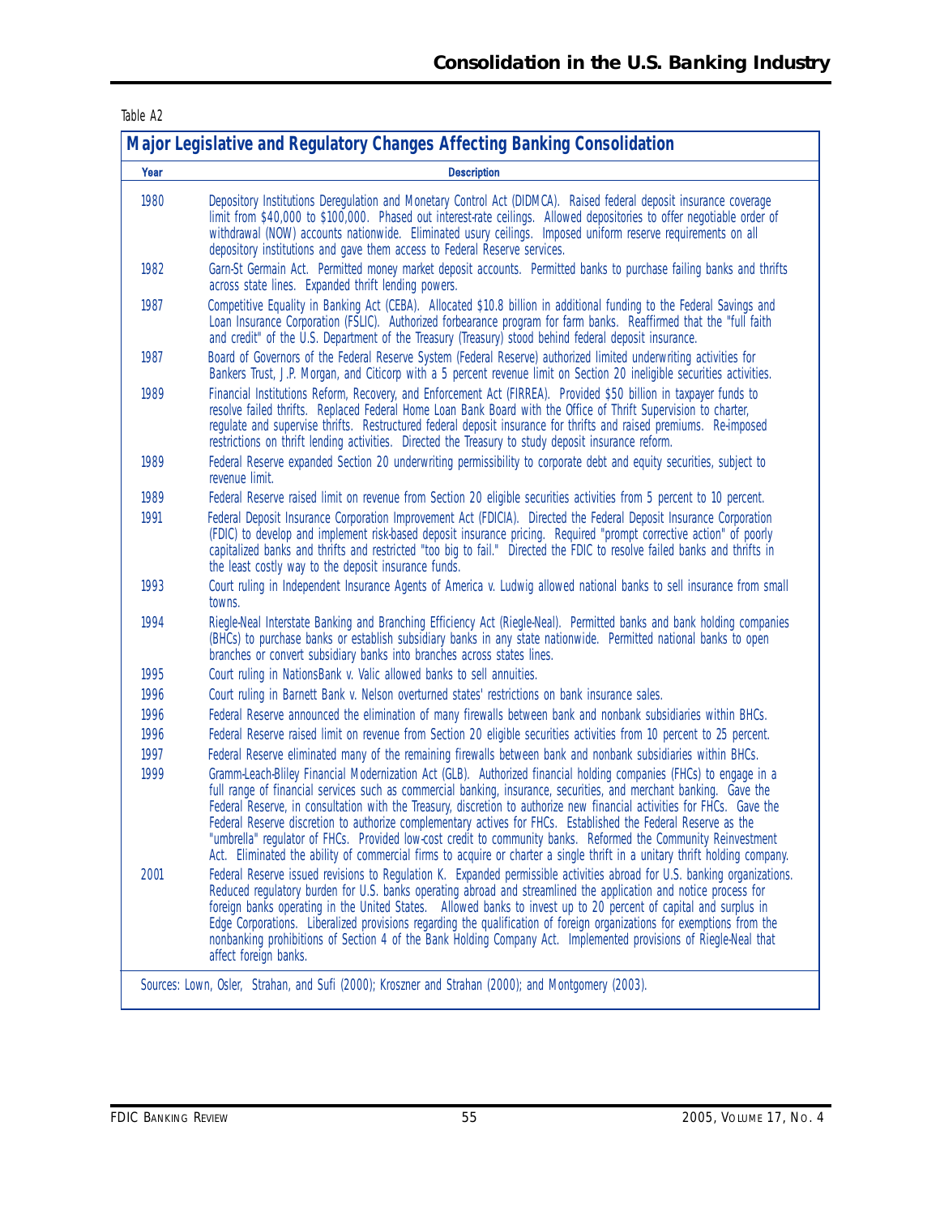Table A2

**Major Legislative and Regulatory Changes Affecting Banking Consolidation**

| Year | Description |
|---|---|
| 1980 | Depository Institutions Deregulation and Monetary Control Act (DIDMCA). Raised federal deposit insurance coverage limit from $40,000 to $100,000. Phased out interest-rate ceilings. Allowed depositories to offer negotiable order of withdrawal (NOW) accounts nationwide. Eliminated usury ceilings. Imposed uniform reserve requirements on all depository institutions and gave them access to Federal Reserve services. |
| 1982 | Garn-St Germain Act. Permitted money market deposit accounts. Permitted banks to purchase failing banks and thrifts across state lines. Expanded thrift lending powers. |
| 1987 | Competitive Equality in Banking Act (CEBA). Allocated $10.8 billion in additional funding to the Federal Savings and Loan Insurance Corporation (FSLIC). Authorized forbearance program for farm banks. Reaffirmed that the "full faith and credit" of the U.S. Department of the Treasury (Treasury) stood behind federal deposit insurance. |
| 1987 | Board of Governors of the Federal Reserve System (Federal Reserve) authorized limited underwriting activities for Bankers Trust, J.P. Morgan, and Citicorp with a 5 percent revenue limit on Section 20 ineligible securities activities. |
| 1989 | Financial Institutions Reform, Recovery, and Enforcement Act (FIRREA). Provided $50 billion in taxpayer funds to resolve failed thrifts. Replaced Federal Home Loan Bank Board with the Office of Thrift Supervision to charter, regulate and supervise thrifts. Restructured federal deposit insurance for thrifts and raised premiums. Re-imposed restrictions on thrift lending activities. Directed the Treasury to study deposit insurance reform. |
| 1989 | Federal Reserve expanded Section 20 underwriting permissibility to corporate debt and equity securities, subject to revenue limit. |
| 1989 | Federal Reserve raised limit on revenue from Section 20 eligible securities activities from 5 percent to 10 percent. |
| 1991 | Federal Deposit Insurance Corporation Improvement Act (FDICIA). Directed the Federal Deposit Insurance Corporation (FDIC) to develop and implement risk-based deposit insurance pricing. Required "prompt corrective action" of poorly capitalized banks and thrifts and restricted "too big to fail." Directed the FDIC to resolve failed banks and thrifts in the least costly way to the deposit insurance funds. |
| 1993 | Court ruling in Independent Insurance Agents of America v. Ludwig allowed national banks to sell insurance from small towns. |
| 1994 | Riegle-Neal Interstate Banking and Branching Efficiency Act (Riegle-Neal). Permitted banks and bank holding companies (BHCs) to purchase banks or establish subsidiary banks in any state nationwide. Permitted national banks to open branches or convert subsidiary banks into branches across states lines. |
| 1995 | Court ruling in NationsBank v. Valic allowed banks to sell annuities. |
| 1996 | Court ruling in Barnett Bank v. Nelson overturned states' restrictions on bank insurance sales. |
| 1996 | Federal Reserve announced the elimination of many firewalls between bank and nonbank subsidiaries within BHCs. |
| 1996 | Federal Reserve raised limit on revenue from Section 20 eligible securities activities from 10 percent to 25 percent. |
| 1997 | Federal Reserve eliminated many of the remaining firewalls between bank and nonbank subsidiaries within BHCs. |
| 1999 | Gramm-Leach-Bliley Financial Modernization Act (GLB). Authorized financial holding companies (FHCs) to engage in a full range of financial services such as commercial banking, insurance, securities, and merchant banking. Gave the Federal Reserve, in consultation with the Treasury, discretion to authorize new financial activities for FHCs. Gave the Federal Reserve discretion to authorize complementary actives for FHCs. Established the Federal Reserve as the "umbrella" regulator of FHCs. Provided low-cost credit to community banks. Reformed the Community Reinvestment Act. Eliminated the ability of commercial firms to acquire or charter a single thrift in a unitary thrift holding company. |
| 2001 | Federal Reserve issued revisions to Regulation K. Expanded permissible activities abroad for U.S. banking organizations. Reduced regulatory burden for U.S. banks operating abroad and streamlined the application and notice process for foreign banks operating in the United States. Allowed banks to invest up to 20 percent of capital and surplus in Edge Corporations. Liberalized provisions regarding the qualification of foreign organizations for exemptions from the nonbanking prohibitions of Section 4 of the Bank Holding Company Act. Implemented provisions of Riegle-Neal that affect foreign banks. |

Sources: Lown, Osler, Strahan, and Sufi (2000); Kroszner and Strahan (2000); and Montgomery (2003).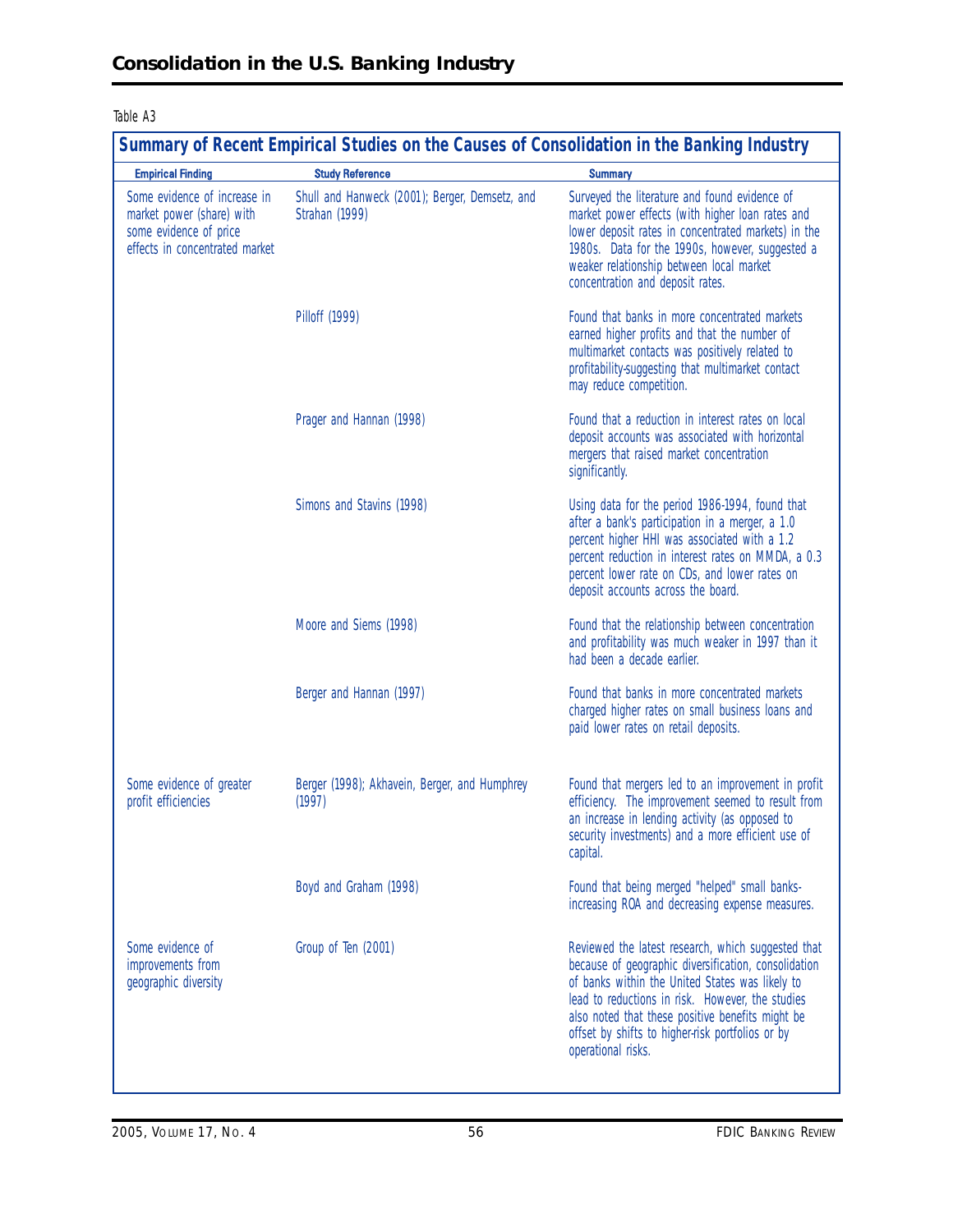Table A3

| Summary of Recent Empirical Studies on the Causes of Consolidation in the Banking Industry | | |
|---|---|---|
| **Empirical Finding** | **Study Reference** | **Summary** |
| Some evidence of increase in market power (share) with some evidence of price effects in concentrated market | Shull and Hanweck (2001); Berger, Demsetz, and Strahan (1999) | Surveyed the literature and found evidence of market power effects (with higher loan rates and lower deposit rates in concentrated markets) in the 1980s. Data for the 1990s, however, suggested a weaker relationship between local market concentration and deposit rates. |
| | Pilloff (1999) | Found that banks in more concentrated markets earned higher profits and that the number of multimarket contacts was positively related to profitability-suggesting that multimarket contact may reduce competition. |
| | Prager and Hannan (1998) | Found that a reduction in interest rates on local deposit accounts was associated with horizontal mergers that raised market concentration significantly. |
| | Simons and Stavins (1998) | Using data for the period 1986-1994, found that after a bank's participation in a merger, a 1.0 percent higher HHI was associated with a 1.2 percent reduction in interest rates on MMDA, a 0.3 percent lower rate on CDs, and lower rates on deposit accounts across the board. |
| | Moore and Siems (1998) | Found that the relationship between concentration and profitability was much weaker in 1997 than it had been a decade earlier. |
| | Berger and Hannan (1997) | Found that banks in more concentrated markets charged higher rates on small business loans and paid lower rates on retail deposits. |
| Some evidence of greater profit efficiencies | Berger (1998); Akhavein, Berger, and Humphrey (1997) | Found that mergers led to an improvement in profit efficiency. The improvement seemed to result from an increase in lending activity (as opposed to security investments) and a more efficient use of capital. |
| | Boyd and Graham (1998) | Found that being merged "helped" small banks-increasing ROA and decreasing expense measures. |
| Some evidence of improvements from geographic diversity | Group of Ten (2001) | Reviewed the latest research, which suggested that because of geographic diversification, consolidation of banks within the United States was likely to lead to reductions in risk. However, the studies also noted that these positive benefits might be offset by shifts to higher-risk portfolios or by operational risks. |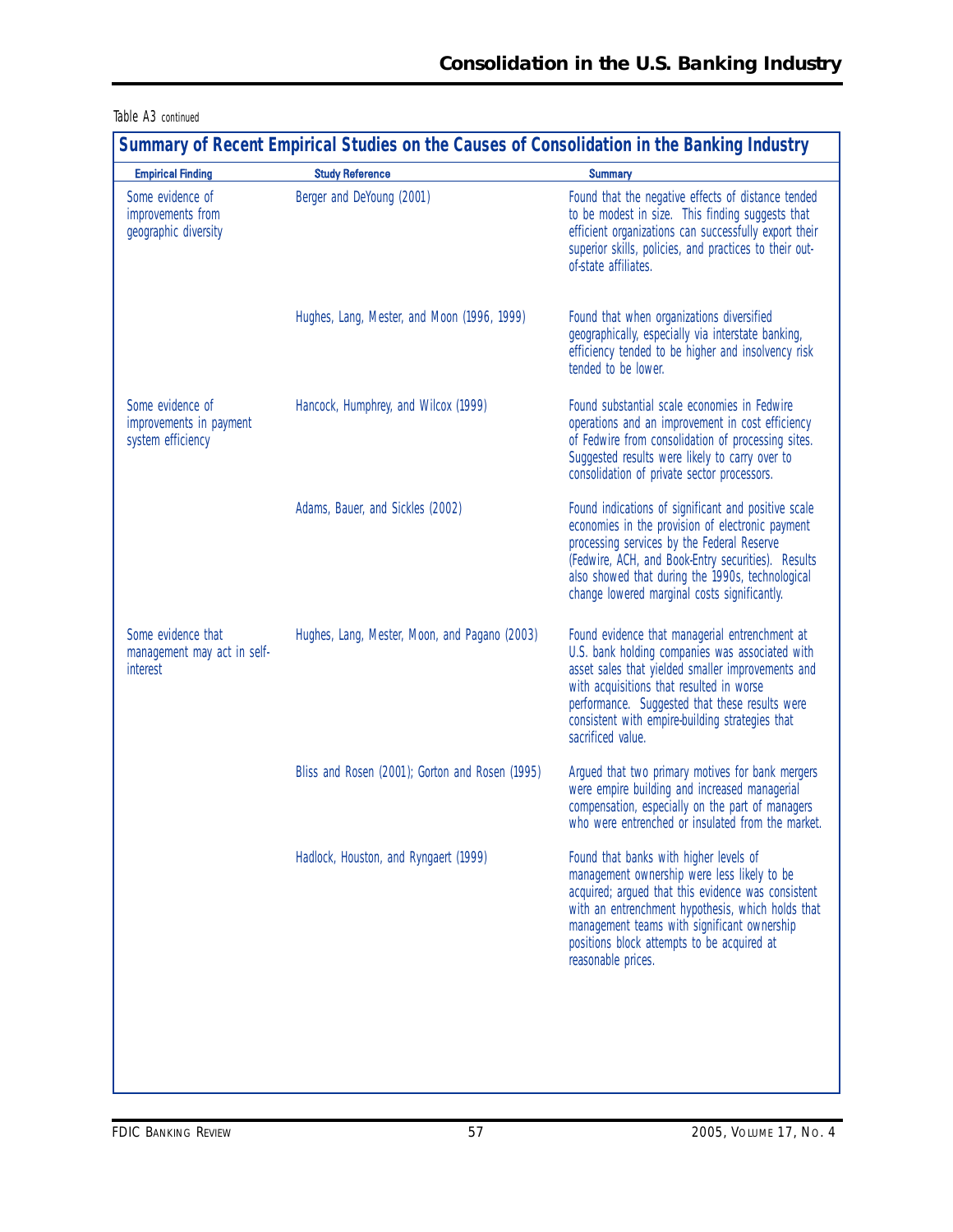Table A3 continued

| Summary of Recent Empirical Studies on the Causes of Consolidation in the Banking Industry | | |
|---|---|---|
| **Empirical Finding** | **Study Reference** | **Summary** |
| Some evidence of improvements from geographic diversity | Berger and DeYoung (2001) | Found that the negative effects of distance tended to be modest in size. This finding suggests that efficient organizations can successfully export their superior skills, policies, and practices to their out-of-state affiliates. |
| | Hughes, Lang, Mester, and Moon (1996, 1999) | Found that when organizations diversified geographically, especially via interstate banking, efficiency tended to be higher and insolvency risk tended to be lower. |
| Some evidence of improvements in payment system efficiency | Hancock, Humphrey, and Wilcox (1999) | Found substantial scale economies in Fedwire operations and an improvement in cost efficiency of Fedwire from consolidation of processing sites. Suggested results were likely to carry over to consolidation of private sector processors. |
| | Adams, Bauer, and Sickles (2002) | Found indications of significant and positive scale economies in the provision of electronic payment processing services by the Federal Reserve (Fedwire, ACH, and Book-Entry securities). Results also showed that during the 1990s, technological change lowered marginal costs significantly. |
| Some evidence that management may act in self-interest | Hughes, Lang, Mester, Moon, and Pagano (2003) | Found evidence that managerial entrenchment at U.S. bank holding companies was associated with asset sales that yielded smaller improvements and with acquisitions that resulted in worse performance. Suggested that these results were consistent with empire-building strategies that sacrificed value. |
| | Bliss and Rosen (2001); Gorton and Rosen (1995) | Argued that two primary motives for bank mergers were empire building and increased managerial compensation, especially on the part of managers who were entrenched or insulated from the market. |
| | Hadlock, Houston, and Ryngaert (1999) | Found that banks with higher levels of management ownership were less likely to be acquired; argued that this evidence was consistent with an entrenchment hypothesis, which holds that management teams with significant ownership positions block attempts to be acquired at reasonable prices. |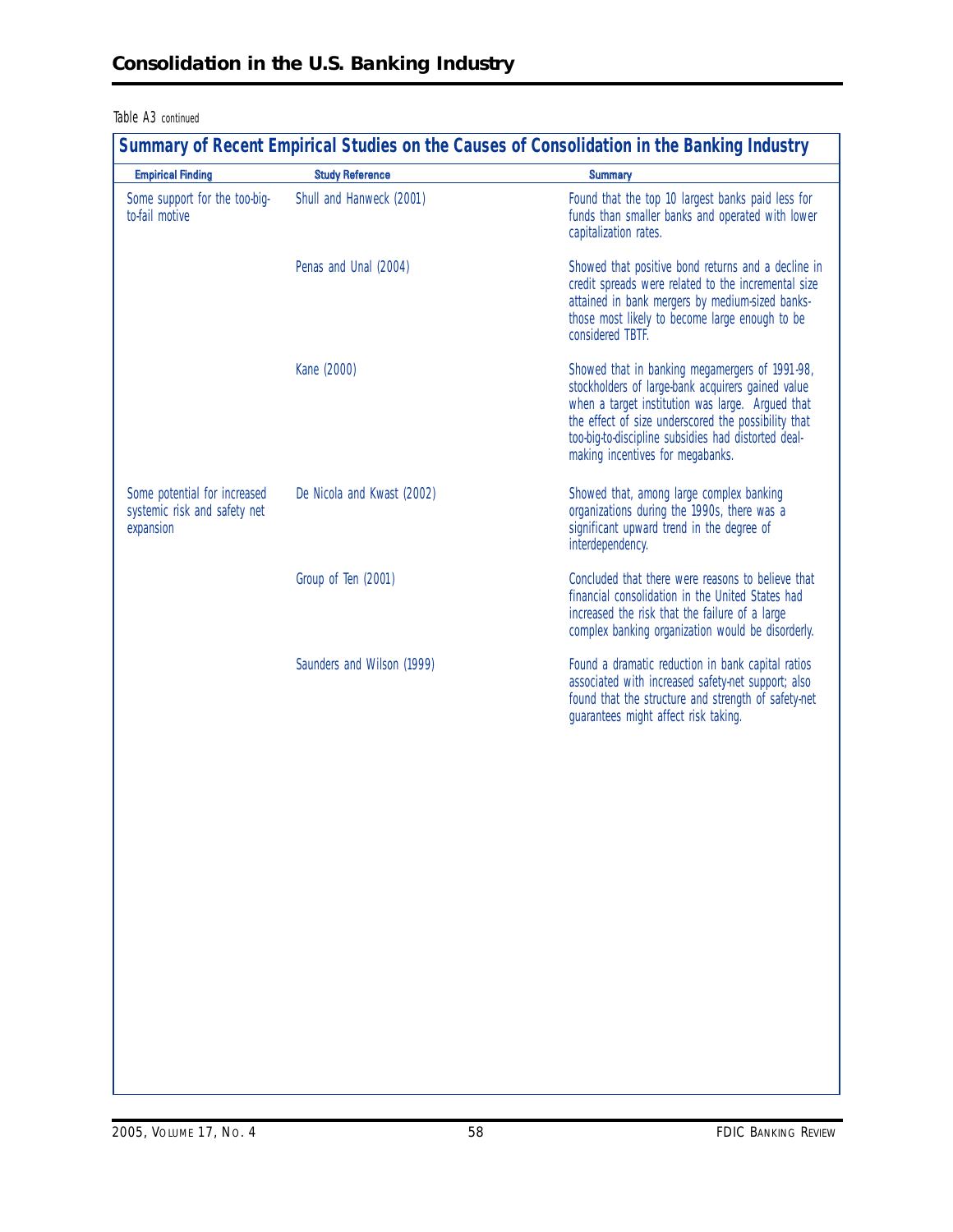Table A3 continued

**Summary of Recent Empirical Studies on the Causes of Consolidation in the Banking Industry**

| Empirical Finding | Study Reference | Summary |
| --- | --- | --- |
| Some support for the too-big-to-fail motive | Shull and Hanweck (2001) | Found that the top 10 largest banks paid less for funds than smaller banks and operated with lower capitalization rates. |
| | Penas and Unal (2004) | Showed that positive bond returns and a decline in credit spreads were related to the incremental size attained in bank mergers by medium-sized banks-those most likely to become large enough to be considered TBTF. |
| | Kane (2000) | Showed that in banking megamergers of 1991-98, stockholders of large-bank acquirers gained value when a target institution was large. Argued that the effect of size underscored the possibility that too-big-to-discipline subsidies had distorted deal-making incentives for megabanks. |
| Some potential for increased systemic risk and safety net expansion | De Nicola and Kwast (2002) | Showed that, among large complex banking organizations during the 1990s, there was a significant upward trend in the degree of interdependency. |
| | Group of Ten (2001) | Concluded that there were reasons to believe that financial consolidation in the United States had increased the risk that the failure of a large complex banking organization would be disorderly. |
| | Saunders and Wilson (1999) | Found a dramatic reduction in bank capital ratios associated with increased safety-net support; also found that the structure and strength of safety-net guarantees might affect risk taking. |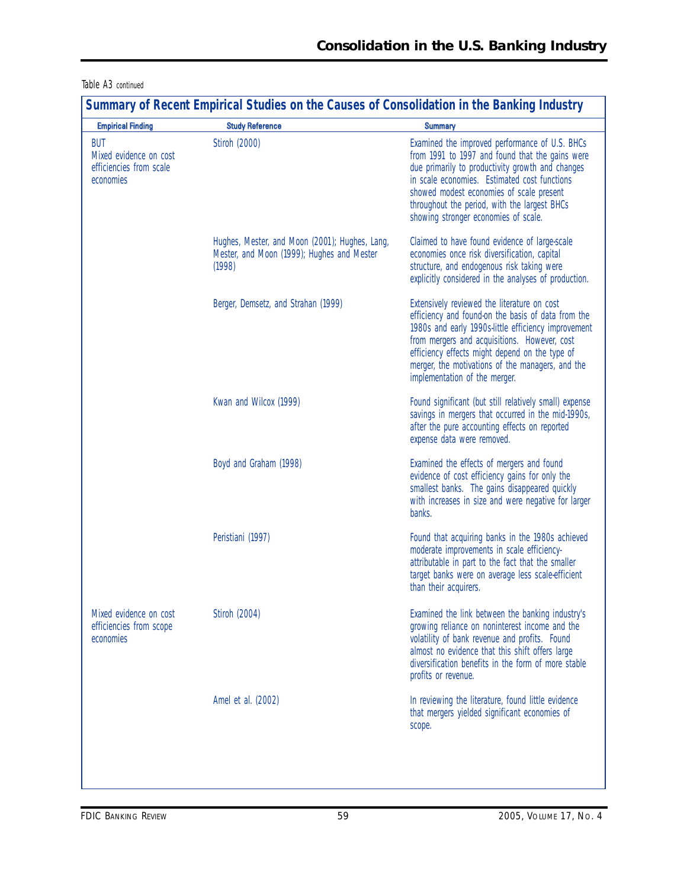Table A3 continued

**Summary of Recent Empirical Studies on the Causes of Consolidation in the Banking Industry**

| Empirical Finding | Study Reference | Summary |
| --- | --- | --- |
| BUT Mixed evidence on cost efficiencies from scale economies | Stiroh (2000) | Examined the improved performance of U.S. BHCs from 1991 to 1997 and found that the gains were due primarily to productivity growth and changes in scale economies. Estimated cost functions showed modest economies of scale present throughout the period, with the largest BHCs showing stronger economies of scale. |
| | Hughes, Mester, and Moon (2001); Hughes, Lang, Mester, and Moon (1999); Hughes and Mester (1998) | Claimed to have found evidence of large-scale economies once risk diversification, capital structure, and endogenous risk taking were explicitly considered in the analyses of production. |
| | Berger, Demsetz, and Strahan (1999) | Extensively reviewed the literature on cost efficiency and found-on the basis of data from the 1980s and early 1990s-little efficiency improvement from mergers and acquisitions. However, cost efficiency effects might depend on the type of merger, the motivations of the managers, and the implementation of the merger. |
| | Kwan and Wilcox (1999) | Found significant (but still relatively small) expense savings in mergers that occurred in the mid-1990s, after the pure accounting effects on reported expense data were removed. |
| | Boyd and Graham (1998) | Examined the effects of mergers and found evidence of cost efficiency gains for only the smallest banks. The gains disappeared quickly with increases in size and were negative for larger banks. |
| | Peristiani (1997) | Found that acquiring banks in the 1980s achieved moderate improvements in scale efficiency-attributable in part to the fact that the smaller target banks were on average less scale-efficient than their acquirers. |
| Mixed evidence on cost efficiencies from scope economies | Stiroh (2004) | Examined the link between the banking industry's growing reliance on noninterest income and the volatility of bank revenue and profits. Found almost no evidence that this shift offers large diversification benefits in the form of more stable profits or revenue. |
| | Amel et al. (2002) | In reviewing the literature, found little evidence that mergers yielded significant economies of scope. |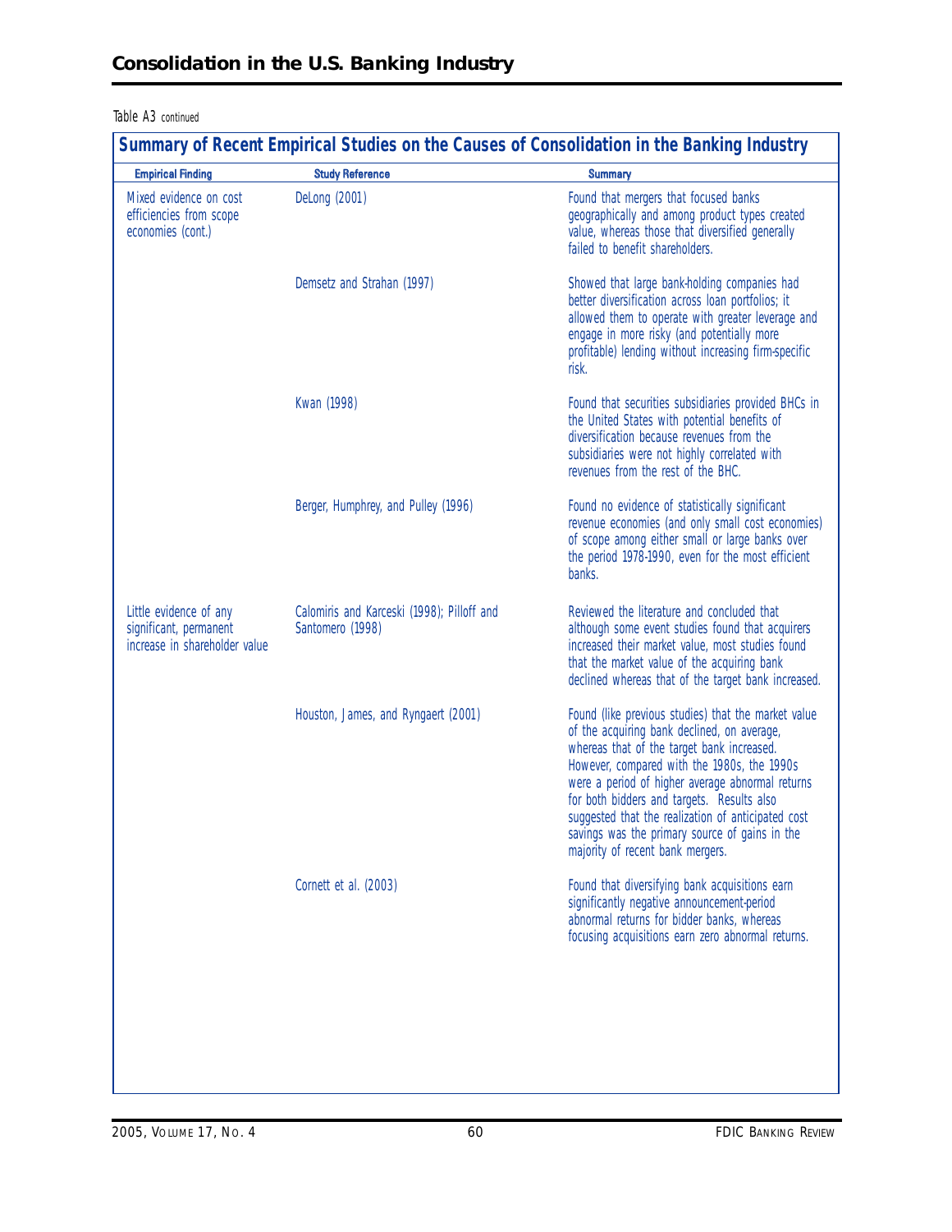Table A3 continued

| Summary of Recent Empirical Studies on the Causes of Consolidation in the Banking Industry | | |
|---|---|---|
| **Empirical Finding** | **Study Reference** | **Summary** |
| Mixed evidence on cost efficiencies from scope economies (cont.) | DeLong (2001) | Found that mergers that focused banks geographically and among product types created value, whereas those that diversified generally failed to benefit shareholders. |
| | Demsetz and Strahan (1997) | Showed that large bank-holding companies had better diversification across loan portfolios; it allowed them to operate with greater leverage and engage in more risky (and potentially more profitable) lending without increasing firm-specific risk. |
| | Kwan (1998) | Found that securities subsidiaries provided BHCs in the United States with potential benefits of diversification because revenues from the subsidiaries were not highly correlated with revenues from the rest of the BHC. |
| | Berger, Humphrey, and Pulley (1996) | Found no evidence of statistically significant revenue economies (and only small cost economies) of scope among either small or large banks over the period 1978-1990, even for the most efficient banks. |
| Little evidence of any significant, permanent increase in shareholder value | Calomiris and Karceski (1998); Pilloff and Santomero (1998) | Reviewed the literature and concluded that although some event studies found that acquirers increased their market value, most studies found that the market value of the acquiring bank declined whereas that of the target bank increased. |
| | Houston, James, and Ryngaert (2001) | Found (like previous studies) that the market value of the acquiring bank declined, on average, whereas that of the target bank increased. However, compared with the 1980s, the 1990s were a period of higher average abnormal returns for both bidders and targets. Results also suggested that the realization of anticipated cost savings was the primary source of gains in the majority of recent bank mergers. |
| | Cornett et al. (2003) | Found that diversifying bank acquisitions earn significantly negative announcement-period abnormal returns for bidder banks, whereas focusing acquisitions earn zero abnormal returns. |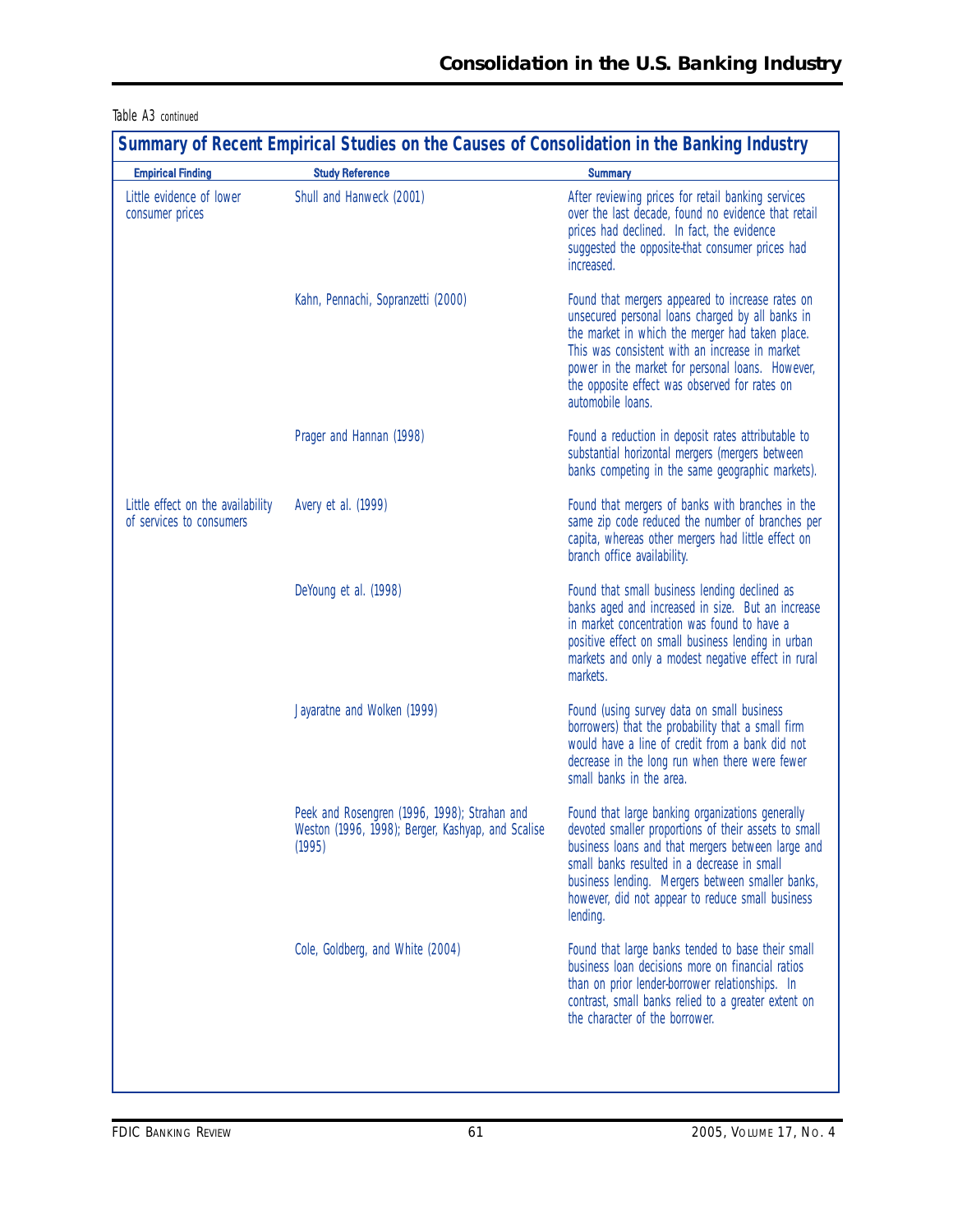Table A3 continued

| Summary of Recent Empirical Studies on the Causes of Consolidation in the Banking Industry | | |
|---|---|---|
| **Empirical Finding** | **Study Reference** | **Summary** |
| Little evidence of lower consumer prices | Shull and Hanweck (2001) | After reviewing prices for retail banking services over the last decade, found no evidence that retail prices had declined. In fact, the evidence suggested the opposite-that consumer prices had increased. |
| | Kahn, Pennachi, Sopranzetti (2000) | Found that mergers appeared to increase rates on unsecured personal loans charged by all banks in the market in which the merger had taken place. This was consistent with an increase in market power in the market for personal loans. However, the opposite effect was observed for rates on automobile loans. |
| | Prager and Hannan (1998) | Found a reduction in deposit rates attributable to substantial horizontal mergers (mergers between banks competing in the same geographic markets). |
| Little effect on the availability of services to consumers | Avery et al. (1999) | Found that mergers of banks with branches in the same zip code reduced the number of branches per capita, whereas other mergers had little effect on branch office availability. |
| | DeYoung et al. (1998) | Found that small business lending declined as banks aged and increased in size. But an increase in market concentration was found to have a positive effect on small business lending in urban markets and only a modest negative effect in rural markets. |
| | Jayaratne and Wolken (1999) | Found (using survey data on small business borrowers) that the probability that a small firm would have a line of credit from a bank did not decrease in the long run when there were fewer small banks in the area. |
| | Peek and Rosengren (1996, 1998); Strahan and Weston (1996, 1998); Berger, Kashyap, and Scalise (1995) | Found that large banking organizations generally devoted smaller proportions of their assets to small business loans and that mergers between large and small banks resulted in a decrease in small business lending. Mergers between smaller banks, however, did not appear to reduce small business lending. |
| | Cole, Goldberg, and White (2004) | Found that large banks tended to base their small business loan decisions more on financial ratios than on prior lender-borrower relationships. In contrast, small banks relied to a greater extent on the character of the borrower. |